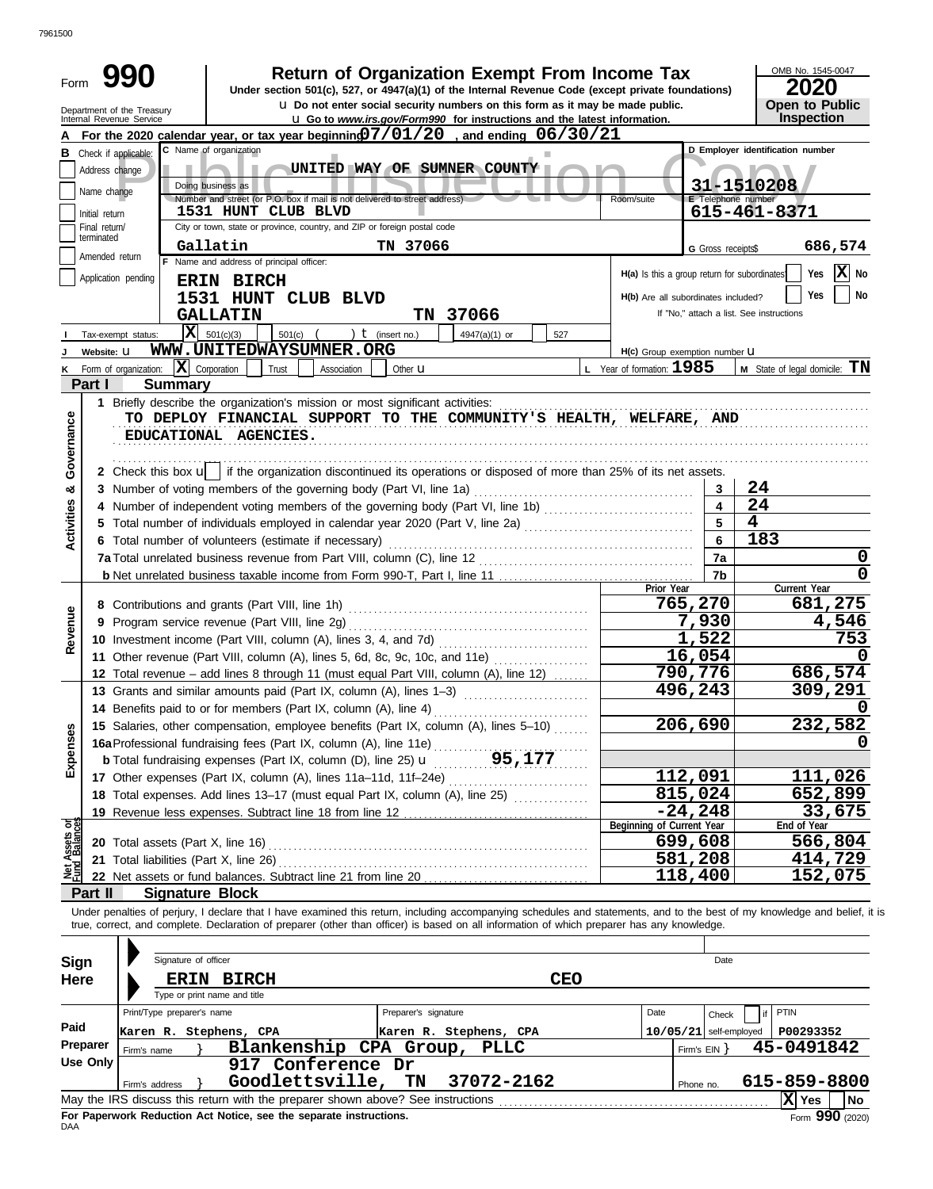7961500

# Form 990

## Return of Organization Exempt From Income Tax

Under section 501(c), 527, or 4947(a)(1) of the Internal Revenue Code (except private foundations)

u Do not enter social security numbers on this form as it may be made public.

u Go to www.irs.gov/Form990 for instructions and the latest information.

Department of the Treasury
Internal Revenue Service

OMB No. 1545-0047

**2020**

**Open to Public Inspection**

**A** For the 2020 calendar year, or tax year beginning 07/01/20 , and ending 06/30/21

**B** Check if applicable:
- Address change
- Name change
- Initial return
- Final return/terminated
- Amended return
- Application pending

**C** Name of organization: UNITED WAY OF SUMNER COUNTY

Doing business as

Number and street (or P.O. box if mail is not delivered to street address): 1531 HUNT CLUB BLVD — Room/suite

City or town, state or province, country, and ZIP or foreign postal code: Gallatin TN 37066

**D** Employer identification number: 31-1510208

**E** Telephone number: 615-461-8371

**G** Gross receipts$ 686,574

**F** Name and address of principal officer:
ERIN BIRCH
1531 HUNT CLUB BLVD
GALLATIN TN 37066

H(a) Is this a group return for subordinates? Yes [ ] No [X]

H(b) Are all subordinates included? Yes [ ] No [ ]
If "No," attach a list. See instructions

**I** Tax-exempt status: [X] 501(c)(3) [ ] 501(c) ( ) t (insert no.) [ ] 4947(a)(1) or [ ] 527

**J** Website: u WWW.UNITEDWAYSUMNER.ORG

H(c) Group exemption number u

**K** Form of organization: [X] Corporation [ ] Trust [ ] Association [ ] Other u

**L** Year of formation: 1985

**M** State of legal domicile: TN

## Part I Summary

**Activities & Governance**

1 Briefly describe the organization's mission or most significant activities:
TO DEPLOY FINANCIAL SUPPORT TO THE COMMUNITY'S HEALTH, WELFARE, AND EDUCATIONAL AGENCIES.

2 Check this box u [ ] if the organization discontinued its operations or disposed of more than 25% of its net assets.

| | | | |
|---|---|---|---|
| 3 | Number of voting members of the governing body (Part VI, line 1a) | 3 | 24 |
| 4 | Number of independent voting members of the governing body (Part VI, line 1b) | 4 | 24 |
| 5 | Total number of individuals employed in calendar year 2020 (Part V, line 2a) | 5 | 4 |
| 6 | Total number of volunteers (estimate if necessary) | 6 | 183 |
| 7a | Total unrelated business revenue from Part VIII, column (C), line 12 | 7a | 0 |
| b | Net unrelated business taxable income from Form 990-T, Part I, line 11 | 7b | 0 |

| | | Prior Year | Current Year |
|---|---|---|---|
| **Revenue** | | | |
| 8 | Contributions and grants (Part VIII, line 1h) | 765,270 | 681,275 |
| 9 | Program service revenue (Part VIII, line 2g) | 7,930 | 4,546 |
| 10 | Investment income (Part VIII, column (A), lines 3, 4, and 7d) | 1,522 | 753 |
| 11 | Other revenue (Part VIII, column (A), lines 5, 6d, 8c, 9c, 10c, and 11e) | 16,054 | 0 |
| 12 | Total revenue – add lines 8 through 11 (must equal Part VIII, column (A), line 12) | 790,776 | 686,574 |
| **Expenses** | | | |
| 13 | Grants and similar amounts paid (Part IX, column (A), lines 1–3) | 496,243 | 309,291 |
| 14 | Benefits paid to or for members (Part IX, column (A), line 4) | | 0 |
| 15 | Salaries, other compensation, employee benefits (Part IX, column (A), lines 5–10) | 206,690 | 232,582 |
| 16a | Professional fundraising fees (Part IX, column (A), line 11e) | | 0 |
| b | Total fundraising expenses (Part IX, column (D), line 25) u 95,177 | | |
| 17 | Other expenses (Part IX, column (A), lines 11a–11d, 11f–24e) | 112,091 | 111,026 |
| 18 | Total expenses. Add lines 13–17 (must equal Part IX, column (A), line 25) | 815,024 | 652,899 |
| 19 | Revenue less expenses. Subtract line 18 from line 12 | -24,248 | 33,675 |

| **Net Assets or Fund Balances** | | Beginning of Current Year | End of Year |
|---|---|---|---|
| 20 | Total assets (Part X, line 16) | 699,608 | 566,804 |
| 21 | Total liabilities (Part X, line 26) | 581,208 | 414,729 |
| 22 | Net assets or fund balances. Subtract line 21 from line 20 | 118,400 | 152,075 |

## Part II Signature Block

Under penalties of perjury, I declare that I have examined this return, including accompanying schedules and statements, and to the best of my knowledge and belief, it is true, correct, and complete. Declaration of preparer (other than officer) is based on all information of which preparer has any knowledge.

**Sign Here**

Signature of officer — Date

ERIN BIRCH — CEO
Type or print name and title

**Paid Preparer Use Only**

| Print/Type preparer's name | Preparer's signature | Date | Check if self-employed | PTIN |
|---|---|---|---|---|
| Karen R. Stephens, CPA | Karen R. Stephens, CPA | 10/05/21 | | P00293352 |

Firm's name } Blankenship CPA Group, PLLC — Firm's EIN } 45-0491842

Firm's address } 917 Conference Dr, Goodlettsville, TN 37072-2162 — Phone no. 615-859-8800

May the IRS discuss this return with the preparer shown above? See instructions [X] Yes [ ] No

For Paperwork Reduction Act Notice, see the separate instructions.

DAA

Form 990 (2020)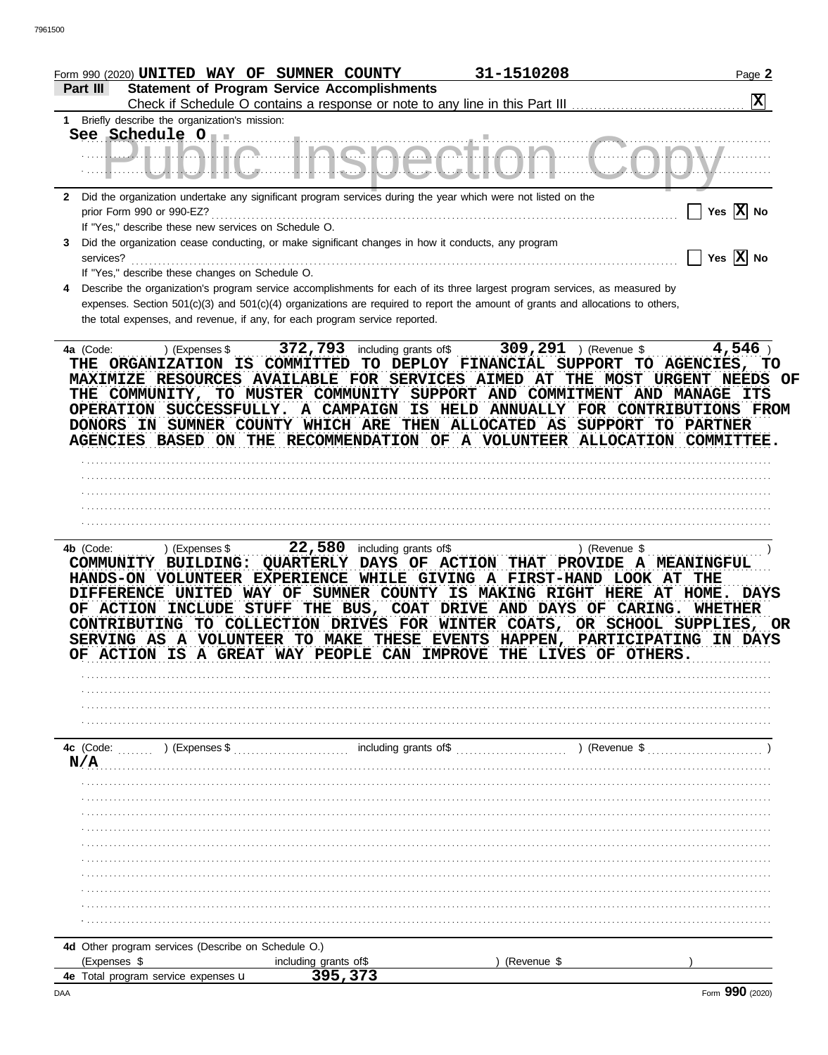Form 990 (2020) UNITED WAY OF SUMNER COUNTY 31-1510208 Page 2

**Part III Statement of Program Service Accomplishments**

Check if Schedule O contains a response or note to any line in this Part III ..... [X]

1 Briefly describe the organization's mission:

See Schedule O

2 Did the organization undertake any significant program services during the year which were not listed on the prior Form 990 or 990-EZ? ..... Yes [ ] No [X]

If "Yes," describe these new services on Schedule O.

3 Did the organization cease conducting, or make significant changes in how it conducts, any program services? ..... Yes [ ] No [X]

If "Yes," describe these changes on Schedule O.

4 Describe the organization's program service accomplishments for each of its three largest program services, as measured by expenses. Section 501(c)(3) and 501(c)(4) organizations are required to report the amount of grants and allocations to others, the total expenses, and revenue, if any, for each program service reported.

**4a** (Code: ) (Expenses $ 372,793 including grants of$ 309,291 ) (Revenue $ 4,546 )

THE ORGANIZATION IS COMMITTED TO DEPLOY FINANCIAL SUPPORT TO AGENCIES, TO MAXIMIZE RESOURCES AVAILABLE FOR SERVICES AIMED AT THE MOST URGENT NEEDS OF THE COMMUNITY, TO MUSTER COMMUNITY SUPPORT AND COMMITMENT AND MANAGE ITS OPERATION SUCCESSFULLY. A CAMPAIGN IS HELD ANNUALLY FOR CONTRIBUTIONS FROM DONORS IN SUMNER COUNTY WHICH ARE THEN ALLOCATED AS SUPPORT TO PARTNER AGENCIES BASED ON THE RECOMMENDATION OF A VOLUNTEER ALLOCATION COMMITTEE.

**4b** (Code: ) (Expenses $ 22,580 including grants of$ ) (Revenue $ )

COMMUNITY BUILDING: QUARTERLY DAYS OF ACTION THAT PROVIDE A MEANINGFUL HANDS-ON VOLUNTEER EXPERIENCE WHILE GIVING A FIRST-HAND LOOK AT THE DIFFERENCE UNITED WAY OF SUMNER COUNTY IS MAKING RIGHT HERE AT HOME. DAYS OF ACTION INCLUDE STUFF THE BUS, COAT DRIVE AND DAYS OF CARING. WHETHER CONTRIBUTING TO COLLECTION DRIVES FOR WINTER COATS, OR SCHOOL SUPPLIES, OR SERVING AS A VOLUNTEER TO MAKE THESE EVENTS HAPPEN, PARTICIPATING IN DAYS OF ACTION IS A GREAT WAY PEOPLE CAN IMPROVE THE LIVES OF OTHERS.

**4c** (Code: ) (Expenses $ including grants of$ ) (Revenue $ )

N/A

**4d** Other program services (Describe on Schedule O.)

(Expenses $ including grants of$ ) (Revenue $ )

**4e** Total program service expenses 395,373

Form 990 (2020)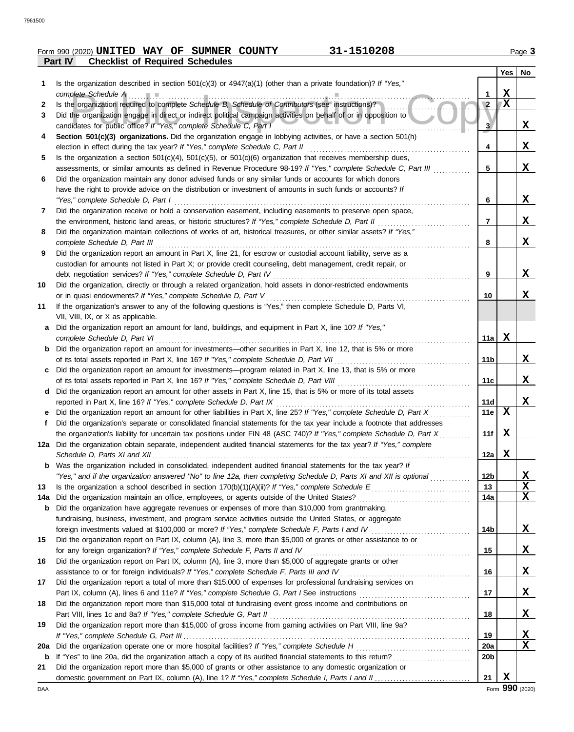Form 990 (2020) **UNITED WAY OF SUMNER COUNTY** **31-1510208**

**Part IV Checklist of Required Schedules**

| | | | Yes | No |
|---|---|---|---|---|
| 1 | Is the organization described in section 501(c)(3) or 4947(a)(1) (other than a private foundation)? *If "Yes," complete Schedule A* | 1 | X | |
| 2 | Is the organization required to complete *Schedule B, Schedule of Contributors* (see instructions)? | 2 | X | |
| 3 | Did the organization engage in direct or indirect political campaign activities on behalf of or in opposition to candidates for public office? *If "Yes," complete Schedule C, Part I* | 3 | | X |
| 4 | **Section 501(c)(3) organizations.** Did the organization engage in lobbying activities, or have a section 501(h) election in effect during the tax year? *If "Yes," complete Schedule C, Part II* | 4 | | X |
| 5 | Is the organization a section 501(c)(4), 501(c)(5), or 501(c)(6) organization that receives membership dues, assessments, or similar amounts as defined in Revenue Procedure 98-19? *If "Yes," complete Schedule C, Part III* | 5 | | X |
| 6 | Did the organization maintain any donor advised funds or any similar funds or accounts for which donors have the right to provide advice on the distribution or investment of amounts in such funds or accounts? *If "Yes," complete Schedule D, Part I* | 6 | | X |
| 7 | Did the organization receive or hold a conservation easement, including easements to preserve open space, the environment, historic land areas, or historic structures? *If "Yes," complete Schedule D, Part II* | 7 | | X |
| 8 | Did the organization maintain collections of works of art, historical treasures, or other similar assets? *If "Yes," complete Schedule D, Part III* | 8 | | X |
| 9 | Did the organization report an amount in Part X, line 21, for escrow or custodial account liability, serve as a custodian for amounts not listed in Part X; or provide credit counseling, debt management, credit repair, or debt negotiation services? *If "Yes," complete Schedule D, Part IV* | 9 | | X |
| 10 | Did the organization, directly or through a related organization, hold assets in donor-restricted endowments or in quasi endowments? *If "Yes," complete Schedule D, Part V* | 10 | | X |
| 11 | If the organization's answer to any of the following questions is "Yes," then complete Schedule D, Parts VI, VII, VIII, IX, or X as applicable. | | | |
| a | Did the organization report an amount for land, buildings, and equipment in Part X, line 10? *If "Yes," complete Schedule D, Part VI* | 11a | X | |
| b | Did the organization report an amount for investments—other securities in Part X, line 12, that is 5% or more of its total assets reported in Part X, line 16? *If "Yes," complete Schedule D, Part VII* | 11b | | X |
| c | Did the organization report an amount for investments—program related in Part X, line 13, that is 5% or more of its total assets reported in Part X, line 16? *If "Yes," complete Schedule D, Part VIII* | 11c | | X |
| d | Did the organization report an amount for other assets in Part X, line 15, that is 5% or more of its total assets reported in Part X, line 16? *If "Yes," complete Schedule D, Part IX* | 11d | | X |
| e | Did the organization report an amount for other liabilities in Part X, line 25? *If "Yes," complete Schedule D, Part X* | 11e | X | |
| f | Did the organization's separate or consolidated financial statements for the tax year include a footnote that addresses the organization's liability for uncertain tax positions under FIN 48 (ASC 740)? *If "Yes," complete Schedule D, Part X* | 11f | X | |
| 12a | Did the organization obtain separate, independent audited financial statements for the tax year? *If "Yes," complete Schedule D, Parts XI and XII* | 12a | X | |
| b | Was the organization included in consolidated, independent audited financial statements for the tax year? *If "Yes," and if the organization answered "No" to line 12a, then completing Schedule D, Parts XI and XII is optional* | 12b | | X |
| 13 | Is the organization a school described in section 170(b)(1)(A)(ii)? *If "Yes," complete Schedule E* | 13 | | X |
| 14a | Did the organization maintain an office, employees, or agents outside of the United States? | 14a | | X |
| b | Did the organization have aggregate revenues or expenses of more than $10,000 from grantmaking, fundraising, business, investment, and program service activities outside the United States, or aggregate foreign investments valued at $100,000 or more? *If "Yes," complete Schedule F, Parts I and IV* | 14b | | X |
| 15 | Did the organization report on Part IX, column (A), line 3, more than $5,000 of grants or other assistance to or for any foreign organization? *If "Yes," complete Schedule F, Parts II and IV* | 15 | | X |
| 16 | Did the organization report on Part IX, column (A), line 3, more than $5,000 of aggregate grants or other assistance to or for foreign individuals? *If "Yes," complete Schedule F, Parts III and IV* | 16 | | X |
| 17 | Did the organization report a total of more than $15,000 of expenses for professional fundraising services on Part IX, column (A), lines 6 and 11e? *If "Yes," complete Schedule G, Part I* See instructions | 17 | | X |
| 18 | Did the organization report more than $15,000 total of fundraising event gross income and contributions on Part VIII, lines 1c and 8a? *If "Yes," complete Schedule G, Part II* | 18 | | X |
| 19 | Did the organization report more than $15,000 of gross income from gaming activities on Part VIII, line 9a? *If "Yes," complete Schedule G, Part III* | 19 | | X |
| 20a | Did the organization operate one or more hospital facilities? *If "Yes," complete Schedule H* | 20a | | X |
| b | If "Yes" to line 20a, did the organization attach a copy of its audited financial statements to this return? | 20b | | |
| 21 | Did the organization report more than $5,000 of grants or other assistance to any domestic organization or domestic government on Part IX, column (A), line 1? *If "Yes," complete Schedule I, Parts I and II* | 21 | X | |

Form **990** (2020)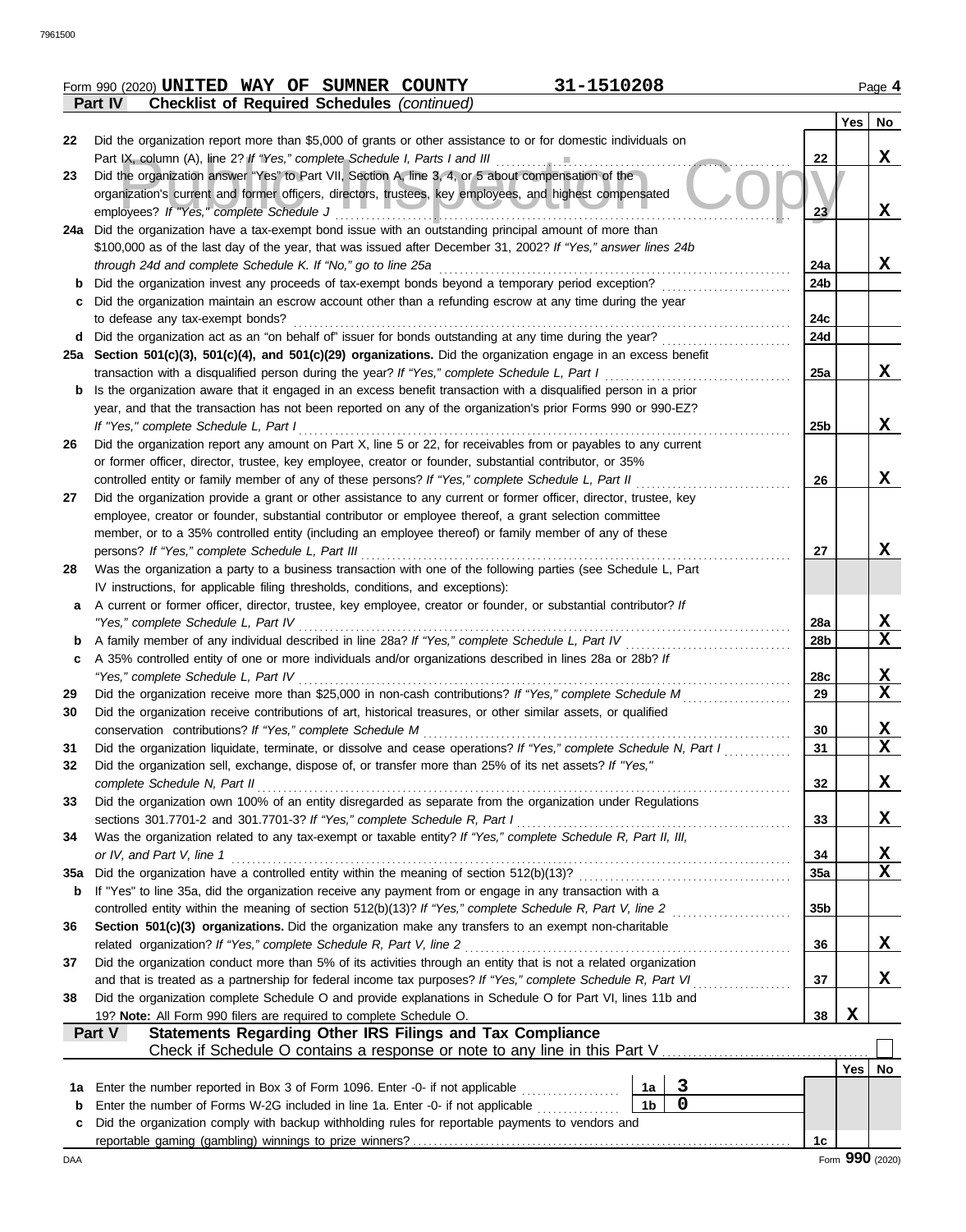Form 990 (2020) **UNITED WAY OF SUMNER COUNTY** **31-1510208** Page **4**

**Part IV — Checklist of Required Schedules** *(continued)*

| | | | Yes | No |
|---|---|---|---|---|
| 22 | Did the organization report more than $5,000 of grants or other assistance to or for domestic individuals on Part IX, column (A), line 2? *If "Yes," complete Schedule I, Parts I and III* | 22 | | X |
| 23 | Did the organization answer "Yes" to Part VII, Section A, line 3, 4, or 5 about compensation of the organization's current and former officers, directors, trustees, key employees, and highest compensated employees? *If "Yes," complete Schedule J* | 23 | | X |
| 24a | Did the organization have a tax-exempt bond issue with an outstanding principal amount of more than $100,000 as of the last day of the year, that was issued after December 31, 2002? *If "Yes," answer lines 24b through 24d and complete Schedule K. If "No," go to line 25a* | 24a | | X |
| b | Did the organization invest any proceeds of tax-exempt bonds beyond a temporary period exception? | 24b | | |
| c | Did the organization maintain an escrow account other than a refunding escrow at any time during the year to defease any tax-exempt bonds? | 24c | | |
| d | Did the organization act as an "on behalf of" issuer for bonds outstanding at any time during the year? | 24d | | |
| 25a | **Section 501(c)(3), 501(c)(4), and 501(c)(29) organizations.** Did the organization engage in an excess benefit transaction with a disqualified person during the year? *If "Yes," complete Schedule L, Part I* | 25a | | X |
| b | Is the organization aware that it engaged in an excess benefit transaction with a disqualified person in a prior year, and that the transaction has not been reported on any of the organization's prior Forms 990 or 990-EZ? *If "Yes," complete Schedule L, Part I* | 25b | | X |
| 26 | Did the organization report any amount on Part X, line 5 or 22, for receivables from or payables to any current or former officer, director, trustee, key employee, creator or founder, substantial contributor, or 35% controlled entity or family member of any of these persons? *If "Yes," complete Schedule L, Part II* | 26 | | X |
| 27 | Did the organization provide a grant or other assistance to any current or former officer, director, trustee, key employee, creator or founder, substantial contributor or employee thereof, a grant selection committee member, or to a 35% controlled entity (including an employee thereof) or family member of any of these persons? *If "Yes," complete Schedule L, Part III* | 27 | | X |
| 28 | Was the organization a party to a business transaction with one of the following parties (see Schedule L, Part IV instructions, for applicable filing thresholds, conditions, and exceptions): | | | |
| a | A current or former officer, director, trustee, key employee, creator or founder, or substantial contributor? *If "Yes," complete Schedule L, Part IV* | 28a | | X |
| b | A family member of any individual described in line 28a? *If "Yes," complete Schedule L, Part IV* | 28b | | X |
| c | A 35% controlled entity of one or more individuals and/or organizations described in lines 28a or 28b? *If "Yes," complete Schedule L, Part IV* | 28c | | X |
| 29 | Did the organization receive more than $25,000 in non-cash contributions? *If "Yes," complete Schedule M* | 29 | | X |
| 30 | Did the organization receive contributions of art, historical treasures, or other similar assets, or qualified conservation contributions? *If "Yes," complete Schedule M* | 30 | | X |
| 31 | Did the organization liquidate, terminate, or dissolve and cease operations? *If "Yes," complete Schedule N, Part I* | 31 | | X |
| 32 | Did the organization sell, exchange, dispose of, or transfer more than 25% of its net assets? *If "Yes," complete Schedule N, Part II* | 32 | | X |
| 33 | Did the organization own 100% of an entity disregarded as separate from the organization under Regulations sections 301.7701-2 and 301.7701-3? *If "Yes," complete Schedule R, Part I* | 33 | | X |
| 34 | Was the organization related to any tax-exempt or taxable entity? *If "Yes," complete Schedule R, Part II, III, or IV, and Part V, line 1* | 34 | | X |
| 35a | Did the organization have a controlled entity within the meaning of section 512(b)(13)? | 35a | | X |
| b | If "Yes" to line 35a, did the organization receive any payment from or engage in any transaction with a controlled entity within the meaning of section 512(b)(13)? *If "Yes," complete Schedule R, Part V, line 2* | 35b | | |
| 36 | **Section 501(c)(3) organizations.** Did the organization make any transfers to an exempt non-charitable related organization? *If "Yes," complete Schedule R, Part V, line 2* | 36 | | X |
| 37 | Did the organization conduct more than 5% of its activities through an entity that is not a related organization and that is treated as a partnership for federal income tax purposes? *If "Yes," complete Schedule R, Part VI* | 37 | | X |
| 38 | Did the organization complete Schedule O and provide explanations in Schedule O for Part VI, lines 11b and 19? **Note:** All Form 990 filers are required to complete Schedule O. | 38 | X | |

**Part V — Statements Regarding Other IRS Filings and Tax Compliance**

Check if Schedule O contains a response or note to any line in this Part V ☐

| | | | | | Yes | No |
|---|---|---|---|---|---|---|
| 1a | Enter the number reported in Box 3 of Form 1096. Enter -0- if not applicable | 1a | 3 | | | |
| b | Enter the number of Forms W-2G included in line 1a. Enter -0- if not applicable | 1b | 0 | | | |
| c | Did the organization comply with backup withholding rules for reportable payments to vendors and reportable gaming (gambling) winnings to prize winners? | | | 1c | | |

Form **990** (2020)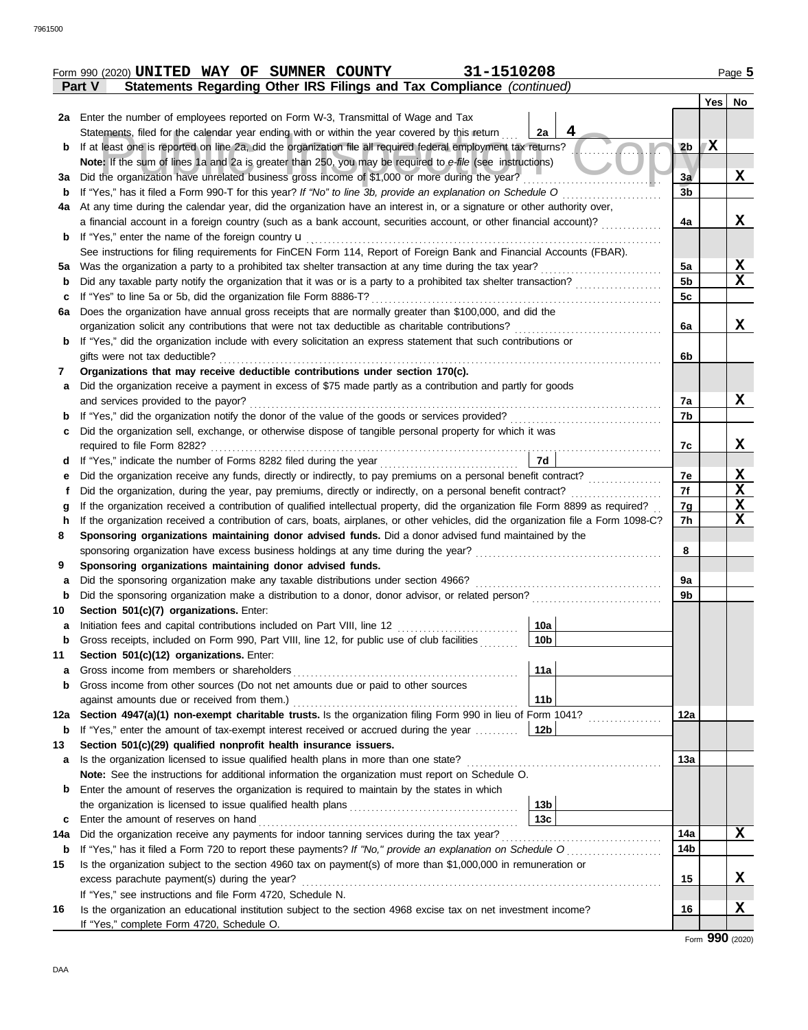Form 990 (2020) **UNITED WAY OF SUMNER COUNTY** **31-1510208** Page 5

**Part V Statements Regarding Other IRS Filings and Tax Compliance** *(continued)*

| | | | | | Yes | No |
|---|---|---|---|---|---|---|
| **2a** | Enter the number of employees reported on Form W-3, Transmittal of Wage and Tax Statements, filed for the calendar year ending with or within the year covered by this return | 2a | 4 | | | |
| **b** | If at least one is reported on line 2a, did the organization file all required federal employment tax returns? | | | 2b | X | |
| | **Note:** If the sum of lines 1a and 2a is greater than 250, you may be required to *e-file* (see instructions) | | | | | |
| **3a** | Did the organization have unrelated business gross income of $1,000 or more during the year? | | | 3a | | X |
| **b** | If "Yes," has it filed a Form 990-T for this year? *If "No" to line 3b, provide an explanation on Schedule O* | | | 3b | | |
| **4a** | At any time during the calendar year, did the organization have an interest in, or a signature or other authority over, a financial account in a foreign country (such as a bank account, securities account, or other financial account)? | | | 4a | | X |
| **b** | If "Yes," enter the name of the foreign country u | | | | | |
| | See instructions for filing requirements for FinCEN Form 114, Report of Foreign Bank and Financial Accounts (FBAR). | | | | | |
| **5a** | Was the organization a party to a prohibited tax shelter transaction at any time during the tax year? | | | 5a | | X |
| **b** | Did any taxable party notify the organization that it was or is a party to a prohibited tax shelter transaction? | | | 5b | | X |
| **c** | If "Yes" to line 5a or 5b, did the organization file Form 8886-T? | | | 5c | | |
| **6a** | Does the organization have annual gross receipts that are normally greater than $100,000, and did the organization solicit any contributions that were not tax deductible as charitable contributions? | | | 6a | | X |
| **b** | If "Yes," did the organization include with every solicitation an express statement that such contributions or gifts were not tax deductible? | | | 6b | | |
| **7** | **Organizations that may receive deductible contributions under section 170(c).** | | | | | |
| **a** | Did the organization receive a payment in excess of $75 made partly as a contribution and partly for goods and services provided to the payor? | | | 7a | | X |
| **b** | If "Yes," did the organization notify the donor of the value of the goods or services provided? | | | 7b | | |
| **c** | Did the organization sell, exchange, or otherwise dispose of tangible personal property for which it was required to file Form 8282? | | | 7c | | X |
| **d** | If "Yes," indicate the number of Forms 8282 filed during the year | 7d | | | | |
| **e** | Did the organization receive any funds, directly or indirectly, to pay premiums on a personal benefit contract? | | | 7e | | X |
| **f** | Did the organization, during the year, pay premiums, directly or indirectly, on a personal benefit contract? | | | 7f | | X |
| **g** | If the organization received a contribution of qualified intellectual property, did the organization file Form 8899 as required? | | | 7g | | X |
| **h** | If the organization received a contribution of cars, boats, airplanes, or other vehicles, did the organization file a Form 1098-C? | | | 7h | | X |
| **8** | **Sponsoring organizations maintaining donor advised funds.** Did a donor advised fund maintained by the sponsoring organization have excess business holdings at any time during the year? | | | 8 | | |
| **9** | **Sponsoring organizations maintaining donor advised funds.** | | | | | |
| **a** | Did the sponsoring organization make any taxable distributions under section 4966? | | | 9a | | |
| **b** | Did the sponsoring organization make a distribution to a donor, donor advisor, or related person? | | | 9b | | |
| **10** | **Section 501(c)(7) organizations.** Enter: | | | | | |
| **a** | Initiation fees and capital contributions included on Part VIII, line 12 | 10a | | | | |
| **b** | Gross receipts, included on Form 990, Part VIII, line 12, for public use of club facilities | 10b | | | | |
| **11** | **Section 501(c)(12) organizations.** Enter: | | | | | |
| **a** | Gross income from members or shareholders | 11a | | | | |
| **b** | Gross income from other sources (Do not net amounts due or paid to other sources against amounts due or received from them.) | 11b | | | | |
| **12a** | **Section 4947(a)(1) non-exempt charitable trusts.** Is the organization filing Form 990 in lieu of Form 1041? | | | 12a | | |
| **b** | If "Yes," enter the amount of tax-exempt interest received or accrued during the year | 12b | | | | |
| **13** | **Section 501(c)(29) qualified nonprofit health insurance issuers.** | | | | | |
| **a** | Is the organization licensed to issue qualified health plans in more than one state? | | | 13a | | |
| | **Note:** See the instructions for additional information the organization must report on Schedule O. | | | | | |
| **b** | Enter the amount of reserves the organization is required to maintain by the states in which the organization is licensed to issue qualified health plans | 13b | | | | |
| **c** | Enter the amount of reserves on hand | 13c | | | | |
| **14a** | Did the organization receive any payments for indoor tanning services during the tax year? | | | 14a | | X |
| **b** | If "Yes," has it filed a Form 720 to report these payments? *If "No," provide an explanation on Schedule O* | | | 14b | | |
| **15** | Is the organization subject to the section 4960 tax on payment(s) of more than $1,000,000 in remuneration or excess parachute payment(s) during the year? | | | 15 | | X |
| | If "Yes," see instructions and file Form 4720, Schedule N. | | | | | |
| **16** | Is the organization an educational institution subject to the section 4968 excise tax on net investment income? | | | 16 | | X |
| | If "Yes," complete Form 4720, Schedule O. | | | | | |

Form **990** (2020)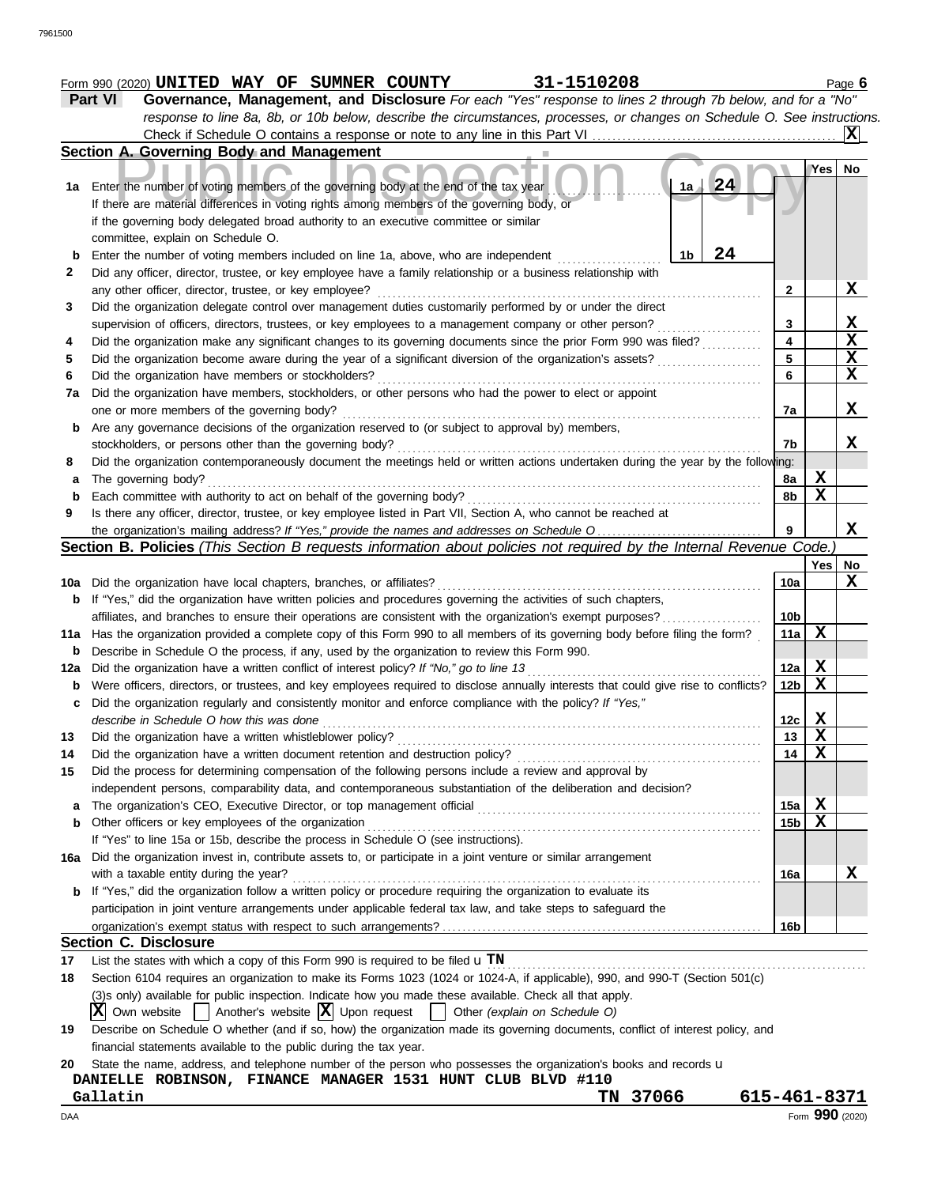Form 990 (2020) **UNITED WAY OF SUMNER COUNTY** **31-1510208**

**Part VI** **Governance, Management, and Disclosure** *For each "Yes" response to lines 2 through 7b below, and for a "No" response to line 8a, 8b, or 10b below, describe the circumstances, processes, or changes on Schedule O. See instructions.*

Check if Schedule O contains a response or note to any line in this Part VI .......... [X]

**Section A. Governing Body and Management**

| | | | Yes | No |
|---|---|---|---|---|
| 1a | Enter the number of voting members of the governing body at the end of the tax year ... 1a **24**<br>If there are material differences in voting rights among members of the governing body, or if the governing body delegated broad authority to an executive committee or similar committee, explain on Schedule O. | | | |
| b | Enter the number of voting members included on line 1a, above, who are independent ... 1b **24** | | | |
| 2 | Did any officer, director, trustee, or key employee have a family relationship or a business relationship with any other officer, director, trustee, or key employee? | 2 | | X |
| 3 | Did the organization delegate control over management duties customarily performed by or under the direct supervision of officers, directors, trustees, or key employees to a management company or other person? | 3 | | X |
| 4 | Did the organization make any significant changes to its governing documents since the prior Form 990 was filed? | 4 | | X |
| 5 | Did the organization become aware during the year of a significant diversion of the organization's assets? | 5 | | X |
| 6 | Did the organization have members or stockholders? | 6 | | X |
| 7a | Did the organization have members, stockholders, or other persons who had the power to elect or appoint one or more members of the governing body? | 7a | | X |
| b | Are any governance decisions of the organization reserved to (or subject to approval by) members, stockholders, or persons other than the governing body? | 7b | | X |
| 8 | Did the organization contemporaneously document the meetings held or written actions undertaken during the year by the following: | | | |
| a | The governing body? | 8a | X | |
| b | Each committee with authority to act on behalf of the governing body? | 8b | X | |
| 9 | Is there any officer, director, trustee, or key employee listed in Part VII, Section A, who cannot be reached at the organization's mailing address? *If "Yes," provide the names and addresses on Schedule O* | 9 | | X |

**Section B. Policies** *(This Section B requests information about policies not required by the Internal Revenue Code.)*

| | | | Yes | No |
|---|---|---|---|---|
| 10a | Did the organization have local chapters, branches, or affiliates? | 10a | | X |
| b | If "Yes," did the organization have written policies and procedures governing the activities of such chapters, affiliates, and branches to ensure their operations are consistent with the organization's exempt purposes? | 10b | | |
| 11a | Has the organization provided a complete copy of this Form 990 to all members of its governing body before filing the form? | 11a | X | |
| b | Describe in Schedule O the process, if any, used by the organization to review this Form 990. | | | |
| 12a | Did the organization have a written conflict of interest policy? *If "No," go to line 13* | 12a | X | |
| b | Were officers, directors, or trustees, and key employees required to disclose annually interests that could give rise to conflicts? | 12b | X | |
| c | Did the organization regularly and consistently monitor and enforce compliance with the policy? *If "Yes," describe in Schedule O how this was done* | 12c | X | |
| 13 | Did the organization have a written whistleblower policy? | 13 | X | |
| 14 | Did the organization have a written document retention and destruction policy? | 14 | X | |
| 15 | Did the process for determining compensation of the following persons include a review and approval by independent persons, comparability data, and contemporaneous substantiation of the deliberation and decision? | | | |
| a | The organization's CEO, Executive Director, or top management official | 15a | X | |
| b | Other officers or key employees of the organization | 15b | X | |
| | If "Yes" to line 15a or 15b, describe the process in Schedule O (see instructions). | | | |
| 16a | Did the organization invest in, contribute assets to, or participate in a joint venture or similar arrangement with a taxable entity during the year? | 16a | | X |
| b | If "Yes," did the organization follow a written policy or procedure requiring the organization to evaluate its participation in joint venture arrangements under applicable federal tax law, and take steps to safeguard the organization's exempt status with respect to such arrangements? | 16b | | |

**Section C. Disclosure**

17 List the states with which a copy of this Form 990 is required to be filed u **TN**

18 Section 6104 requires an organization to make its Forms 1023 (1024 or 1024-A, if applicable), 990, and 990-T (Section 501(c)(3)s only) available for public inspection. Indicate how you made these available. Check all that apply.

[X] Own website [ ] Another's website [X] Upon request [ ] Other *(explain on Schedule O)*

19 Describe on Schedule O whether (and if so, how) the organization made its governing documents, conflict of interest policy, and financial statements available to the public during the tax year.

20 State the name, address, and telephone number of the person who possesses the organization's books and records u

**DANIELLE ROBINSON, FINANCE MANAGER 1531 HUNT CLUB BLVD #110**
**Gallatin TN 37066 615-461-8371**

Form **990** (2020)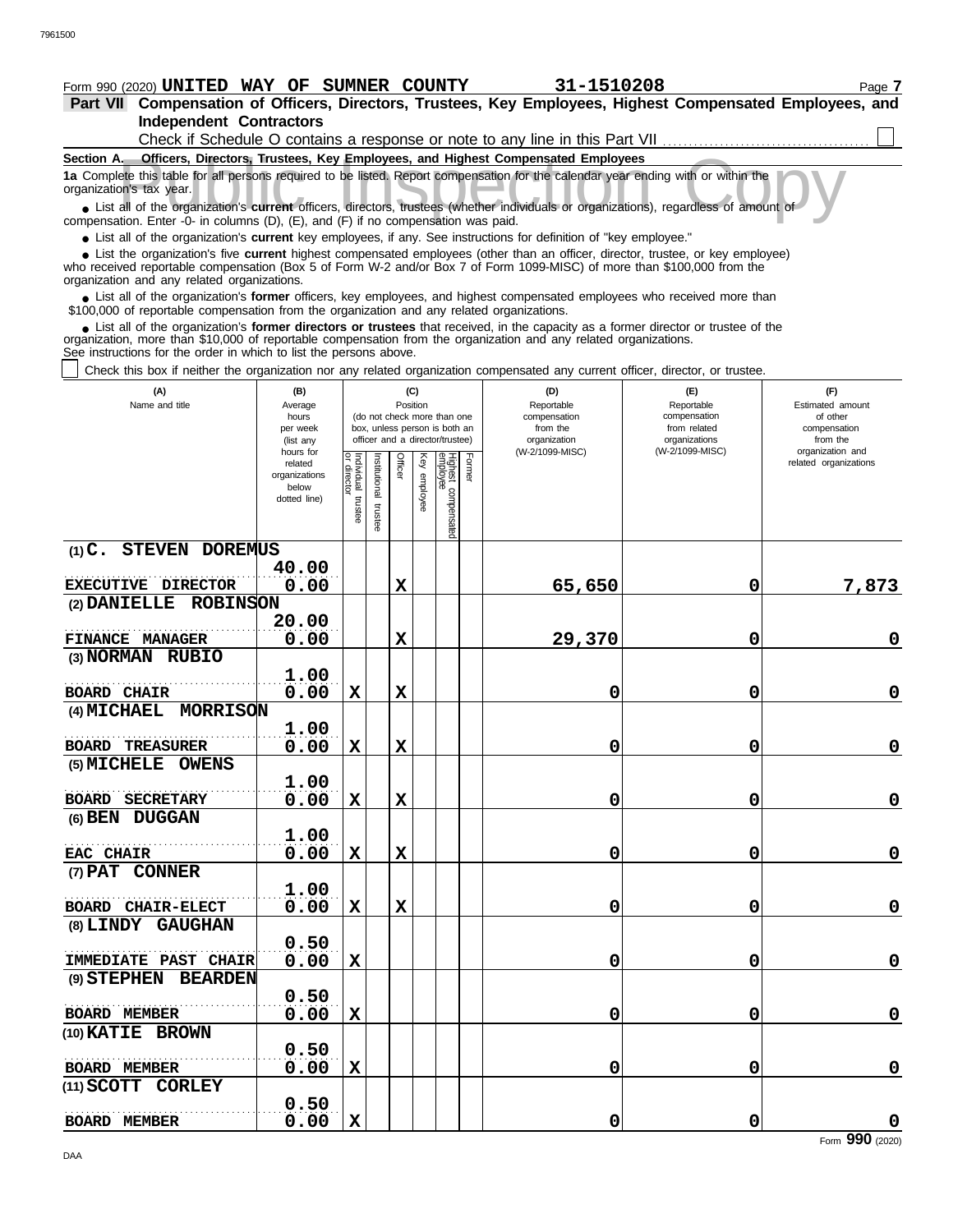Form 990 (2020) **UNITED WAY OF SUMNER COUNTY** **31-1510208**

**Part VII Compensation of Officers, Directors, Trustees, Key Employees, Highest Compensated Employees, and Independent Contractors**

Check if Schedule O contains a response or note to any line in this Part VII ☐

**Section A. Officers, Directors, Trustees, Key Employees, and Highest Compensated Employees**

**1a** Complete this table for all persons required to be listed. Report compensation for the calendar year ending with or within the organization's tax year.

- List all of the organization's **current** officers, directors, trustees (whether individuals or organizations), regardless of amount of compensation. Enter -0- in columns (D), (E), and (F) if no compensation was paid.
- List all of the organization's **current** key employees, if any. See instructions for definition of "key employee."
- List the organization's five **current** highest compensated employees (other than an officer, director, trustee, or key employee) who received reportable compensation (Box 5 of Form W-2 and/or Box 7 of Form 1099-MISC) of more than $100,000 from the organization and any related organizations.
- List all of the organization's **former** officers, key employees, and highest compensated employees who received more than $100,000 of reportable compensation from the organization and any related organizations.
- List all of the organization's **former directors or trustees** that received, in the capacity as a former director or trustee of the organization, more than $10,000 of reportable compensation from the organization and any related organizations.

See instructions for the order in which to list the persons above.

☐ Check this box if neither the organization nor any related organization compensated any current officer, director, or trustee.

| (A) Name and title | (B) Average hours per week (list any hours for related organizations below dotted line) | (C) Position: Individual trustee or director | Institutional trustee | Officer | Key employee | Highest compensated employee | Former | (D) Reportable compensation from the organization (W-2/1099-MISC) | (E) Reportable compensation from related organizations (W-2/1099-MISC) | (F) Estimated amount of other compensation from the organization and related organizations |
|---|---|---|---|---|---|---|---|---|---|---|
| (1) C. STEVEN DOREMUS<br>EXECUTIVE DIRECTOR | 40.00<br>0.00 | | | X | | | | 65,650 | 0 | 7,873 |
| (2) DANIELLE ROBINSON<br>FINANCE MANAGER | 20.00<br>0.00 | | | X | | | | 29,370 | 0 | 0 |
| (3) NORMAN RUBIO<br>BOARD CHAIR | 1.00<br>0.00 | X | | X | | | | 0 | 0 | 0 |
| (4) MICHAEL MORRISON<br>BOARD TREASURER | 1.00<br>0.00 | X | | X | | | | 0 | 0 | 0 |
| (5) MICHELE OWENS<br>BOARD SECRETARY | 1.00<br>0.00 | X | | X | | | | 0 | 0 | 0 |
| (6) BEN DUGGAN<br>EAC CHAIR | 1.00<br>0.00 | X | | X | | | | 0 | 0 | 0 |
| (7) PAT CONNER<br>BOARD CHAIR-ELECT | 1.00<br>0.00 | X | | X | | | | 0 | 0 | 0 |
| (8) LINDY GAUGHAN<br>IMMEDIATE PAST CHAIR | 0.50<br>0.00 | X | | | | | | 0 | 0 | 0 |
| (9) STEPHEN BEARDEN<br>BOARD MEMBER | 0.50<br>0.00 | X | | | | | | 0 | 0 | 0 |
| (10) KATIE BROWN<br>BOARD MEMBER | 0.50<br>0.00 | X | | | | | | 0 | 0 | 0 |
| (11) SCOTT CORLEY<br>BOARD MEMBER | 0.50<br>0.00 | X | | | | | | 0 | 0 | 0 |

Form **990** (2020)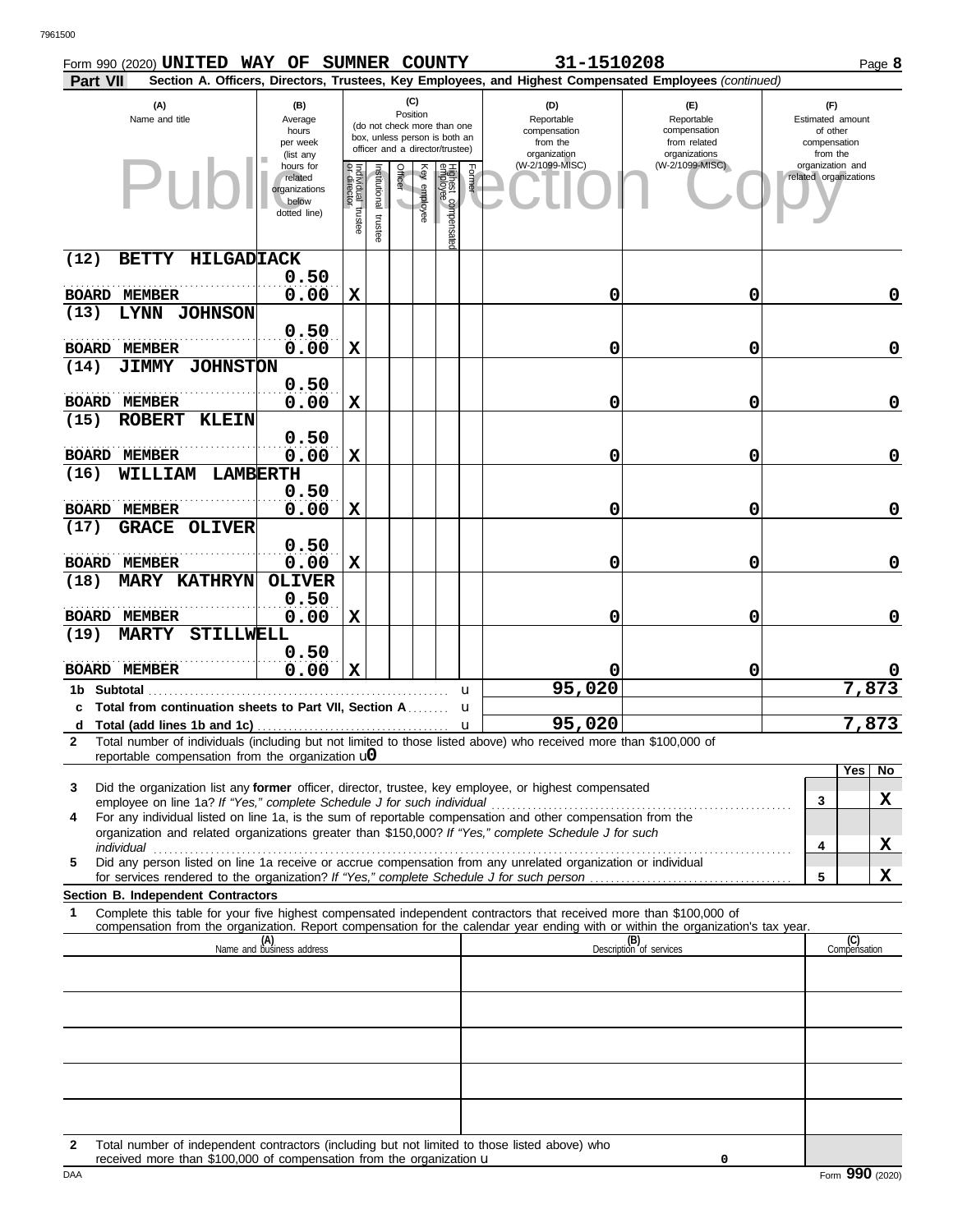Form 990 (2020) **UNITED WAY OF SUMNER COUNTY** **31-1510208**

**Part VII** **Section A. Officers, Directors, Trustees, Key Employees, and Highest Compensated Employees** *(continued)*

| (A) Name and title | (B) Average hours per week (list any hours for related organizations below dotted line) | (C) Position: Individual trustee or director | Institutional trustee | Officer | Key employee | Highest compensated employee | Former | (D) Reportable compensation from the organization (W-2/1099-MISC) | (E) Reportable compensation from related organizations (W-2/1099-MISC) | (F) Estimated amount of other compensation from the organization and related organizations |
|---|---|---|---|---|---|---|---|---|---|---|
| (12) BETTY HILGADIACK<br>BOARD MEMBER | 0.50<br>0.00 | X | | | | | | 0 | 0 | 0 |
| (13) LYNN JOHNSON<br>BOARD MEMBER | 0.50<br>0.00 | X | | | | | | 0 | 0 | 0 |
| (14) JIMMY JOHNSTON<br>BOARD MEMBER | 0.50<br>0.00 | X | | | | | | 0 | 0 | 0 |
| (15) ROBERT KLEIN<br>BOARD MEMBER | 0.50<br>0.00 | X | | | | | | 0 | 0 | 0 |
| (16) WILLIAM LAMBERTH<br>BOARD MEMBER | 0.50<br>0.00 | X | | | | | | 0 | 0 | 0 |
| (17) GRACE OLIVER<br>BOARD MEMBER | 0.50<br>0.00 | X | | | | | | 0 | 0 | 0 |
| (18) MARY KATHRYN OLIVER<br>BOARD MEMBER | 0.50<br>0.00 | X | | | | | | 0 | 0 | 0 |
| (19) MARTY STILLWELL<br>BOARD MEMBER | 0.50<br>0.00 | X | | | | | | 0 | 0 | 0 |
| 1b Subtotal | | | | | | | | 95,020 | | 7,873 |
| c Total from continuation sheets to Part VII, Section A | | | | | | | | | | |
| d Total (add lines 1b and 1c) | | | | | | | | 95,020 | | 7,873 |

**2** Total number of individuals (including but not limited to those listed above) who received more than $100,000 of reportable compensation from the organization u 0

| | | Yes | No |
|---|---|---|---|
| **3** Did the organization list any **former** officer, director, trustee, key employee, or highest compensated employee on line 1a? *If "Yes," complete Schedule J for such individual* | 3 | | X |
| **4** For any individual listed on line 1a, is the sum of reportable compensation and other compensation from the organization and related organizations greater than $150,000? *If "Yes," complete Schedule J for such individual* | 4 | | X |
| **5** Did any person listed on line 1a receive or accrue compensation from any unrelated organization or individual for services rendered to the organization? *If "Yes," complete Schedule J for such person* | 5 | | X |

**Section B. Independent Contractors**

**1** Complete this table for your five highest compensated independent contractors that received more than $100,000 of compensation from the organization. Report compensation for the calendar year ending with or within the organization's tax year.

| (A) Name and business address | (B) Description of services | (C) Compensation |
|---|---|---|
| | | |
| | | |
| | | |
| | | |
| | | |

**2** Total number of independent contractors (including but not limited to those listed above) who received more than $100,000 of compensation from the organization u 0

DAA Form **990** (2020)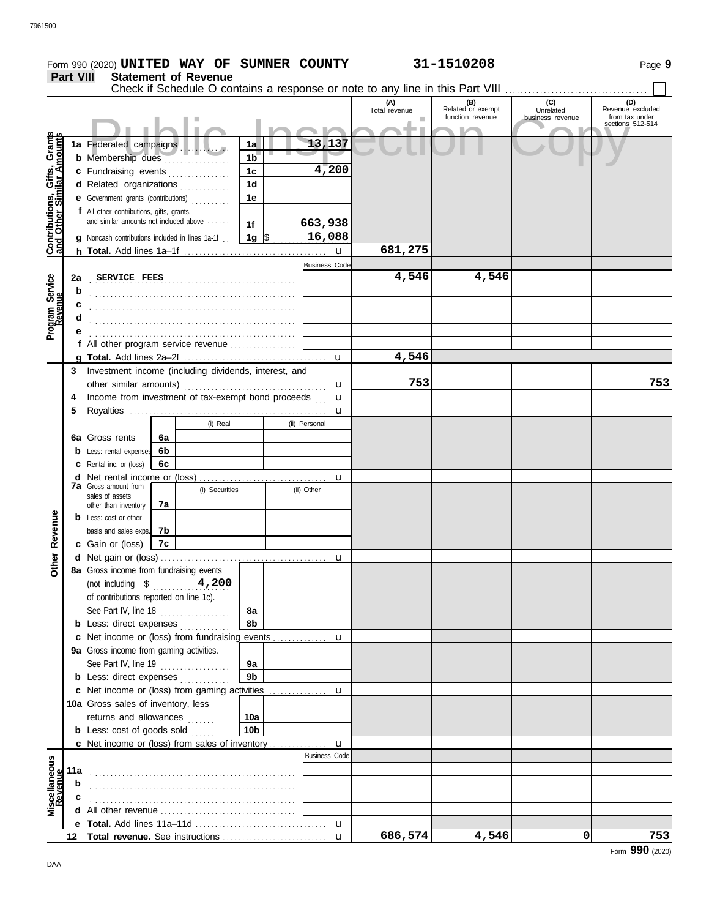Form 990 (2020) **UNITED WAY OF SUMNER COUNTY** **31-1510208** Page **9**

## Part VIII Statement of Revenue

Check if Schedule O contains a response or note to any line in this Part VIII ☐

Public Inspection Copy

| | | | | (A) Total revenue | (B) Related or exempt function revenue | (C) Unrelated business revenue | (D) Revenue excluded from tax under sections 512-514 |
|---|---|---|---|---|---|---|---|
| **Contributions, Gifts, Grants and Other Similar Amounts** | 1a Federated campaigns | 1a | 13,137 | | | | |
| | b Membership dues | 1b | | | | | |
| | c Fundraising events | 1c | 4,200 | | | | |
| | d Related organizations | 1d | | | | | |
| | e Government grants (contributions) | 1e | | | | | |
| | f All other contributions, gifts, grants, and similar amounts not included above | 1f | 663,938 | | | | |
| | g Noncash contributions included in lines 1a-1f | 1g | $ 16,088 | | | | |
| | h **Total.** Add lines 1a–1f | | u | 681,275 | | | |
| **Program Service Revenue** | | | Business Code | | | | |
| | 2a SERVICE FEES | | | 4,546 | 4,546 | | |
| | b | | | | | | |
| | c | | | | | | |
| | d | | | | | | |
| | e | | | | | | |
| | f All other program service revenue | | | | | | |
| | g **Total.** Add lines 2a–2f | | u | 4,546 | | | |
| **Other Revenue** | 3 Investment income (including dividends, interest, and other similar amounts) | | u | 753 | | | 753 |
| | 4 Income from investment of tax-exempt bond proceeds | | u | | | | |
| | 5 Royalties | | u | | | | |
| | | (i) Real | (ii) Personal | | | | |
| | 6a Gross rents 6a | | | | | | |
| | b Less: rental expenses 6b | | | | | | |
| | c Rental inc. or (loss) 6c | | | | | | |
| | d Net rental income or (loss) | | u | | | | |
| | | (i) Securities | (ii) Other | | | | |
| | 7a Gross amount from sales of assets other than inventory 7a | | | | | | |
| | b Less: cost or other basis and sales exps. 7b | | | | | | |
| | c Gain or (loss) 7c | | | | | | |
| | d Net gain or (loss) | | u | | | | |
| | 8a Gross income from fundraising events (not including $ 4,200 of contributions reported on line 1c). See Part IV, line 18 | 8a | | | | | |
| | b Less: direct expenses | 8b | | | | | |
| | c Net income or (loss) from fundraising events | | u | | | | |
| | 9a Gross income from gaming activities. See Part IV, line 19 | 9a | | | | | |
| | b Less: direct expenses | 9b | | | | | |
| | c Net income or (loss) from gaming activities | | u | | | | |
| | 10a Gross sales of inventory, less returns and allowances | 10a | | | | | |
| | b Less: cost of goods sold | 10b | | | | | |
| | c Net income or (loss) from sales of inventory | | u | | | | |
| **Miscellaneous Revenue** | | | Business Code | | | | |
| | 11a | | | | | | |
| | b | | | | | | |
| | c | | | | | | |
| | d All other revenue | | | | | | |
| | e **Total.** Add lines 11a–11d | | u | | | | |
| | 12 **Total revenue.** See instructions | | u | 686,574 | 4,546 | 0 | 753 |

Form **990** (2020)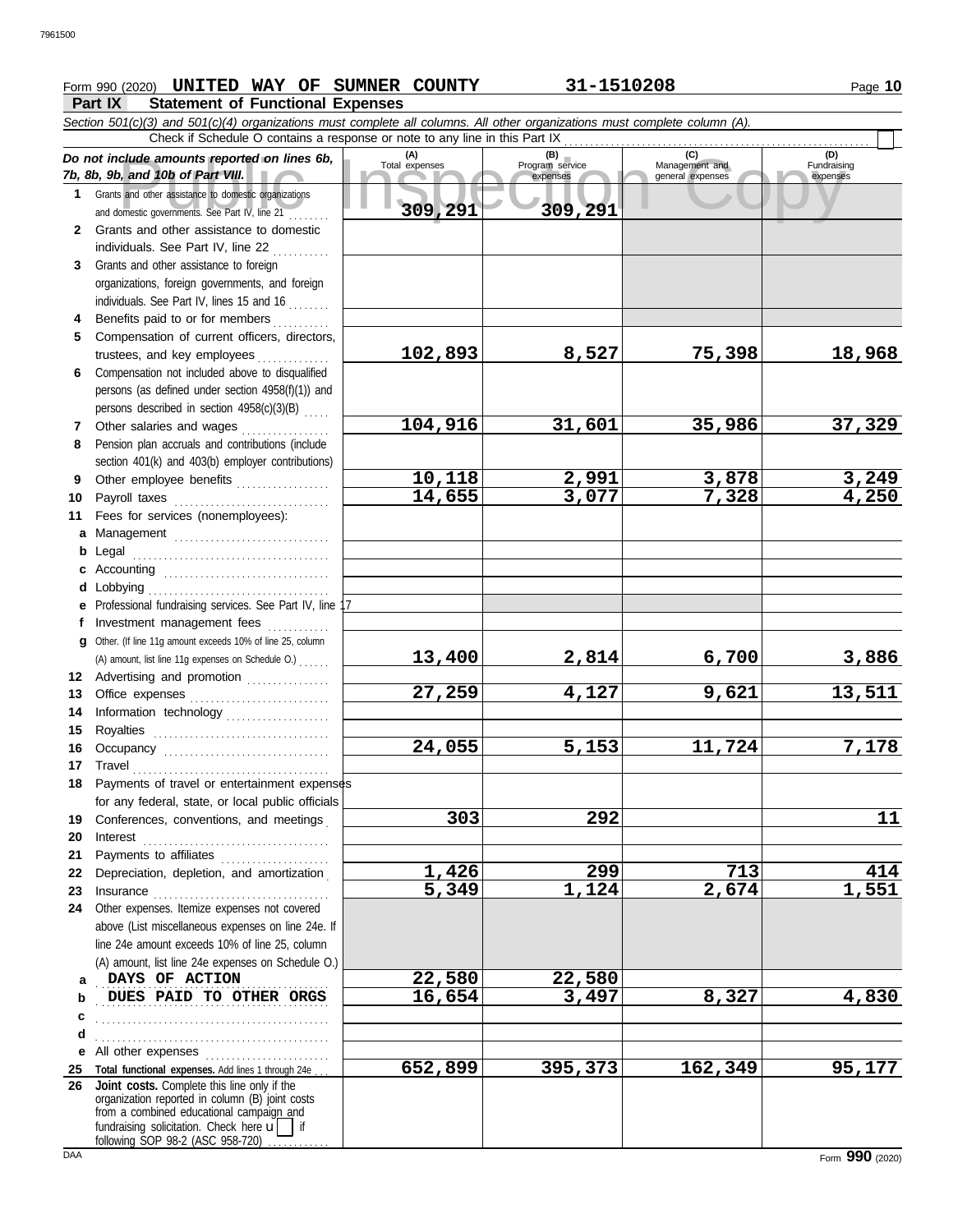Form 990 (2020) **UNITED WAY OF SUMNER COUNTY** **31-1510208**

## Part IX Statement of Functional Expenses

*Section 501(c)(3) and 501(c)(4) organizations must complete all columns. All other organizations must complete column (A).*

Check if Schedule O contains a response or note to any line in this Part IX

| *Do not include amounts reported on lines 6b, 7b, 8b, 9b, and 10b of Part VIII.* | (A) Total expenses | (B) Program service expenses | (C) Management and general expenses | (D) Fundraising expenses |
|---|---|---|---|---|
| **1** Grants and other assistance to domestic organizations and domestic governments. See Part IV, line 21 | 309,291 | 309,291 | | |
| **2** Grants and other assistance to domestic individuals. See Part IV, line 22 | | | | |
| **3** Grants and other assistance to foreign organizations, foreign governments, and foreign individuals. See Part IV, lines 15 and 16 | | | | |
| **4** Benefits paid to or for members | | | | |
| **5** Compensation of current officers, directors, trustees, and key employees | 102,893 | 8,527 | 75,398 | 18,968 |
| **6** Compensation not included above to disqualified persons (as defined under section 4958(f)(1)) and persons described in section 4958(c)(3)(B) | | | | |
| **7** Other salaries and wages | 104,916 | 31,601 | 35,986 | 37,329 |
| **8** Pension plan accruals and contributions (include section 401(k) and 403(b) employer contributions) | | | | |
| **9** Other employee benefits | 10,118 | 2,991 | 3,878 | 3,249 |
| **10** Payroll taxes | 14,655 | 3,077 | 7,328 | 4,250 |
| **11** Fees for services (nonemployees): | | | | |
| **a** Management | | | | |
| **b** Legal | | | | |
| **c** Accounting | | | | |
| **d** Lobbying | | | | |
| **e** Professional fundraising services. See Part IV, line 17 | | | | |
| **f** Investment management fees | | | | |
| **g** Other. (If line 11g amount exceeds 10% of line 25, column (A) amount, list line 11g expenses on Schedule O.) | 13,400 | 2,814 | 6,700 | 3,886 |
| **12** Advertising and promotion | | | | |
| **13** Office expenses | 27,259 | 4,127 | 9,621 | 13,511 |
| **14** Information technology | | | | |
| **15** Royalties | | | | |
| **16** Occupancy | 24,055 | 5,153 | 11,724 | 7,178 |
| **17** Travel | | | | |
| **18** Payments of travel or entertainment expenses for any federal, state, or local public officials | | | | |
| **19** Conferences, conventions, and meetings | 303 | 292 | | 11 |
| **20** Interest | | | | |
| **21** Payments to affiliates | | | | |
| **22** Depreciation, depletion, and amortization | 1,426 | 299 | 713 | 414 |
| **23** Insurance | 5,349 | 1,124 | 2,674 | 1,551 |
| **24** Other expenses. Itemize expenses not covered above (List miscellaneous expenses on line 24e. If line 24e amount exceeds 10% of line 25, column (A) amount, list line 24e expenses on Schedule O.) | | | | |
| **a** DAYS OF ACTION | 22,580 | 22,580 | | |
| **b** DUES PAID TO OTHER ORGS | 16,654 | 3,497 | 8,327 | 4,830 |
| **c** | | | | |
| **d** | | | | |
| **e** All other expenses | | | | |
| **25** **Total functional expenses.** Add lines 1 through 24e | 652,899 | 395,373 | 162,349 | 95,177 |
| **26** **Joint costs.** Complete this line only if the organization reported in column (B) joint costs from a combined educational campaign and fundraising solicitation. Check here ☐ if following SOP 98-2 (ASC 958-720) | | | | |

Form **990** (2020)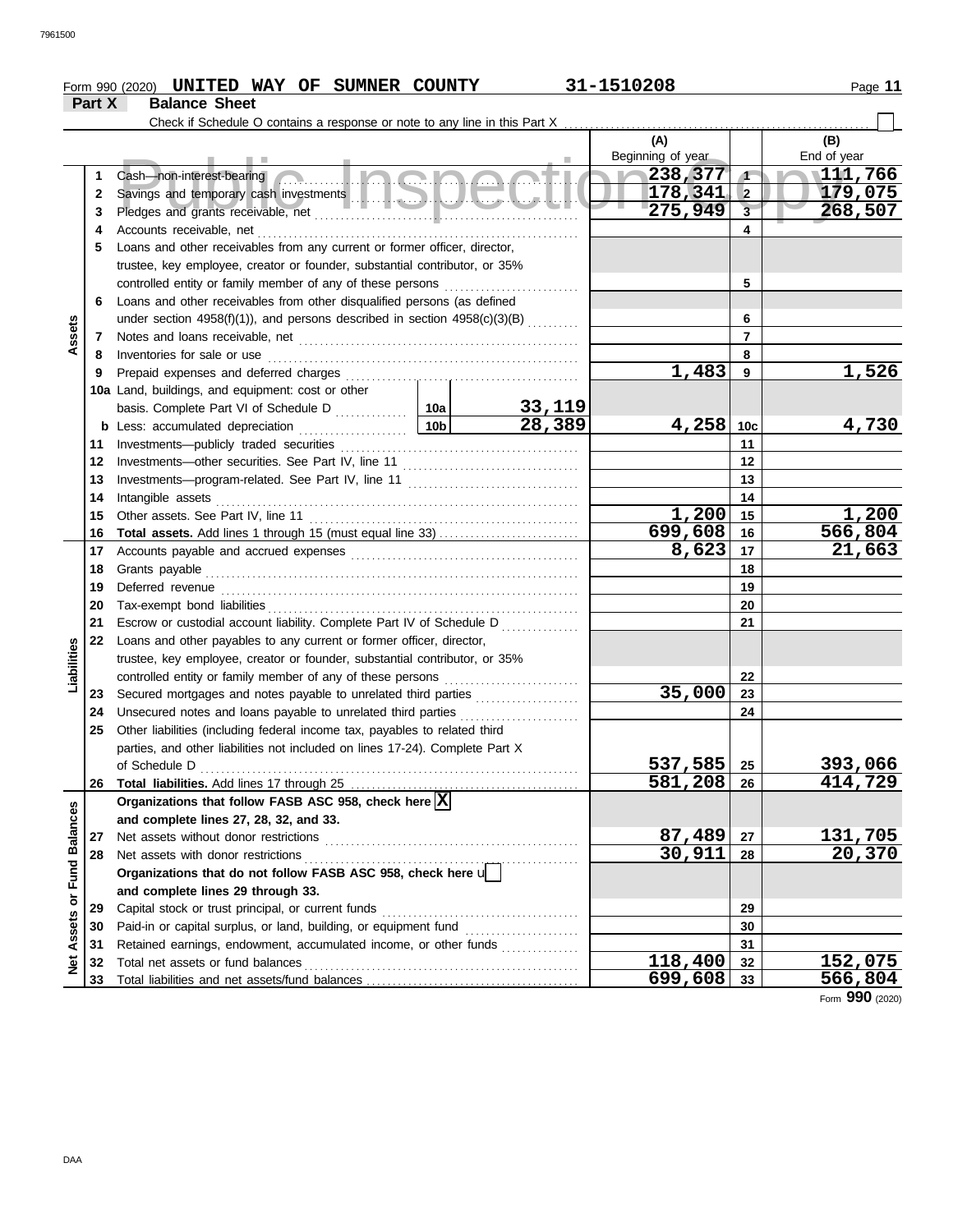Form 990 (2020) **UNITED WAY OF SUMNER COUNTY** **31-1510208**

**Part X Balance Sheet**

Check if Schedule O contains a response or note to any line in this Part X ☐

| | | | | (A) Beginning of year | | (B) End of year |
|---|---|---|---|---|---|---|
| **Assets** | 1 | Cash—non-interest-bearing | | 238,377 | 1 | 111,766 |
| | 2 | Savings and temporary cash investments | | 178,341 | 2 | 179,075 |
| | 3 | Pledges and grants receivable, net | | 275,949 | 3 | 268,507 |
| | 4 | Accounts receivable, net | | | 4 | |
| | 5 | Loans and other receivables from any current or former officer, director, trustee, key employee, creator or founder, substantial contributor, or 35% controlled entity or family member of any of these persons | | | 5 | |
| | 6 | Loans and other receivables from other disqualified persons (as defined under section 4958(f)(1)), and persons described in section 4958(c)(3)(B) | | | 6 | |
| | 7 | Notes and loans receivable, net | | | 7 | |
| | 8 | Inventories for sale or use | | | 8 | |
| | 9 | Prepaid expenses and deferred charges | | 1,483 | 9 | 1,526 |
| | 10a | Land, buildings, and equipment: cost or other basis. Complete Part VI of Schedule D | 10a 33,119 | | | |
| | b | Less: accumulated depreciation | 10b 28,389 | 4,258 | 10c | 4,730 |
| | 11 | Investments—publicly traded securities | | | 11 | |
| | 12 | Investments—other securities. See Part IV, line 11 | | | 12 | |
| | 13 | Investments—program-related. See Part IV, line 11 | | | 13 | |
| | 14 | Intangible assets | | | 14 | |
| | 15 | Other assets. See Part IV, line 11 | | 1,200 | 15 | 1,200 |
| | 16 | **Total assets.** Add lines 1 through 15 (must equal line 33) | | 699,608 | 16 | 566,804 |
| **Liabilities** | 17 | Accounts payable and accrued expenses | | 8,623 | 17 | 21,663 |
| | 18 | Grants payable | | | 18 | |
| | 19 | Deferred revenue | | | 19 | |
| | 20 | Tax-exempt bond liabilities | | | 20 | |
| | 21 | Escrow or custodial account liability. Complete Part IV of Schedule D | | | 21 | |
| | 22 | Loans and other payables to any current or former officer, director, trustee, key employee, creator or founder, substantial contributor, or 35% controlled entity or family member of any of these persons | | | 22 | |
| | 23 | Secured mortgages and notes payable to unrelated third parties | | 35,000 | 23 | |
| | 24 | Unsecured notes and loans payable to unrelated third parties | | | 24 | |
| | 25 | Other liabilities (including federal income tax, payables to related third parties, and other liabilities not included on lines 17-24). Complete Part X of Schedule D | | 537,585 | 25 | 393,066 |
| | 26 | **Total liabilities.** Add lines 17 through 25 | | 581,208 | 26 | 414,729 |
| **Net Assets or Fund Balances** | | **Organizations that follow FASB ASC 958, check here** ☒ **and complete lines 27, 28, 32, and 33.** | | | | |
| | 27 | Net assets without donor restrictions | | 87,489 | 27 | 131,705 |
| | 28 | Net assets with donor restrictions | | 30,911 | 28 | 20,370 |
| | | **Organizations that do not follow FASB ASC 958, check here** ☐ **and complete lines 29 through 33.** | | | | |
| | 29 | Capital stock or trust principal, or current funds | | | 29 | |
| | 30 | Paid-in or capital surplus, or land, building, or equipment fund | | | 30 | |
| | 31 | Retained earnings, endowment, accumulated income, or other funds | | | 31 | |
| | 32 | Total net assets or fund balances | | 118,400 | 32 | 152,075 |
| | 33 | Total liabilities and net assets/fund balances | | 699,608 | 33 | 566,804 |

Form **990** (2020)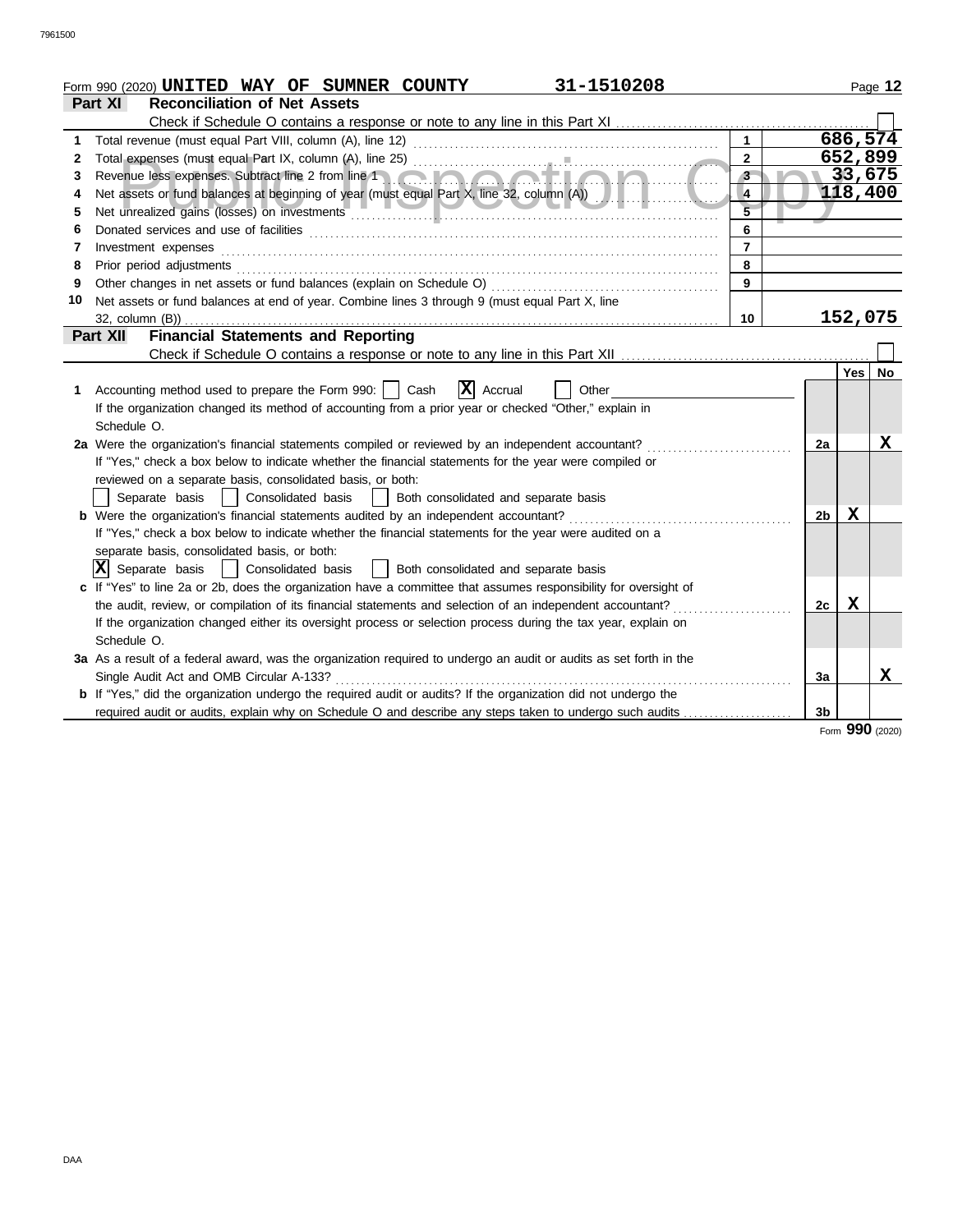Form 990 (2020) **UNITED WAY OF SUMNER COUNTY** **31-1510208**

## Part XI Reconciliation of Net Assets

Check if Schedule O contains a response or note to any line in this Part XI ☐

| | | | |
|---|---|---|---|
| 1 | Total revenue (must equal Part VIII, column (A), line 12) | 1 | 686,574 |
| 2 | Total expenses (must equal Part IX, column (A), line 25) | 2 | 652,899 |
| 3 | Revenue less expenses. Subtract line 2 from line 1 | 3 | 33,675 |
| 4 | Net assets or fund balances at beginning of year (must equal Part X, line 32, column (A)) | 4 | 118,400 |
| 5 | Net unrealized gains (losses) on investments | 5 | |
| 6 | Donated services and use of facilities | 6 | |
| 7 | Investment expenses | 7 | |
| 8 | Prior period adjustments | 8 | |
| 9 | Other changes in net assets or fund balances (explain on Schedule O) | 9 | |
| 10 | Net assets or fund balances at end of year. Combine lines 3 through 9 (must equal Part X, line 32, column (B)) | 10 | 152,075 |

## Part XII Financial Statements and Reporting

Check if Schedule O contains a response or note to any line in this Part XII ☐

| | | | Yes | No |
|---|---|---|---|---|
| 1 | Accounting method used to prepare the Form 990: ☐ Cash ☒ Accrual ☐ Other<br>If the organization changed its method of accounting from a prior year or checked "Other," explain in Schedule O. | | | |
| 2a | Were the organization's financial statements compiled or reviewed by an independent accountant?<br>If "Yes," check a box below to indicate whether the financial statements for the year were compiled or reviewed on a separate basis, consolidated basis, or both:<br>☐ Separate basis ☐ Consolidated basis ☐ Both consolidated and separate basis | 2a | | X |
| b | Were the organization's financial statements audited by an independent accountant?<br>If "Yes," check a box below to indicate whether the financial statements for the year were audited on a separate basis, consolidated basis, or both:<br>☒ Separate basis ☐ Consolidated basis ☐ Both consolidated and separate basis | 2b | X | |
| c | If "Yes" to line 2a or 2b, does the organization have a committee that assumes responsibility for oversight of the audit, review, or compilation of its financial statements and selection of an independent accountant?<br>If the organization changed either its oversight process or selection process during the tax year, explain on Schedule O. | 2c | X | |
| 3a | As a result of a federal award, was the organization required to undergo an audit or audits as set forth in the Single Audit Act and OMB Circular A-133? | 3a | | X |
| b | If "Yes," did the organization undergo the required audit or audits? If the organization did not undergo the required audit or audits, explain why on Schedule O and describe any steps taken to undergo such audits | 3b | | |

Form **990** (2020)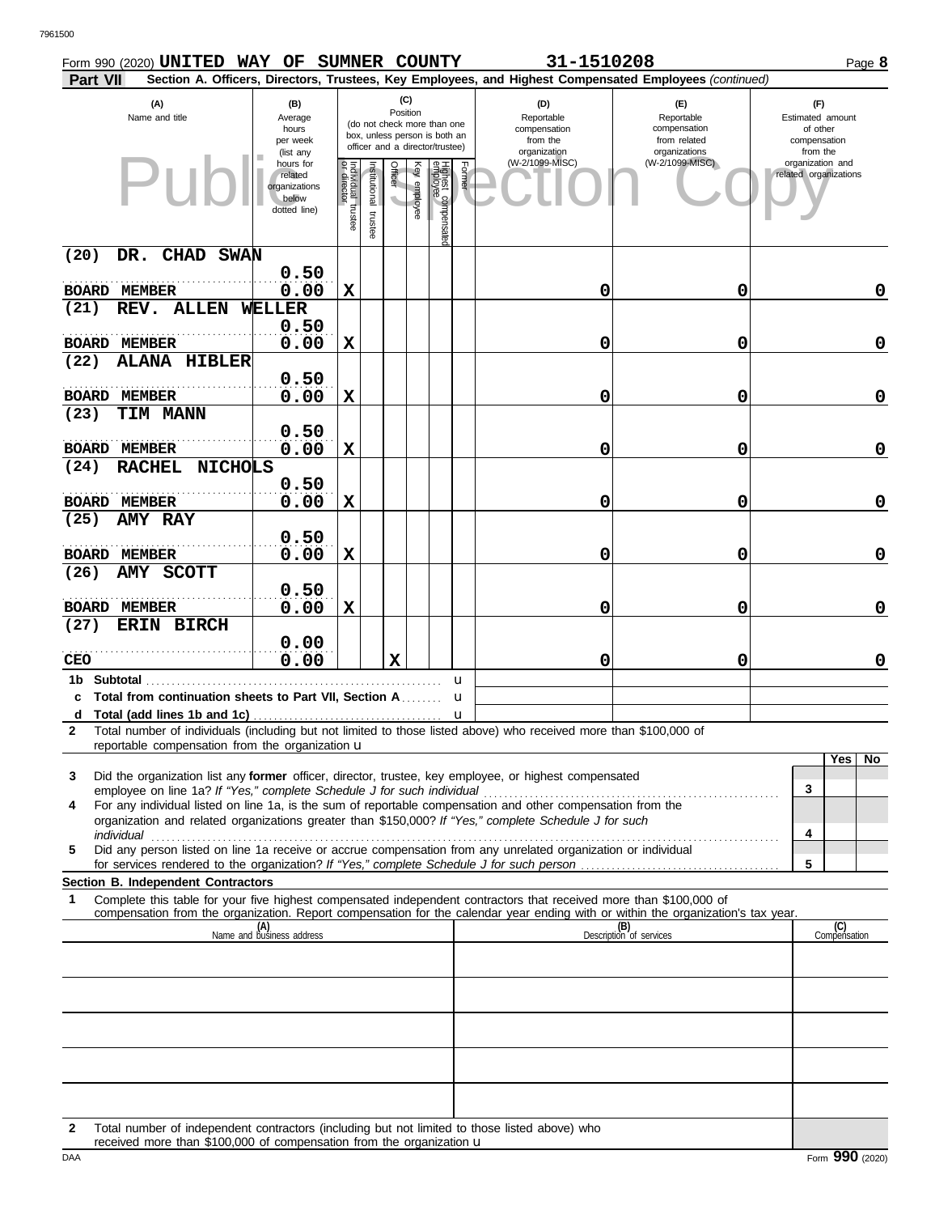Form 990 (2020) **UNITED WAY OF SUMNER COUNTY** **31-1510208** Page **8**

**Part VII** **Section A. Officers, Directors, Trustees, Key Employees, and Highest Compensated Employees** *(continued)*

| (A) Name and title | (B) Average hours per week (list any hours for related organizations below dotted line) | (C) Position: Individual trustee or director | Institutional trustee | Officer | Key employee | Highest compensated employee | Former | (D) Reportable compensation from the organization (W-2/1099-MISC) | (E) Reportable compensation from related organizations (W-2/1099-MISC) | (F) Estimated amount of other compensation from the organization and related organizations |
|---|---|---|---|---|---|---|---|---|---|---|
| (20) DR. CHAD SWAN<br>BOARD MEMBER | 0.50<br>0.00 | X | | | | | | 0 | 0 | 0 |
| (21) REV. ALLEN WELLER<br>BOARD MEMBER | 0.50<br>0.00 | X | | | | | | 0 | 0 | 0 |
| (22) ALANA HIBLER<br>BOARD MEMBER | 0.50<br>0.00 | X | | | | | | 0 | 0 | 0 |
| (23) TIM MANN<br>BOARD MEMBER | 0.50<br>0.00 | X | | | | | | 0 | 0 | 0 |
| (24) RACHEL NICHOLS<br>BOARD MEMBER | 0.50<br>0.00 | X | | | | | | 0 | 0 | 0 |
| (25) AMY RAY<br>BOARD MEMBER | 0.50<br>0.00 | X | | | | | | 0 | 0 | 0 |
| (26) AMY SCOTT<br>BOARD MEMBER | 0.50<br>0.00 | X | | | | | | 0 | 0 | 0 |
| (27) ERIN BIRCH<br>CEO | 0.00<br>0.00 | | | X | | | | 0 | 0 | 0 |
| 1b Subtotal | | | | | | | | | | |
| c Total from continuation sheets to Part VII, Section A | | | | | | | | | | |
| d Total (add lines 1b and 1c) | | | | | | | | | | |

2 Total number of individuals (including but not limited to those listed above) who received more than $100,000 of reportable compensation from the organization u

| | | Yes | No |
|---|---|---|---|
| 3 Did the organization list any **former** officer, director, trustee, key employee, or highest compensated employee on line 1a? *If "Yes," complete Schedule J for such individual* | 3 | | |
| 4 For any individual listed on line 1a, is the sum of reportable compensation and other compensation from the organization and related organizations greater than $150,000? *If "Yes," complete Schedule J for such individual* | 4 | | |
| 5 Did any person listed on line 1a receive or accrue compensation from any unrelated organization or individual for services rendered to the organization? *If "Yes," complete Schedule J for such person* | 5 | | |

**Section B. Independent Contractors**

1 Complete this table for your five highest compensated independent contractors that received more than $100,000 of compensation from the organization. Report compensation for the calendar year ending with or within the organization's tax year.

| (A) Name and business address | (B) Description of services | (C) Compensation |
|---|---|---|
| | | |
| | | |
| | | |
| | | |
| | | |

2 Total number of independent contractors (including but not limited to those listed above) who received more than $100,000 of compensation from the organization u

Form **990** (2020)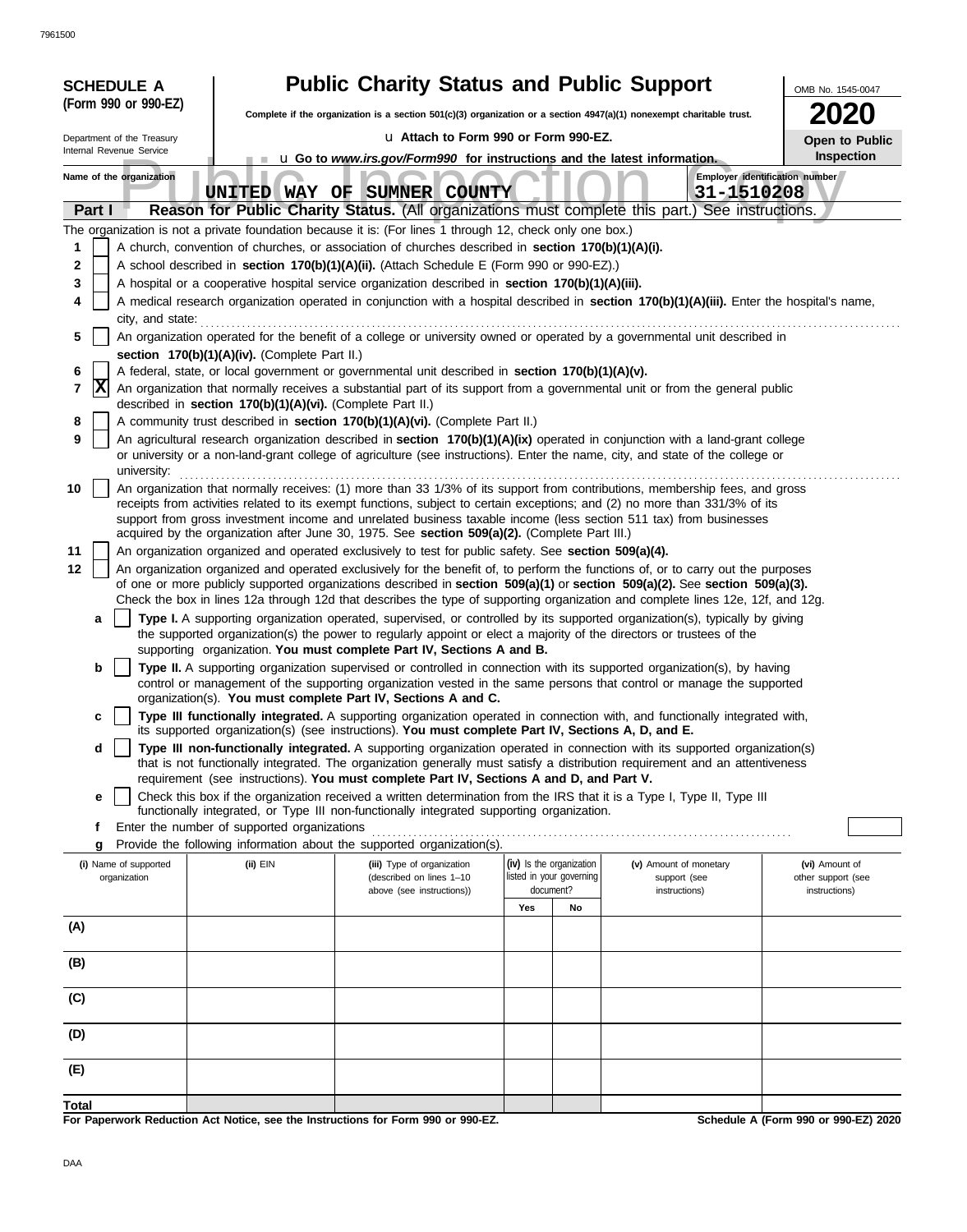7961500

**SCHEDULE A (Form 990 or 990-EZ)**

Department of the Treasury
Internal Revenue Service

# Public Charity Status and Public Support

**Complete if the organization is a section 501(c)(3) organization or a section 4947(a)(1) nonexempt charitable trust.**

u Attach to Form 990 or Form 990-EZ.

u Go to *www.irs.gov/Form990* for instructions and the latest information.

OMB No. 1545-0047

**2020**

**Open to Public Inspection**

Name of the organization: UNITED WAY OF SUMNER COUNTY

Employer identification number: 31-1510208

**Part I Reason for Public Charity Status.** (All organizations must complete this part.) See instructions.

The organization is not a private foundation because it is: (For lines 1 through 12, check only one box.)

1 [ ] A church, convention of churches, or association of churches described in **section 170(b)(1)(A)(i).**

2 [ ] A school described in **section 170(b)(1)(A)(ii).** (Attach Schedule E (Form 990 or 990-EZ).)

3 [ ] A hospital or a cooperative hospital service organization described in **section 170(b)(1)(A)(iii).**

4 [ ] A medical research organization operated in conjunction with a hospital described in **section 170(b)(1)(A)(iii).** Enter the hospital's name, city, and state:

5 [ ] An organization operated for the benefit of a college or university owned or operated by a governmental unit described in **section 170(b)(1)(A)(iv).** (Complete Part II.)

6 [ ] A federal, state, or local government or governmental unit described in **section 170(b)(1)(A)(v).**

7 [X] An organization that normally receives a substantial part of its support from a governmental unit or from the general public described in **section 170(b)(1)(A)(vi).** (Complete Part II.)

8 [ ] A community trust described in **section 170(b)(1)(A)(vi).** (Complete Part II.)

9 [ ] An agricultural research organization described in **section 170(b)(1)(A)(ix)** operated in conjunction with a land-grant college or university or a non-land-grant college of agriculture (see instructions). Enter the name, city, and state of the college or university:

10 [ ] An organization that normally receives: (1) more than 33 1/3% of its support from contributions, membership fees, and gross receipts from activities related to its exempt functions, subject to certain exceptions; and (2) no more than 331/3% of its support from gross investment income and unrelated business taxable income (less section 511 tax) from businesses acquired by the organization after June 30, 1975. See **section 509(a)(2).** (Complete Part III.)

11 [ ] An organization organized and operated exclusively to test for public safety. See **section 509(a)(4).**

12 [ ] An organization organized and operated exclusively for the benefit of, to perform the functions of, or to carry out the purposes of one or more publicly supported organizations described in **section 509(a)(1)** or **section 509(a)(2).** See **section 509(a)(3).** Check the box in lines 12a through 12d that describes the type of supporting organization and complete lines 12e, 12f, and 12g.

a [ ] **Type I.** A supporting organization operated, supervised, or controlled by its supported organization(s), typically by giving the supported organization(s) the power to regularly appoint or elect a majority of the directors or trustees of the supporting organization. **You must complete Part IV, Sections A and B.**

b [ ] **Type II.** A supporting organization supervised or controlled in connection with its supported organization(s), by having control or management of the supporting organization vested in the same persons that control or manage the supported organization(s). **You must complete Part IV, Sections A and C.**

c [ ] **Type III functionally integrated.** A supporting organization operated in connection with, and functionally integrated with, its supported organization(s) (see instructions). **You must complete Part IV, Sections A, D, and E.**

d [ ] **Type III non-functionally integrated.** A supporting organization operated in connection with its supported organization(s) that is not functionally integrated. The organization generally must satisfy a distribution requirement and an attentiveness requirement (see instructions). **You must complete Part IV, Sections A and D, and Part V.**

e [ ] Check this box if the organization received a written determination from the IRS that it is a Type I, Type II, Type III functionally integrated, or Type III non-functionally integrated supporting organization.

f Enter the number of supported organizations

g Provide the following information about the supported organization(s).

| (i) Name of supported organization | (ii) EIN | (iii) Type of organization (described on lines 1–10 above (see instructions)) | (iv) Is the organization listed in your governing document? Yes | No | (v) Amount of monetary support (see instructions) | (vi) Amount of other support (see instructions) |
|---|---|---|---|---|---|---|
| (A) | | | | | | |
| (B) | | | | | | |
| (C) | | | | | | |
| (D) | | | | | | |
| (E) | | | | | | |
| Total | | | | | | |

**For Paperwork Reduction Act Notice, see the Instructions for Form 990 or 990-EZ.**

**Schedule A (Form 990 or 990-EZ) 2020**

DAA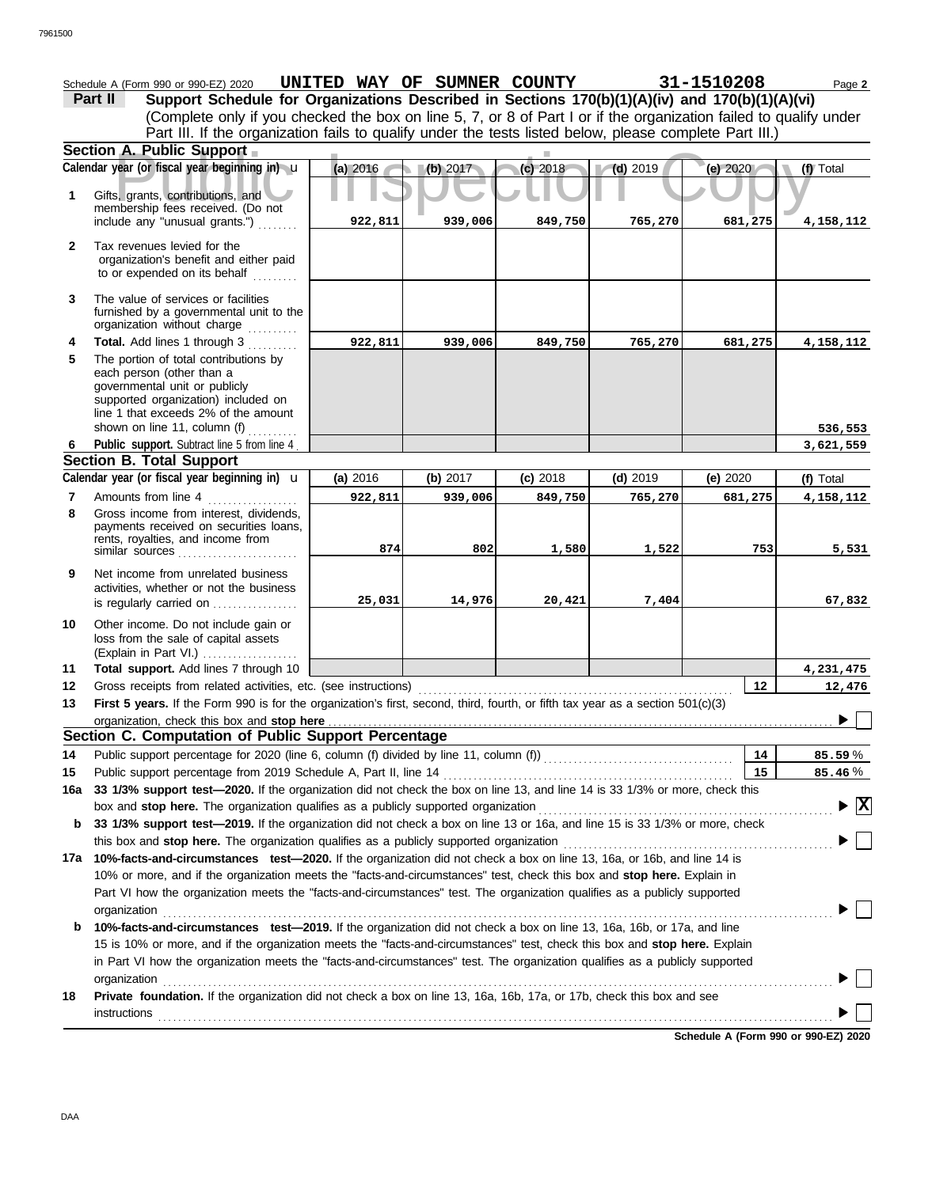Schedule A (Form 990 or 990-EZ) 2020 **UNITED WAY OF SUMNER COUNTY** **31-1510208** Page **2**

**Part II** **Support Schedule for Organizations Described in Sections 170(b)(1)(A)(iv) and 170(b)(1)(A)(vi)**
(Complete only if you checked the box on line 5, 7, or 8 of Part I or if the organization failed to qualify under Part III. If the organization fails to qualify under the tests listed below, please complete Part III.)

**Section A. Public Support**

| | Calendar year (or fiscal year beginning in) | (a) 2016 | (b) 2017 | (c) 2018 | (d) 2019 | (e) 2020 | (f) Total |
|---|---|---|---|---|---|---|---|
| 1 | Gifts, grants, contributions, and membership fees received. (Do not include any "unusual grants.") | 922,811 | 939,006 | 849,750 | 765,270 | 681,275 | 4,158,112 |
| 2 | Tax revenues levied for the organization's benefit and either paid to or expended on its behalf | | | | | | |
| 3 | The value of services or facilities furnished by a governmental unit to the organization without charge | | | | | | |
| 4 | **Total.** Add lines 1 through 3 | 922,811 | 939,006 | 849,750 | 765,270 | 681,275 | 4,158,112 |
| 5 | The portion of total contributions by each person (other than a governmental unit or publicly supported organization) included on line 1 that exceeds 2% of the amount shown on line 11, column (f) | | | | | | 536,553 |
| 6 | **Public support.** Subtract line 5 from line 4 | | | | | | 3,621,559 |

**Section B. Total Support**

| | Calendar year (or fiscal year beginning in) | (a) 2016 | (b) 2017 | (c) 2018 | (d) 2019 | (e) 2020 | (f) Total |
|---|---|---|---|---|---|---|---|
| 7 | Amounts from line 4 | 922,811 | 939,006 | 849,750 | 765,270 | 681,275 | 4,158,112 |
| 8 | Gross income from interest, dividends, payments received on securities loans, rents, royalties, and income from similar sources | 874 | 802 | 1,580 | 1,522 | 753 | 5,531 |
| 9 | Net income from unrelated business activities, whether or not the business is regularly carried on | 25,031 | 14,976 | 20,421 | 7,404 | | 67,832 |
| 10 | Other income. Do not include gain or loss from the sale of capital assets (Explain in Part VI.) | | | | | | |
| 11 | **Total support.** Add lines 7 through 10 | | | | | | 4,231,475 |

**12** Gross receipts from related activities, etc. (see instructions) **12** 12,476

**13** **First 5 years.** If the Form 990 is for the organization's first, second, third, fourth, or fifth tax year as a section 501(c)(3) organization, check this box and **stop here** ☐

**Section C. Computation of Public Support Percentage**

**14** Public support percentage for 2020 (line 6, column (f) divided by line 11, column (f)) **14** 85.59 %

**15** Public support percentage from 2019 Schedule A, Part II, line 14 **15** 85.46 %

**16a** **33 1/3% support test—2020.** If the organization did not check the box on line 13, and line 14 is 33 1/3% or more, check this box and **stop here.** The organization qualifies as a publicly supported organization ☒

**b** **33 1/3% support test—2019.** If the organization did not check a box on line 13 or 16a, and line 15 is 33 1/3% or more, check this box and **stop here.** The organization qualifies as a publicly supported organization ☐

**17a** **10%-facts-and-circumstances test—2020.** If the organization did not check a box on line 13, 16a, or 16b, and line 14 is 10% or more, and if the organization meets the "facts-and-circumstances" test, check this box and **stop here.** Explain in Part VI how the organization meets the "facts-and-circumstances" test. The organization qualifies as a publicly supported organization ☐

**b** **10%-facts-and-circumstances test—2019.** If the organization did not check a box on line 13, 16a, 16b, or 17a, and line 15 is 10% or more, and if the organization meets the "facts-and-circumstances" test, check this box and **stop here.** Explain in Part VI how the organization meets the "facts-and-circumstances" test. The organization qualifies as a publicly supported organization ☐

**18** **Private foundation.** If the organization did not check a box on line 13, 16a, 16b, 17a, or 17b, check this box and see instructions ☐

**Schedule A (Form 990 or 990-EZ) 2020**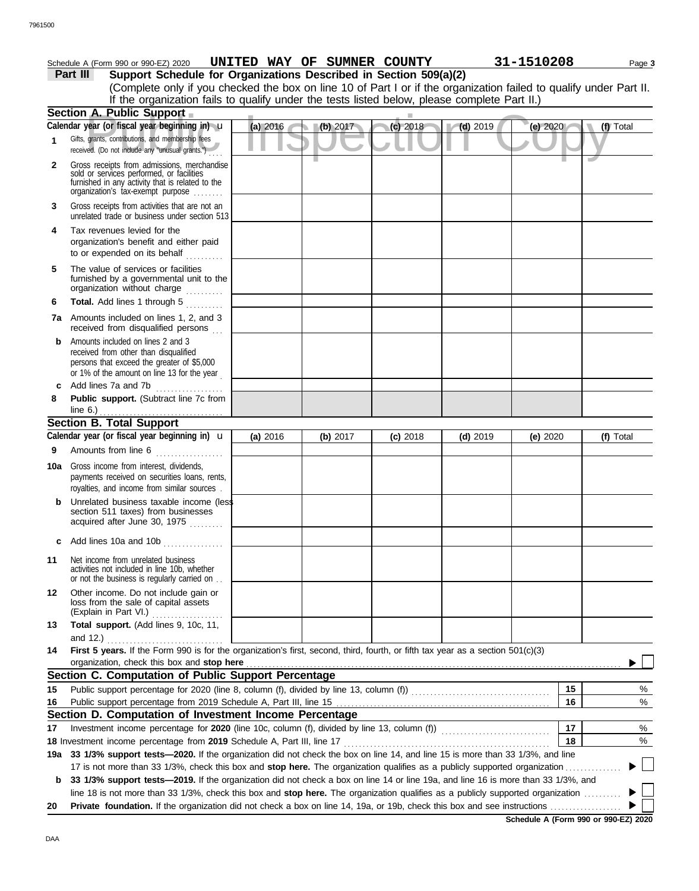Schedule A (Form 990 or 990-EZ) 2020 **UNITED WAY OF SUMNER COUNTY** **31-1510208** Page **3**

## Part III Support Schedule for Organizations Described in Section 509(a)(2)

(Complete only if you checked the box on line 10 of Part I or if the organization failed to qualify under Part II. If the organization fails to qualify under the tests listed below, please complete Part II.)

### Section A. Public Support

| Calendar year (or fiscal year beginning in) | (a) 2016 | (b) 2017 | (c) 2018 | (d) 2019 | (e) 2020 | (f) Total |
|---|---|---|---|---|---|---|
| **1** Gifts, grants, contributions, and membership fees received. (Do not include any "unusual grants.") | | | | | | |
| **2** Gross receipts from admissions, merchandise sold or services performed, or facilities furnished in any activity that is related to the organization's tax-exempt purpose | | | | | | |
| **3** Gross receipts from activities that are not an unrelated trade or business under section 513 | | | | | | |
| **4** Tax revenues levied for the organization's benefit and either paid to or expended on its behalf | | | | | | |
| **5** The value of services or facilities furnished by a governmental unit to the organization without charge | | | | | | |
| **6** **Total.** Add lines 1 through 5 | | | | | | |
| **7a** Amounts included on lines 1, 2, and 3 received from disqualified persons | | | | | | |
| **b** Amounts included on lines 2 and 3 received from other than disqualified persons that exceed the greater of $5,000 or 1% of the amount on line 13 for the year | | | | | | |
| **c** Add lines 7a and 7b | | | | | | |
| **8** **Public support.** (Subtract line 7c from line 6.) | | | | | | |

### Section B. Total Support

| Calendar year (or fiscal year beginning in) | (a) 2016 | (b) 2017 | (c) 2018 | (d) 2019 | (e) 2020 | (f) Total |
|---|---|---|---|---|---|---|
| **9** Amounts from line 6 | | | | | | |
| **10a** Gross income from interest, dividends, payments received on securities loans, rents, royalties, and income from similar sources | | | | | | |
| **b** Unrelated business taxable income (less section 511 taxes) from businesses acquired after June 30, 1975 | | | | | | |
| **c** Add lines 10a and 10b | | | | | | |
| **11** Net income from unrelated business activities not included in line 10b, whether or not the business is regularly carried on | | | | | | |
| **12** Other income. Do not include gain or loss from the sale of capital assets (Explain in Part VI.) | | | | | | |
| **13** **Total support.** (Add lines 9, 10c, 11, and 12.) | | | | | | |

**14** **First 5 years.** If the Form 990 is for the organization's first, second, third, fourth, or fifth tax year as a section 501(c)(3) organization, check this box and **stop here** ☐

### Section C. Computation of Public Support Percentage

| | | | |
|---|---|---|---|
| **15** | Public support percentage for 2020 (line 8, column (f), divided by line 13, column (f)) | 15 | % |
| **16** | Public support percentage from 2019 Schedule A, Part III, line 15 | 16 | % |

### Section D. Computation of Investment Income Percentage

| | | | |
|---|---|---|---|
| **17** | Investment income percentage for **2020** (line 10c, column (f), divided by line 13, column (f)) | 17 | % |
| **18** | Investment income percentage from **2019** Schedule A, Part III, line 17 | 18 | % |

**19a** **33 1/3% support tests—2020.** If the organization did not check the box on line 14, and line 15 is more than 33 1/3%, and line 17 is not more than 33 1/3%, check this box and **stop here.** The organization qualifies as a publicly supported organization ☐

**b** **33 1/3% support tests—2019.** If the organization did not check a box on line 14 or line 19a, and line 16 is more than 33 1/3%, and line 18 is not more than 33 1/3%, check this box and **stop here.** The organization qualifies as a publicly supported organization ☐

**20** **Private foundation.** If the organization did not check a box on line 14, 19a, or 19b, check this box and see instructions ☐

**Schedule A (Form 990 or 990-EZ) 2020**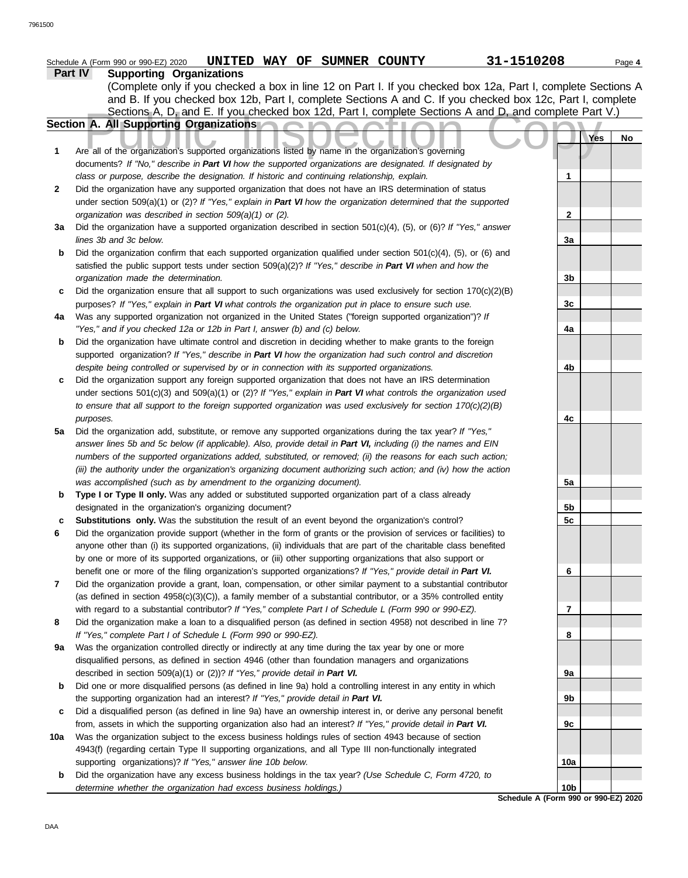Schedule A (Form 990 or 990-EZ) 2020 **UNITED WAY OF SUMNER COUNTY** **31-1510208**

**Part IV** **Supporting Organizations**

(Complete only if you checked a box in line 12 on Part I. If you checked box 12a, Part I, complete Sections A and B. If you checked box 12b, Part I, complete Sections A and C. If you checked box 12c, Part I, complete Sections A, D, and E. If you checked box 12d, Part I, complete Sections A and D, and complete Part V.)

Public Inspection Copy

## Section A. All Supporting Organizations

| | | | Yes | No |
|---|---|---|---|---|
| **1** | Are all of the organization's supported organizations listed by name in the organization's governing documents? *If "No," describe in **Part VI** how the supported organizations are designated. If designated by class or purpose, describe the designation. If historic and continuing relationship, explain.* | **1** | | |
| **2** | Did the organization have any supported organization that does not have an IRS determination of status under section 509(a)(1) or (2)? *If "Yes," explain in **Part VI** how the organization determined that the supported organization was described in section 509(a)(1) or (2).* | **2** | | |
| **3a** | Did the organization have a supported organization described in section 501(c)(4), (5), or (6)? *If "Yes," answer lines 3b and 3c below.* | **3a** | | |
| **b** | Did the organization confirm that each supported organization qualified under section 501(c)(4), (5), or (6) and satisfied the public support tests under section 509(a)(2)? *If "Yes," describe in **Part VI** when and how the organization made the determination.* | **3b** | | |
| **c** | Did the organization ensure that all support to such organizations was used exclusively for section 170(c)(2)(B) purposes? *If "Yes," explain in **Part VI** what controls the organization put in place to ensure such use.* | **3c** | | |
| **4a** | Was any supported organization not organized in the United States ("foreign supported organization")? *If "Yes," and if you checked 12a or 12b in Part I, answer (b) and (c) below.* | **4a** | | |
| **b** | Did the organization have ultimate control and discretion in deciding whether to make grants to the foreign supported organization? *If "Yes," describe in **Part VI** how the organization had such control and discretion despite being controlled or supervised by or in connection with its supported organizations.* | **4b** | | |
| **c** | Did the organization support any foreign supported organization that does not have an IRS determination under sections 501(c)(3) and 509(a)(1) or (2)? *If "Yes," explain in **Part VI** what controls the organization used to ensure that all support to the foreign supported organization was used exclusively for section 170(c)(2)(B) purposes.* | **4c** | | |
| **5a** | Did the organization add, substitute, or remove any supported organizations during the tax year? *If "Yes," answer lines 5b and 5c below (if applicable). Also, provide detail in **Part VI,** including (i) the names and EIN numbers of the supported organizations added, substituted, or removed; (ii) the reasons for each such action; (iii) the authority under the organization's organizing document authorizing such action; and (iv) how the action was accomplished (such as by amendment to the organizing document).* | **5a** | | |
| **b** | **Type I or Type II only.** Was any added or substituted supported organization part of a class already designated in the organization's organizing document? | **5b** | | |
| **c** | **Substitutions only.** Was the substitution the result of an event beyond the organization's control? | **5c** | | |
| **6** | Did the organization provide support (whether in the form of grants or the provision of services or facilities) to anyone other than (i) its supported organizations, (ii) individuals that are part of the charitable class benefited by one or more of its supported organizations, or (iii) other supporting organizations that also support or benefit one or more of the filing organization's supported organizations? *If "Yes," provide detail in **Part VI.*** | **6** | | |
| **7** | Did the organization provide a grant, loan, compensation, or other similar payment to a substantial contributor (as defined in section 4958(c)(3)(C)), a family member of a substantial contributor, or a 35% controlled entity with regard to a substantial contributor? *If "Yes," complete Part I of Schedule L (Form 990 or 990-EZ).* | **7** | | |
| **8** | Did the organization make a loan to a disqualified person (as defined in section 4958) not described in line 7? *If "Yes," complete Part I of Schedule L (Form 990 or 990-EZ).* | **8** | | |
| **9a** | Was the organization controlled directly or indirectly at any time during the tax year by one or more disqualified persons, as defined in section 4946 (other than foundation managers and organizations described in section 509(a)(1) or (2))? *If "Yes," provide detail in **Part VI.*** | **9a** | | |
| **b** | Did one or more disqualified persons (as defined in line 9a) hold a controlling interest in any entity in which the supporting organization had an interest? *If "Yes," provide detail in **Part VI.*** | **9b** | | |
| **c** | Did a disqualified person (as defined in line 9a) have an ownership interest in, or derive any personal benefit from, assets in which the supporting organization also had an interest? *If "Yes," provide detail in **Part VI.*** | **9c** | | |
| **10a** | Was the organization subject to the excess business holdings rules of section 4943 because of section 4943(f) (regarding certain Type II supporting organizations, and all Type III non-functionally integrated supporting organizations)? *If "Yes," answer line 10b below.* | **10a** | | |
| **b** | Did the organization have any excess business holdings in the tax year? *(Use Schedule C, Form 4720, to determine whether the organization had excess business holdings.)* | **10b** | | |

**Schedule A (Form 990 or 990-EZ) 2020**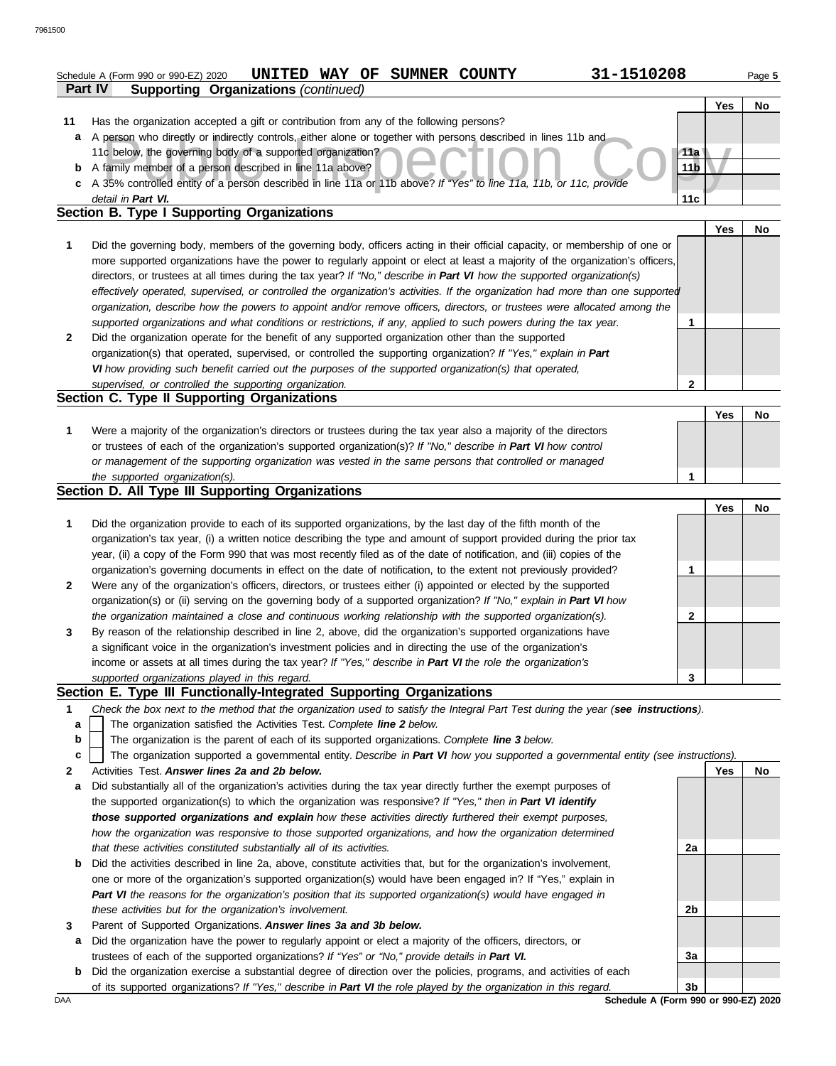Schedule A (Form 990 or 990-EZ) 2020 **UNITED WAY OF SUMNER COUNTY** **31-1510208**

**Part IV Supporting Organizations** *(continued)*

| | | | Yes | No |
|---|---|---|---|---|
| **11** | Has the organization accepted a gift or contribution from any of the following persons? | | | |
| **a** | A person who directly or indirectly controls, either alone or together with persons described in lines 11b and 11c below, the governing body of a supported organization? | **11a** | | |
| **b** | A family member of a person described in line 11a above? | **11b** | | |
| **c** | A 35% controlled entity of a person described in line 11a or 11b above? *If "Yes" to line 11a, 11b, or 11c, provide detail in **Part VI.*** | **11c** | | |

## Section B. Type I Supporting Organizations

| | | | Yes | No |
|---|---|---|---|---|
| **1** | Did the governing body, members of the governing body, officers acting in their official capacity, or membership of one or more supported organizations have the power to regularly appoint or elect at least a majority of the organization's officers, directors, or trustees at all times during the tax year? *If "No," describe in **Part VI** how the supported organization(s) effectively operated, supervised, or controlled the organization's activities. If the organization had more than one supported organization, describe how the powers to appoint and/or remove officers, directors, or trustees were allocated among the supported organizations and what conditions or restrictions, if any, applied to such powers during the tax year.* | **1** | | |
| **2** | Did the organization operate for the benefit of any supported organization other than the supported organization(s) that operated, supervised, or controlled the supporting organization? *If "Yes," explain in **Part VI** how providing such benefit carried out the purposes of the supported organization(s) that operated, supervised, or controlled the supporting organization.* | **2** | | |

## Section C. Type II Supporting Organizations

| | | | Yes | No |
|---|---|---|---|---|
| **1** | Were a majority of the organization's directors or trustees during the tax year also a majority of the directors or trustees of each of the organization's supported organization(s)? *If "No," describe in **Part VI** how control or management of the supporting organization was vested in the same persons that controlled or managed the supported organization(s).* | **1** | | |

## Section D. All Type III Supporting Organizations

| | | | Yes | No |
|---|---|---|---|---|
| **1** | Did the organization provide to each of its supported organizations, by the last day of the fifth month of the organization's tax year, (i) a written notice describing the type and amount of support provided during the prior tax year, (ii) a copy of the Form 990 that was most recently filed as of the date of notification, and (iii) copies of the organization's governing documents in effect on the date of notification, to the extent not previously provided? | **1** | | |
| **2** | Were any of the organization's officers, directors, or trustees either (i) appointed or elected by the supported organization(s) or (ii) serving on the governing body of a supported organization? *If "No," explain in **Part VI** how the organization maintained a close and continuous working relationship with the supported organization(s).* | **2** | | |
| **3** | By reason of the relationship described in line 2, above, did the organization's supported organizations have a significant voice in the organization's investment policies and in directing the use of the organization's income or assets at all times during the tax year? *If "Yes," describe in **Part VI** the role the organization's supported organizations played in this regard.* | **3** | | |

## Section E. Type III Functionally-Integrated Supporting Organizations

**1** *Check the box next to the method that the organization used to satisfy the Integral Part Test during the year (**see instructions**).*

- **a** ☐ The organization satisfied the Activities Test. *Complete **line 2** below.*
- **b** ☐ The organization is the parent of each of its supported organizations. *Complete **line 3** below.*
- **c** ☐ The organization supported a governmental entity. *Describe in **Part VI** how you supported a governmental entity (see instructions).*

| | | | Yes | No |
|---|---|---|---|---|
| **2** | Activities Test. ***Answer lines 2a and 2b below.*** | | | |
| **a** | Did substantially all of the organization's activities during the tax year directly further the exempt purposes of the supported organization(s) to which the organization was responsive? *If "Yes," then in **Part VI identify those supported organizations and explain** how these activities directly furthered their exempt purposes, how the organization was responsive to those supported organizations, and how the organization determined that these activities constituted substantially all of its activities.* | **2a** | | |
| **b** | Did the activities described in line 2a, above, constitute activities that, but for the organization's involvement, one or more of the organization's supported organization(s) would have been engaged in? If "Yes," explain in ***Part VI*** *the reasons for the organization's position that its supported organization(s) would have engaged in these activities but for the organization's involvement.* | **2b** | | |
| **3** | Parent of Supported Organizations. ***Answer lines 3a and 3b below.*** | | | |
| **a** | Did the organization have the power to regularly appoint or elect a majority of the officers, directors, or trustees of each of the supported organizations? *If "Yes" or "No," provide details in **Part VI.*** | **3a** | | |
| **b** | Did the organization exercise a substantial degree of direction over the policies, programs, and activities of each of its supported organizations? *If "Yes," describe in **Part VI** the role played by the organization in this regard.* | **3b** | | |

Schedule A (Form 990 or 990-EZ) 2020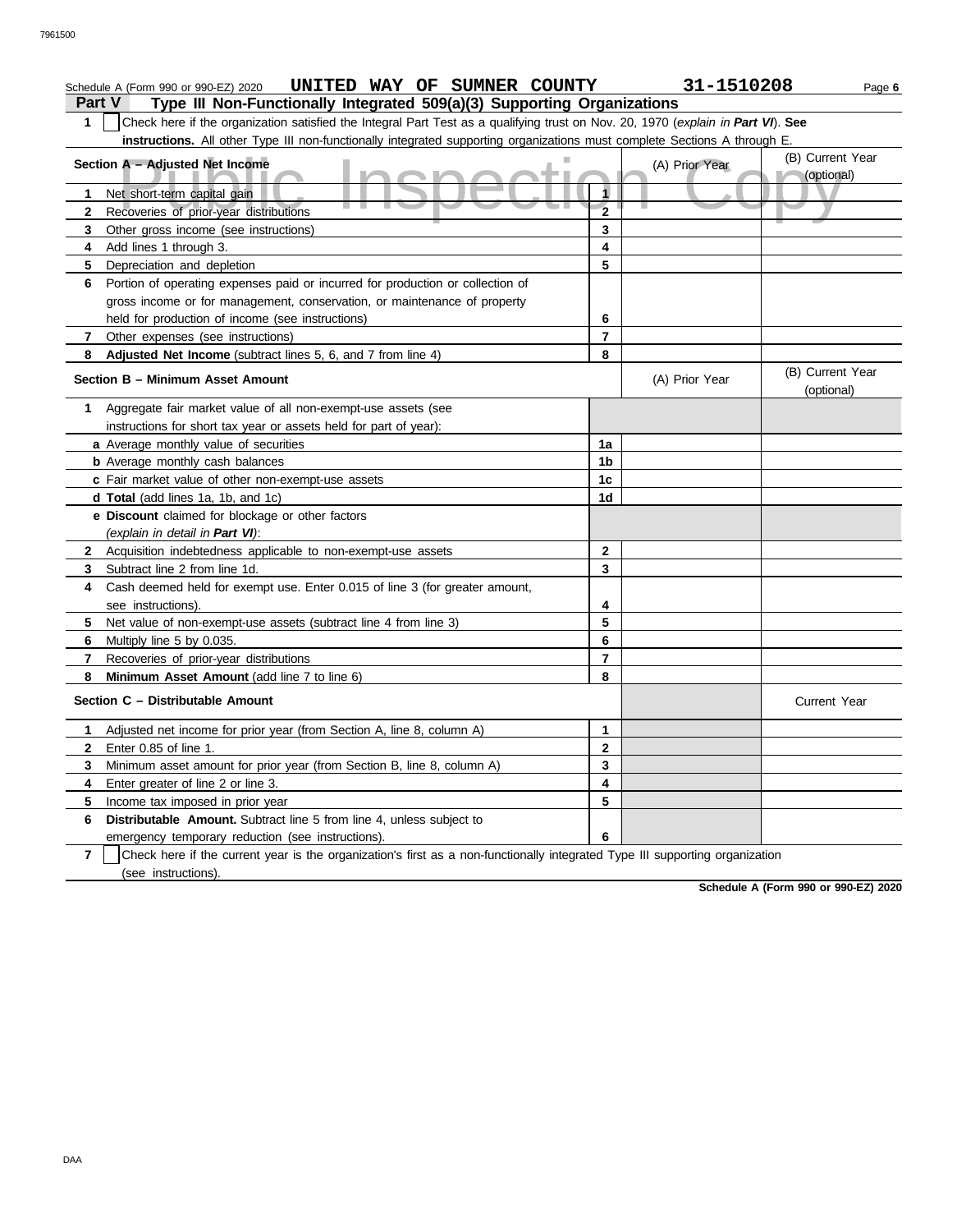Schedule A (Form 990 or 990-EZ) 2020 **UNITED WAY OF SUMNER COUNTY** **31-1510208**

## Part V Type III Non-Functionally Integrated 509(a)(3) Supporting Organizations

**1** ☐ Check here if the organization satisfied the Integral Part Test as a qualifying trust on Nov. 20, 1970 (*explain in **Part VI***). **See instructions.** All other Type III non-functionally integrated supporting organizations must complete Sections A through E.

| **Section A – Adjusted Net Income** | | (A) Prior Year | (B) Current Year (optional) |
|---|---|---|---|
| **1** Net short-term capital gain | 1 | | |
| **2** Recoveries of prior-year distributions | 2 | | |
| **3** Other gross income (see instructions) | 3 | | |
| **4** Add lines 1 through 3. | 4 | | |
| **5** Depreciation and depletion | 5 | | |
| **6** Portion of operating expenses paid or incurred for production or collection of gross income or for management, conservation, or maintenance of property held for production of income (see instructions) | 6 | | |
| **7** Other expenses (see instructions) | 7 | | |
| **8** **Adjusted Net Income** (subtract lines 5, 6, and 7 from line 4) | 8 | | |

| **Section B – Minimum Asset Amount** | | (A) Prior Year | (B) Current Year (optional) |
|---|---|---|---|
| **1** Aggregate fair market value of all non-exempt-use assets (see instructions for short tax year or assets held for part of year): | | | |
| **a** Average monthly value of securities | 1a | | |
| **b** Average monthly cash balances | 1b | | |
| **c** Fair market value of other non-exempt-use assets | 1c | | |
| **d** **Total** (add lines 1a, 1b, and 1c) | 1d | | |
| **e** **Discount** claimed for blockage or other factors (*explain in detail in **Part VI***): | | | |
| **2** Acquisition indebtedness applicable to non-exempt-use assets | 2 | | |
| **3** Subtract line 2 from line 1d. | 3 | | |
| **4** Cash deemed held for exempt use. Enter 0.015 of line 3 (for greater amount, see instructions). | 4 | | |
| **5** Net value of non-exempt-use assets (subtract line 4 from line 3) | 5 | | |
| **6** Multiply line 5 by 0.035. | 6 | | |
| **7** Recoveries of prior-year distributions | 7 | | |
| **8** **Minimum Asset Amount** (add line 7 to line 6) | 8 | | |

| **Section C – Distributable Amount** | | | Current Year |
|---|---|---|---|
| **1** Adjusted net income for prior year (from Section A, line 8, column A) | 1 | | |
| **2** Enter 0.85 of line 1. | 2 | | |
| **3** Minimum asset amount for prior year (from Section B, line 8, column A) | 3 | | |
| **4** Enter greater of line 2 or line 3. | 4 | | |
| **5** Income tax imposed in prior year | 5 | | |
| **6** **Distributable Amount.** Subtract line 5 from line 4, unless subject to emergency temporary reduction (see instructions). | 6 | | |

**7** ☐ Check here if the current year is the organization's first as a non-functionally integrated Type III supporting organization (see instructions).

**Schedule A (Form 990 or 990-EZ) 2020**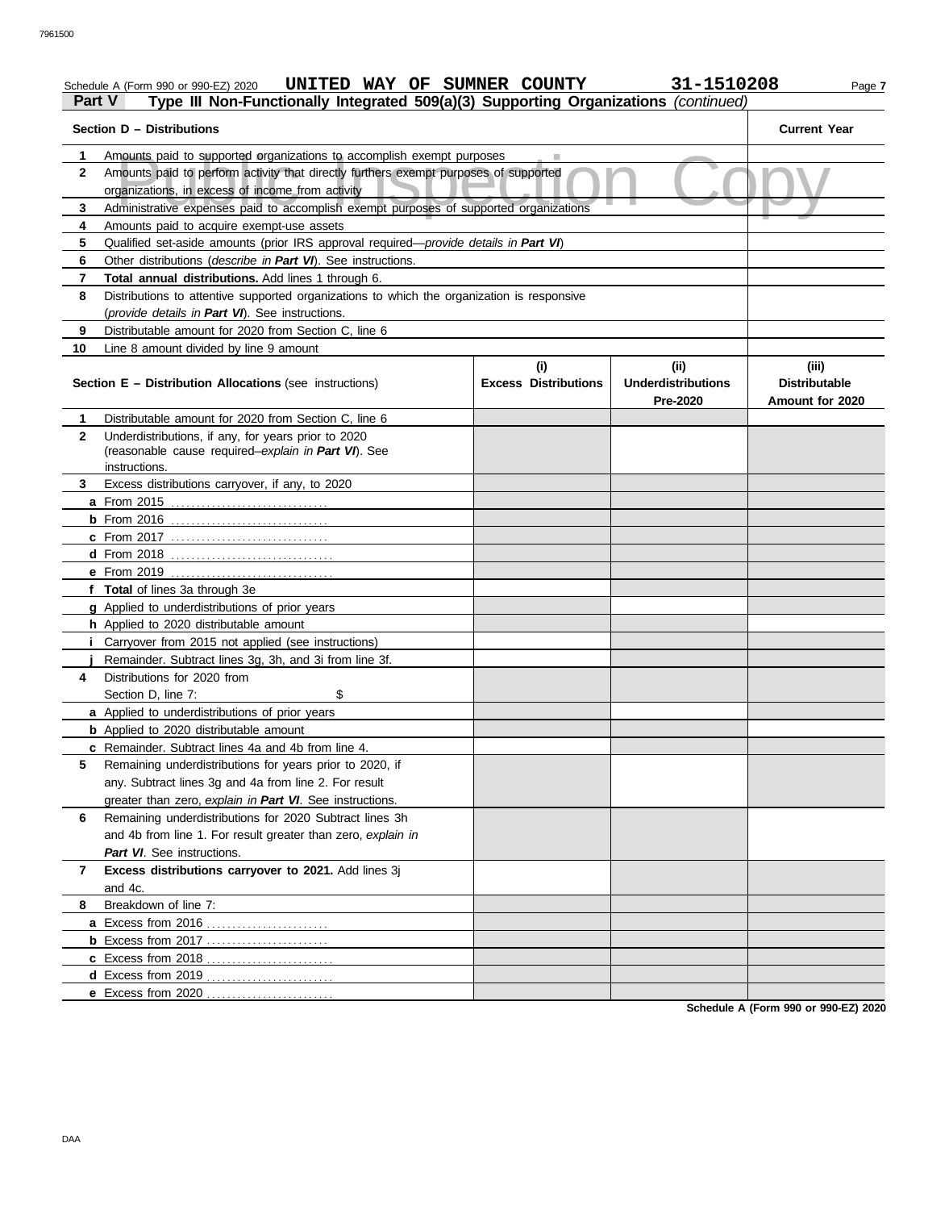Schedule A (Form 990 or 990-EZ) 2020 **UNITED WAY OF SUMNER COUNTY** **31-1510208** Page **7**

## Part V — Type III Non-Functionally Integrated 509(a)(3) Supporting Organizations *(continued)*

| Section D – Distributions | | Current Year |
|---|---|---|
| 1 | Amounts paid to supported organizations to accomplish exempt purposes | |
| 2 | Amounts paid to perform activity that directly furthers exempt purposes of supported organizations, in excess of income from activity | |
| 3 | Administrative expenses paid to accomplish exempt purposes of supported organizations | |
| 4 | Amounts paid to acquire exempt-use assets | |
| 5 | Qualified set-aside amounts (prior IRS approval required—*provide details in **Part VI***) | |
| 6 | Other distributions (*describe in **Part VI***). See instructions. | |
| 7 | **Total annual distributions.** Add lines 1 through 6. | |
| 8 | Distributions to attentive supported organizations to which the organization is responsive (*provide details in **Part VI***). See instructions. | |
| 9 | Distributable amount for 2020 from Section C, line 6 | |
| 10 | Line 8 amount divided by line 9 amount | |

| | Section E – Distribution Allocations (see instructions) | (i) Excess Distributions | (ii) Underdistributions Pre-2020 | (iii) Distributable Amount for 2020 |
|---|---|---|---|---|
| 1 | Distributable amount for 2020 from Section C, line 6 | | | |
| 2 | Underdistributions, if any, for years prior to 2020 (reasonable cause required–*explain in **Part VI***). See instructions. | | | |
| 3 | Excess distributions carryover, if any, to 2020 | | | |
| a | From 2015 | | | |
| b | From 2016 | | | |
| c | From 2017 | | | |
| d | From 2018 | | | |
| e | From 2019 | | | |
| f | **Total** of lines 3a through 3e | | | |
| g | Applied to underdistributions of prior years | | | |
| h | Applied to 2020 distributable amount | | | |
| i | Carryover from 2015 not applied (see instructions) | | | |
| j | Remainder. Subtract lines 3g, 3h, and 3i from line 3f. | | | |
| 4 | Distributions for 2020 from Section D, line 7: $ | | | |
| a | Applied to underdistributions of prior years | | | |
| b | Applied to 2020 distributable amount | | | |
| c | Remainder. Subtract lines 4a and 4b from line 4. | | | |
| 5 | Remaining underdistributions for years prior to 2020, if any. Subtract lines 3g and 4a from line 2. For result greater than zero, *explain in **Part VI***. See instructions. | | | |
| 6 | Remaining underdistributions for 2020 Subtract lines 3h and 4b from line 1. For result greater than zero, *explain in **Part VI***. See instructions. | | | |
| 7 | **Excess distributions carryover to 2021.** Add lines 3j and 4c. | | | |
| 8 | Breakdown of line 7: | | | |
| a | Excess from 2016 | | | |
| b | Excess from 2017 | | | |
| c | Excess from 2018 | | | |
| d | Excess from 2019 | | | |
| e | Excess from 2020 | | | |

**Schedule A (Form 990 or 990-EZ) 2020**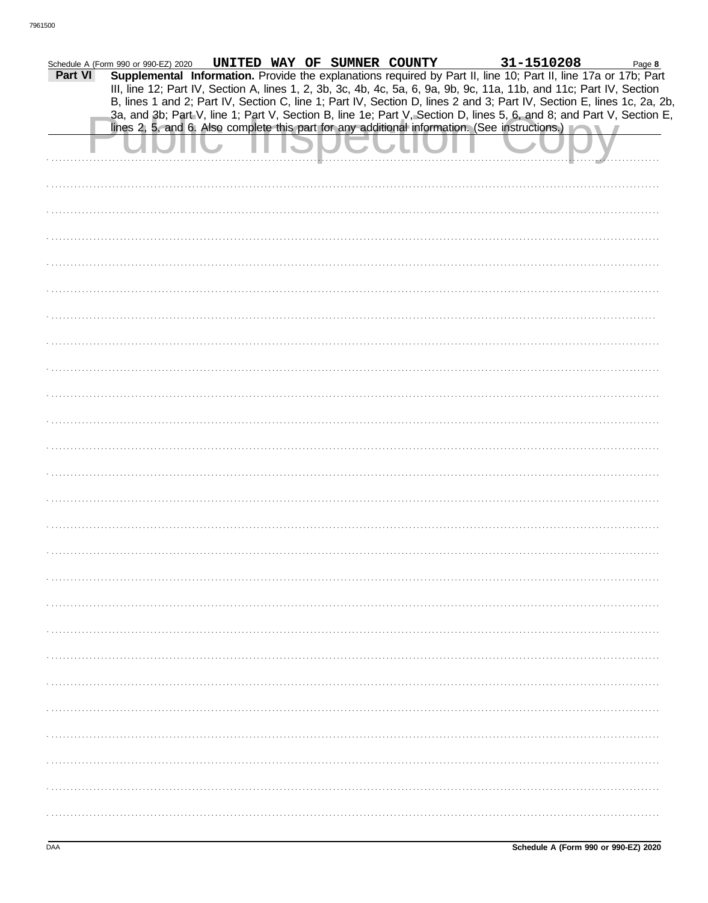Schedule A (Form 990 or 990-EZ) 2020 UNITED WAY OF SUMNER COUNTY 31-1510208 Page **8**

**Part VI** **Supplemental Information.** Provide the explanations required by Part II, line 10; Part II, line 17a or 17b; Part III, line 12; Part IV, Section A, lines 1, 2, 3b, 3c, 4b, 4c, 5a, 6, 9a, 9b, 9c, 11a, 11b, and 11c; Part IV, Section B, lines 1 and 2; Part IV, Section C, line 1; Part IV, Section D, lines 2 and 3; Part IV, Section E, lines 1c, 2a, 2b, 3a, and 3b; Part V, line 1; Part V, Section B, line 1e; Part V, Section D, lines 5, 6, and 8; and Part V, Section E, lines 2, 5, and 6. Also complete this part for any additional information. (See instructions.)

Public Inspection Copy

Schedule A (Form 990 or 990-EZ) 2020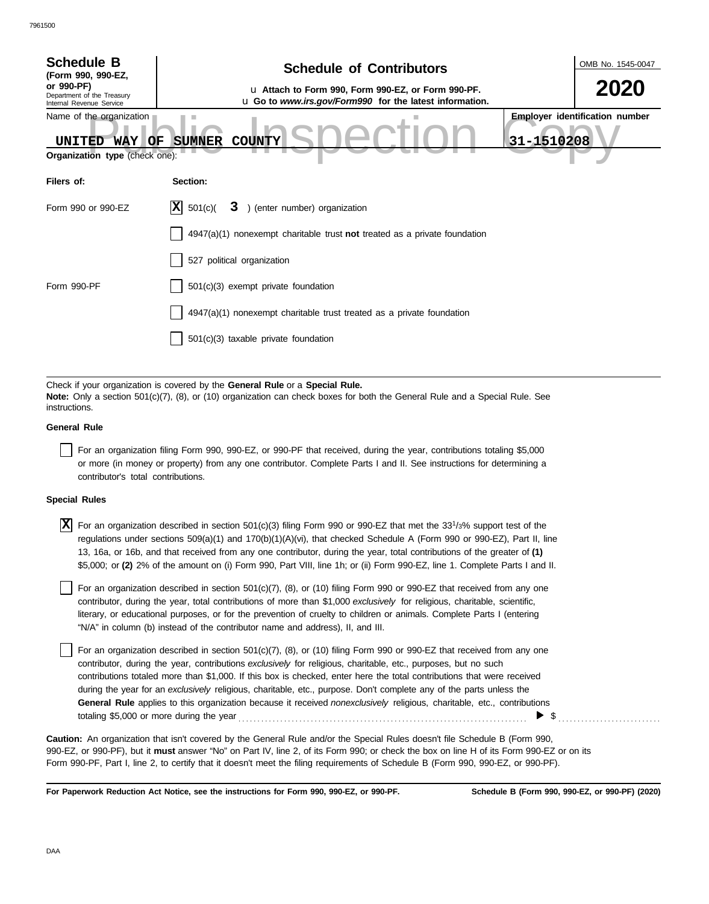**Schedule B** (Form 990, 990-EZ, or 990-PF)
Department of the Treasury
Internal Revenue Service

## Schedule of Contributors

u Attach to Form 990, Form 990-EZ, or Form 990-PF.
u Go to *www.irs.gov/Form990* for the latest information.

OMB No. 1545-0047

**2020**

Name of the organization: UNITED WAY OF SUMNER COUNTY

Employer identification number: 31-1510208

**Organization type** (check one):

| Filers of: | Section: |
|---|---|
| Form 990 or 990-EZ | [X] 501(c)( 3 ) (enter number) organization |
| | [ ] 4947(a)(1) nonexempt charitable trust **not** treated as a private foundation |
| | [ ] 527 political organization |
| Form 990-PF | [ ] 501(c)(3) exempt private foundation |
| | [ ] 4947(a)(1) nonexempt charitable trust treated as a private foundation |
| | [ ] 501(c)(3) taxable private foundation |

Check if your organization is covered by the **General Rule** or a **Special Rule.**
**Note:** Only a section 501(c)(7), (8), or (10) organization can check boxes for both the General Rule and a Special Rule. See instructions.

**General Rule**

[ ] For an organization filing Form 990, 990-EZ, or 990-PF that received, during the year, contributions totaling $5,000 or more (in money or property) from any one contributor. Complete Parts I and II. See instructions for determining a contributor's total contributions.

**Special Rules**

[X] For an organization described in section 501(c)(3) filing Form 990 or 990-EZ that met the 33 1/3% support test of the regulations under sections 509(a)(1) and 170(b)(1)(A)(vi), that checked Schedule A (Form 990 or 990-EZ), Part II, line 13, 16a, or 16b, and that received from any one contributor, during the year, total contributions of the greater of **(1)** $5,000; or **(2)** 2% of the amount on (i) Form 990, Part VIII, line 1h; or (ii) Form 990-EZ, line 1. Complete Parts I and II.

[ ] For an organization described in section 501(c)(7), (8), or (10) filing Form 990 or 990-EZ that received from any one contributor, during the year, total contributions of more than $1,000 *exclusively* for religious, charitable, scientific, literary, or educational purposes, or for the prevention of cruelty to children or animals. Complete Parts I (entering "N/A" in column (b) instead of the contributor name and address), II, and III.

[ ] For an organization described in section 501(c)(7), (8), or (10) filing Form 990 or 990-EZ that received from any one contributor, during the year, contributions *exclusively* for religious, charitable, etc., purposes, but no such contributions totaled more than $1,000. If this box is checked, enter here the total contributions that were received during the year for an *exclusively* religious, charitable, etc., purpose. Don't complete any of the parts unless the **General Rule** applies to this organization because it received *nonexclusively* religious, charitable, etc., contributions totaling $5,000 or more during the year . . . . . . . . . . ▶ $ . . . . . . . . . .

**Caution:** An organization that isn't covered by the General Rule and/or the Special Rules doesn't file Schedule B (Form 990, 990-EZ, or 990-PF), but it **must** answer "No" on Part IV, line 2, of its Form 990; or check the box on line H of its Form 990-EZ or on its Form 990-PF, Part I, line 2, to certify that it doesn't meet the filing requirements of Schedule B (Form 990, 990-EZ, or 990-PF).

**For Paperwork Reduction Act Notice, see the instructions for Form 990, 990-EZ, or 990-PF.** **Schedule B (Form 990, 990-EZ, or 990-PF) (2020)**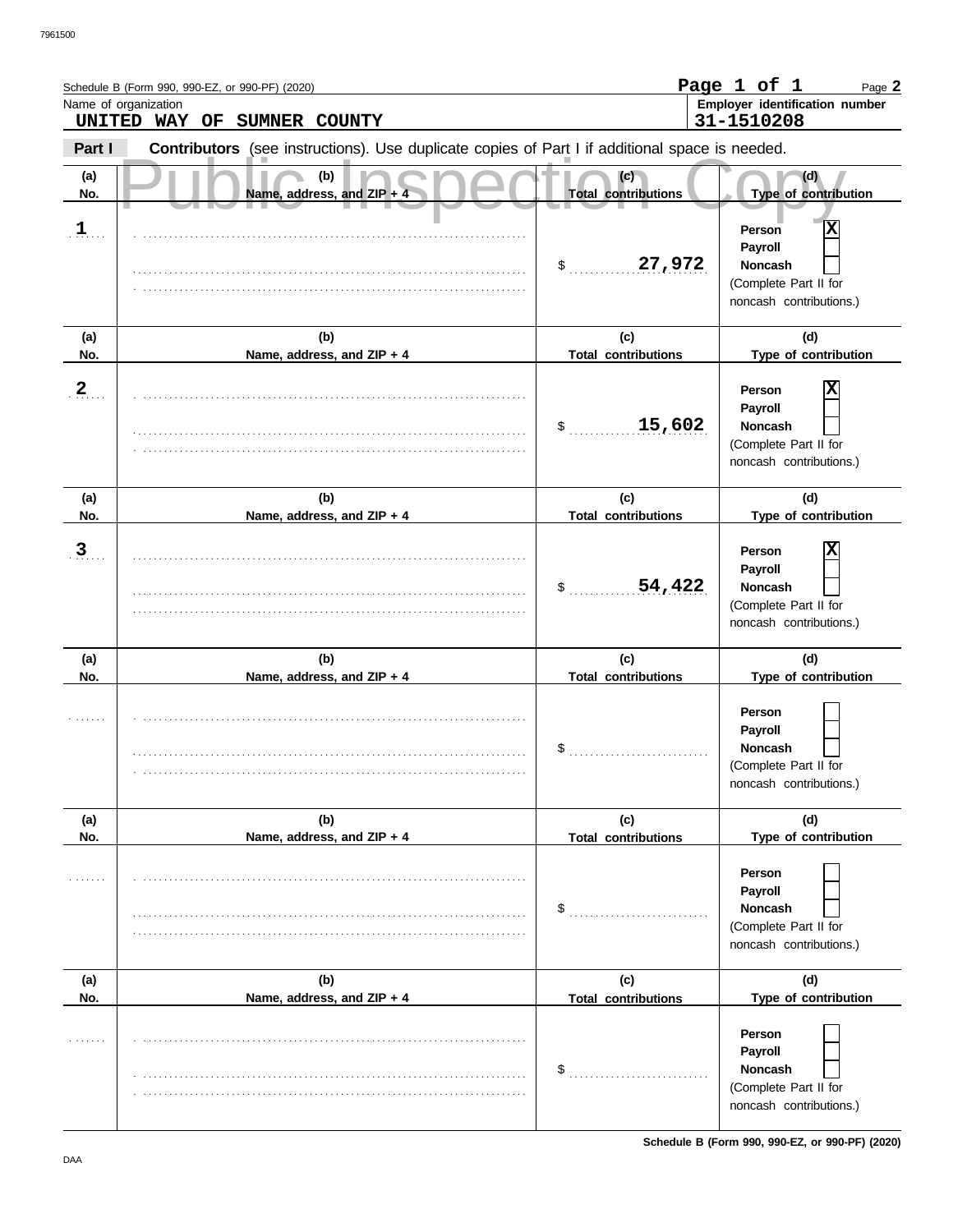Schedule B (Form 990, 990-EZ, or 990-PF) (2020)

Page **2**

Name of organization: **UNITED WAY OF SUMNER COUNTY**

Employer identification number: **31-1510208**

**Part I** **Contributors** (see instructions). Use duplicate copies of Part I if additional space is needed.

Public Inspection Copy

| (a) No. | (b) Name, address, and ZIP + 4 | (c) Total contributions | (d) Type of contribution |
|---|---|---|---|
| 1 | | $ 27,972 | Person [X] Payroll [ ] Noncash [ ] (Complete Part II for noncash contributions.) |
| 2 | | $ 15,602 | Person [X] Payroll [ ] Noncash [ ] (Complete Part II for noncash contributions.) |
| 3 | | $ 54,422 | Person [X] Payroll [ ] Noncash [ ] (Complete Part II for noncash contributions.) |
| | | $ | Person [ ] Payroll [ ] Noncash [ ] (Complete Part II for noncash contributions.) |
| | | $ | Person [ ] Payroll [ ] Noncash [ ] (Complete Part II for noncash contributions.) |
| | | $ | Person [ ] Payroll [ ] Noncash [ ] (Complete Part II for noncash contributions.) |

Schedule B (Form 990, 990-EZ, or 990-PF) (2020)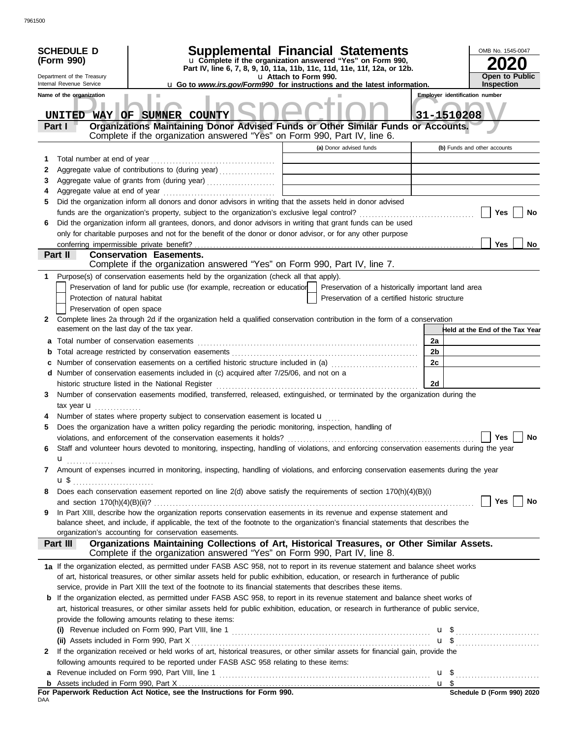7961500

**SCHEDULE D (Form 990)**

Department of the Treasury
Internal Revenue Service

# Supplemental Financial Statements

u Complete if the organization answered "Yes" on Form 990, Part IV, line 6, 7, 8, 9, 10, 11a, 11b, 11c, 11d, 11e, 11f, 12a, or 12b.
u Attach to Form 990.
u Go to *www.irs.gov/Form990* for instructions and the latest information.

OMB No. 1545-0047
**2020**
**Open to Public Inspection**

Public Inspection Copy

| Name of the organization | Employer identification number |
|---|---|
| UNITED WAY OF SUMNER COUNTY | 31-1510208 |

## Part I — Organizations Maintaining Donor Advised Funds or Other Similar Funds or Accounts.
Complete if the organization answered "Yes" on Form 990, Part IV, line 6.

| | | (a) Donor advised funds | (b) Funds and other accounts |
|---|---|---|---|
| 1 | Total number at end of year | | |
| 2 | Aggregate value of contributions to (during year) | | |
| 3 | Aggregate value of grants from (during year) | | |
| 4 | Aggregate value at end of year | | |

5 Did the organization inform all donors and donor advisors in writing that the assets held in donor advised funds are the organization's property, subject to the organization's exclusive legal control? ☐ Yes ☐ No

6 Did the organization inform all grantees, donors, and donor advisors in writing that grant funds can be used only for charitable purposes and not for the benefit of the donor or donor advisor, or for any other purpose conferring impermissible private benefit? ☐ Yes ☐ No

## Part II — Conservation Easements.
Complete if the organization answered "Yes" on Form 990, Part IV, line 7.

1 Purpose(s) of conservation easements held by the organization (check all that apply).

- ☐ Preservation of land for public use (for example, recreation or education)
- ☐ Protection of natural habitat
- ☐ Preservation of open space
- ☐ Preservation of a historically important land area
- ☐ Preservation of a certified historic structure

2 Complete lines 2a through 2d if the organization held a qualified conservation contribution in the form of a conservation easement on the last day of the tax year.

| | | | Held at the End of the Tax Year |
|---|---|---|---|
| a | Total number of conservation easements | 2a | |
| b | Total acreage restricted by conservation easements | 2b | |
| c | Number of conservation easements on a certified historic structure included in (a) | 2c | |
| d | Number of conservation easements included in (c) acquired after 7/25/06, and not on a historic structure listed in the National Register | 2d | |

3 Number of conservation easements modified, transferred, released, extinguished, or terminated by the organization during the tax year u

4 Number of states where property subject to conservation easement is located u

5 Does the organization have a written policy regarding the periodic monitoring, inspection, handling of violations, and enforcement of the conservation easements it holds? ☐ Yes ☐ No

6 Staff and volunteer hours devoted to monitoring, inspecting, handling of violations, and enforcing conservation easements during the year u

7 Amount of expenses incurred in monitoring, inspecting, handling of violations, and enforcing conservation easements during the year u $

8 Does each conservation easement reported on line 2(d) above satisfy the requirements of section 170(h)(4)(B)(i) and section 170(h)(4)(B)(ii)? ☐ Yes ☐ No

9 In Part XIII, describe how the organization reports conservation easements in its revenue and expense statement and balance sheet, and include, if applicable, the text of the footnote to the organization's financial statements that describes the organization's accounting for conservation easements.

## Part III — Organizations Maintaining Collections of Art, Historical Treasures, or Other Similar Assets.
Complete if the organization answered "Yes" on Form 990, Part IV, line 8.

1a If the organization elected, as permitted under FASB ASC 958, not to report in its revenue statement and balance sheet works of art, historical treasures, or other similar assets held for public exhibition, education, or research in furtherance of public service, provide in Part XIII the text of the footnote to its financial statements that describes these items.

b If the organization elected, as permitted under FASB ASC 958, to report in its revenue statement and balance sheet works of art, historical treasures, or other similar assets held for public exhibition, education, or research in furtherance of public service, provide the following amounts relating to these items:

(i) Revenue included on Form 990, Part VIII, line 1 u $

(ii) Assets included in Form 990, Part X u $

2 If the organization received or held works of art, historical treasures, or other similar assets for financial gain, provide the following amounts required to be reported under FASB ASC 958 relating to these items:

a Revenue included on Form 990, Part VIII, line 1 u $

b Assets included in Form 990, Part X u $

**For Paperwork Reduction Act Notice, see the Instructions for Form 990.** **Schedule D (Form 990) 2020**

DAA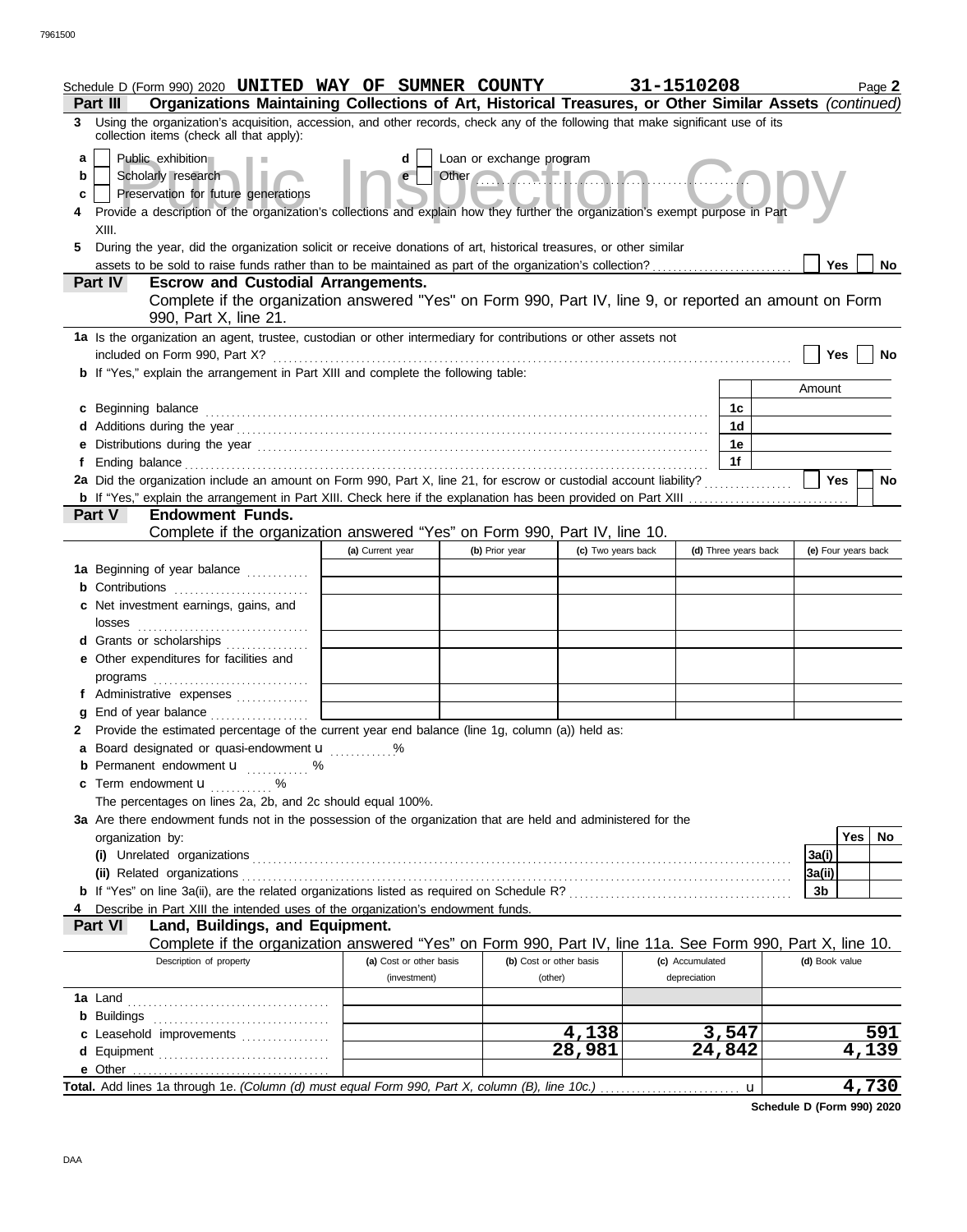Schedule D (Form 990) 2020 **UNITED WAY OF SUMNER COUNTY** 31-1510208 Page **2**

**Part III Organizations Maintaining Collections of Art, Historical Treasures, or Other Similar Assets** *(continued)*

**3** Using the organization's acquisition, accession, and other records, check any of the following that make significant use of its collection items (check all that apply):

- **a** ☐ Public exhibition
- **b** ☐ Scholarly research
- **c** ☐ Preservation for future generations
- **d** ☐ Loan or exchange program
- **e** ☐ Other

**4** Provide a description of the organization's collections and explain how they further the organization's exempt purpose in Part XIII.

**5** During the year, did the organization solicit or receive donations of art, historical treasures, or other similar assets to be sold to raise funds rather than to be maintained as part of the organization's collection? ☐ Yes ☐ No

**Part IV Escrow and Custodial Arrangements.**
Complete if the organization answered "Yes" on Form 990, Part IV, line 9, or reported an amount on Form 990, Part X, line 21.

**1a** Is the organization an agent, trustee, custodian or other intermediary for contributions or other assets not included on Form 990, Part X? ☐ Yes ☐ No

**b** If "Yes," explain the arrangement in Part XIII and complete the following table:

| | | Amount |
|---|---|---|
| **c** Beginning balance | 1c | |
| **d** Additions during the year | 1d | |
| **e** Distributions during the year | 1e | |
| **f** Ending balance | 1f | |

**2a** Did the organization include an amount on Form 990, Part X, line 21, for escrow or custodial account liability? ☐ Yes ☐ No

**b** If "Yes," explain the arrangement in Part XIII. Check here if the explanation has been provided on Part XIII ☐

**Part V Endowment Funds.**
Complete if the organization answered "Yes" on Form 990, Part IV, line 10.

| | (a) Current year | (b) Prior year | (c) Two years back | (d) Three years back | (e) Four years back |
|---|---|---|---|---|---|
| **1a** Beginning of year balance | | | | | |
| **b** Contributions | | | | | |
| **c** Net investment earnings, gains, and losses | | | | | |
| **d** Grants or scholarships | | | | | |
| **e** Other expenditures for facilities and programs | | | | | |
| **f** Administrative expenses | | | | | |
| **g** End of year balance | | | | | |

**2** Provide the estimated percentage of the current year end balance (line 1g, column (a)) held as:

- **a** Board designated or quasi-endowment u ........ %
- **b** Permanent endowment u ........ %
- **c** Term endowment u ........ %

The percentages on lines 2a, 2b, and 2c should equal 100%.

**3a** Are there endowment funds not in the possession of the organization that are held and administered for the organization by:

| | | Yes | No |
|---|---|---|---|
| **(i)** Unrelated organizations | 3a(i) | | |
| **(ii)** Related organizations | 3a(ii) | | |
| **b** If "Yes" on line 3a(ii), are the related organizations listed as required on Schedule R? | 3b | | |

**4** Describe in Part XIII the intended uses of the organization's endowment funds.

**Part VI Land, Buildings, and Equipment.**
Complete if the organization answered "Yes" on Form 990, Part IV, line 11a. See Form 990, Part X, line 10.

| Description of property | (a) Cost or other basis (investment) | (b) Cost or other basis (other) | (c) Accumulated depreciation | (d) Book value |
|---|---|---|---|---|
| **1a** Land | | | | |
| **b** Buildings | | | | |
| **c** Leasehold improvements | | 4,138 | 3,547 | 591 |
| **d** Equipment | | 28,981 | 24,842 | 4,139 |
| **e** Other | | | | |
| **Total.** Add lines 1a through 1e. *(Column (d) must equal Form 990, Part X, column (B), line 10c.)* u | | | | 4,730 |

**Schedule D (Form 990) 2020**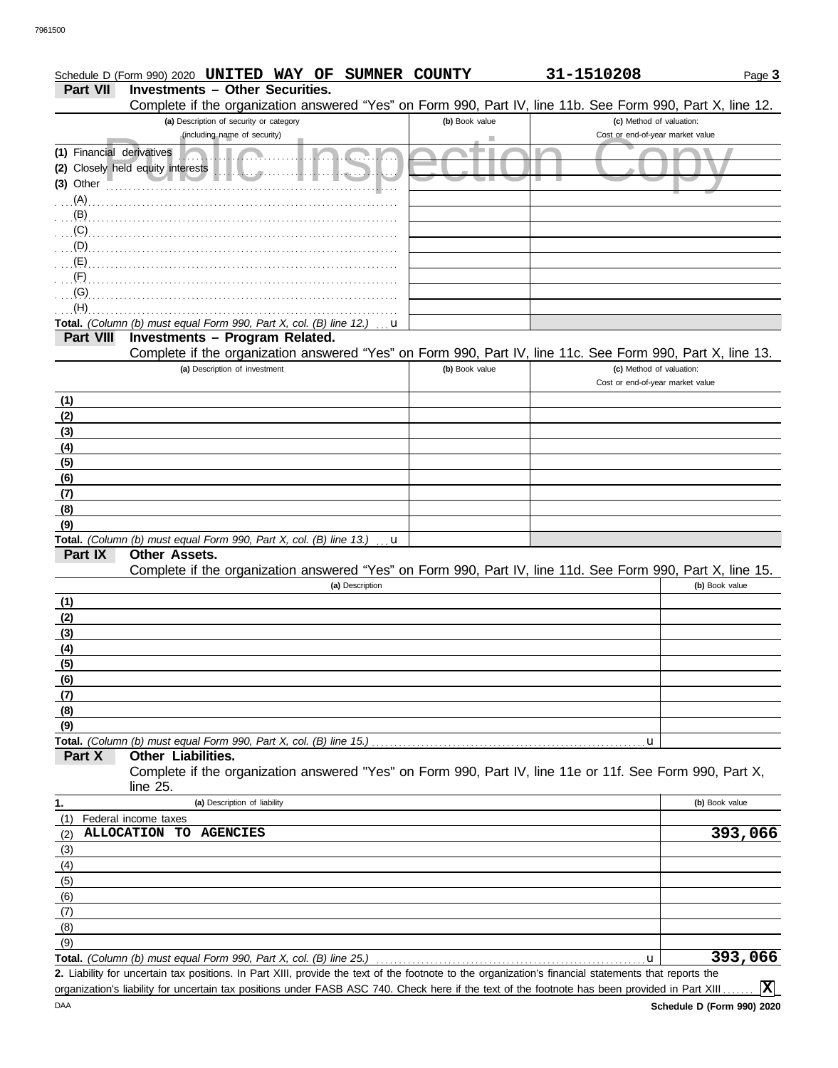Schedule D (Form 990) 2020 **UNITED WAY OF SUMNER COUNTY** **31-1510208** Page **3**

**Part VII Investments – Other Securities.**

Complete if the organization answered "Yes" on Form 990, Part IV, line 11b. See Form 990, Part X, line 12.

| (a) Description of security or category (including name of security) | (b) Book value | (c) Method of valuation: Cost or end-of-year market value |
|---|---|---|
| (1) Financial derivatives | | |
| (2) Closely held equity interests | | |
| (3) Other | | |
| (A) | | |
| (B) | | |
| (C) | | |
| (D) | | |
| (E) | | |
| (F) | | |
| (G) | | |
| (H) | | |
| **Total.** *(Column (b) must equal Form 990, Part X, col. (B) line 12.)* u | | |

**Part VIII Investments – Program Related.**

Complete if the organization answered "Yes" on Form 990, Part IV, line 11c. See Form 990, Part X, line 13.

| (a) Description of investment | (b) Book value | (c) Method of valuation: Cost or end-of-year market value |
|---|---|---|
| (1) | | |
| (2) | | |
| (3) | | |
| (4) | | |
| (5) | | |
| (6) | | |
| (7) | | |
| (8) | | |
| (9) | | |
| **Total.** *(Column (b) must equal Form 990, Part X, col. (B) line 13.)* u | | |

**Part IX Other Assets.**

Complete if the organization answered "Yes" on Form 990, Part IV, line 11d. See Form 990, Part X, line 15.

| (a) Description | (b) Book value |
|---|---|
| (1) | |
| (2) | |
| (3) | |
| (4) | |
| (5) | |
| (6) | |
| (7) | |
| (8) | |
| (9) | |
| **Total.** *(Column (b) must equal Form 990, Part X, col. (B) line 15.)* u | |

**Part X Other Liabilities.**

Complete if the organization answered "Yes" on Form 990, Part IV, line 11e or 11f. See Form 990, Part X, line 25.

| 1. (a) Description of liability | (b) Book value |
|---|---|
| (1) Federal income taxes | |
| (2) **ALLOCATION TO AGENCIES** | **393,066** |
| (3) | |
| (4) | |
| (5) | |
| (6) | |
| (7) | |
| (8) | |
| (9) | |
| **Total.** *(Column (b) must equal Form 990, Part X, col. (B) line 25.)* u | **393,066** |

**2.** Liability for uncertain tax positions. In Part XIII, provide the text of the footnote to the organization's financial statements that reports the organization's liability for uncertain tax positions under FASB ASC 740. Check here if the text of the footnote has been provided in Part XIII **X**

DAA **Schedule D (Form 990) 2020**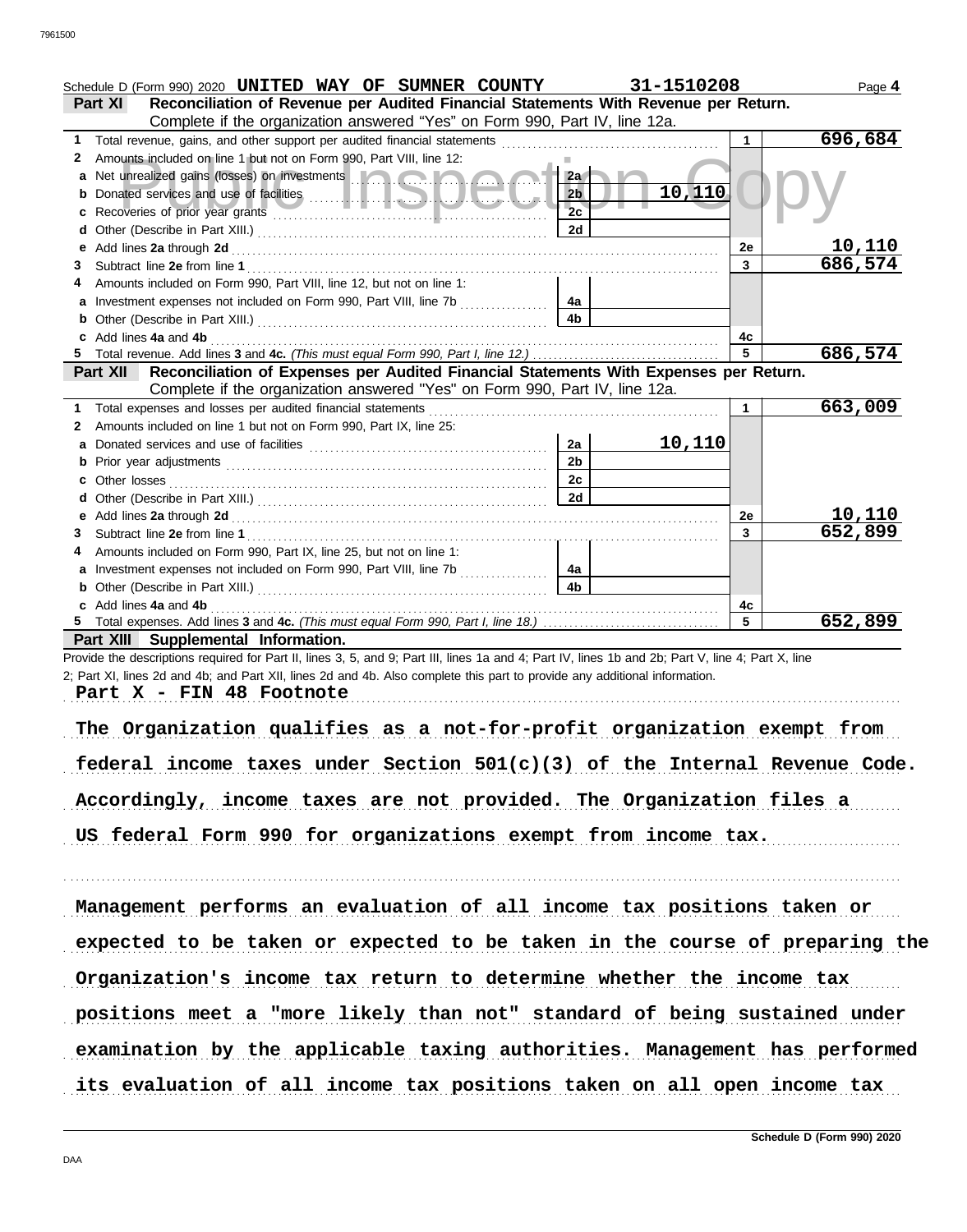Schedule D (Form 990) 2020 **UNITED WAY OF SUMNER COUNTY** **31-1510208** Page **4**

## Part XI Reconciliation of Revenue per Audited Financial Statements With Revenue per Return.

Complete if the organization answered "Yes" on Form 990, Part IV, line 12a.

| | | | | | |
|---|---|---|---|---|---|
| **1** | Total revenue, gains, and other support per audited financial statements | | | 1 | 696,684 |
| **2** | Amounts included on line 1 but not on Form 990, Part VIII, line 12: | | | | |
| **a** | Net unrealized gains (losses) on investments | 2a | | | |
| **b** | Donated services and use of facilities | 2b | 10,110 | | |
| **c** | Recoveries of prior year grants | 2c | | | |
| **d** | Other (Describe in Part XIII.) | 2d | | | |
| **e** | Add lines **2a** through **2d** | | | 2e | 10,110 |
| **3** | Subtract line **2e** from line **1** | | | 3 | 686,574 |
| **4** | Amounts included on Form 990, Part VIII, line 12, but not on line 1: | | | | |
| **a** | Investment expenses not included on Form 990, Part VIII, line 7b | 4a | | | |
| **b** | Other (Describe in Part XIII.) | 4b | | | |
| **c** | Add lines **4a** and **4b** | | | 4c | |
| **5** | Total revenue. Add lines **3** and **4c.** *(This must equal Form 990, Part I, line 12.)* | | | 5 | 686,574 |

## Part XII Reconciliation of Expenses per Audited Financial Statements With Expenses per Return.

Complete if the organization answered "Yes" on Form 990, Part IV, line 12a.

| | | | | | |
|---|---|---|---|---|---|
| **1** | Total expenses and losses per audited financial statements | | | 1 | 663,009 |
| **2** | Amounts included on line 1 but not on Form 990, Part IX, line 25: | | | | |
| **a** | Donated services and use of facilities | 2a | 10,110 | | |
| **b** | Prior year adjustments | 2b | | | |
| **c** | Other losses | 2c | | | |
| **d** | Other (Describe in Part XIII.) | 2d | | | |
| **e** | Add lines **2a** through **2d** | | | 2e | 10,110 |
| **3** | Subtract line **2e** from line **1** | | | 3 | 652,899 |
| **4** | Amounts included on Form 990, Part IX, line 25, but not on line 1: | | | | |
| **a** | Investment expenses not included on Form 990, Part VIII, line 7b | 4a | | | |
| **b** | Other (Describe in Part XIII.) | 4b | | | |
| **c** | Add lines **4a** and **4b** | | | 4c | |
| **5** | Total expenses. Add lines **3** and **4c.** *(This must equal Form 990, Part I, line 18.)* | | | 5 | 652,899 |

## Part XIII Supplemental Information.

Provide the descriptions required for Part II, lines 3, 5, and 9; Part III, lines 1a and 4; Part IV, lines 1b and 2b; Part V, line 4; Part X, line 2; Part XI, lines 2d and 4b; and Part XII, lines 2d and 4b. Also complete this part to provide any additional information.

**Part X - FIN 48 Footnote**

**The Organization qualifies as a not-for-profit organization exempt from federal income taxes under Section 501(c)(3) of the Internal Revenue Code. Accordingly, income taxes are not provided. The Organization files a US federal Form 990 for organizations exempt from income tax.**

**Management performs an evaluation of all income tax positions taken or expected to be taken or expected to be taken in the course of preparing the Organization's income tax return to determine whether the income tax positions meet a "more likely than not" standard of being sustained under examination by the applicable taxing authorities. Management has performed its evaluation of all income tax positions taken on all open income tax**

Schedule D (Form 990) 2020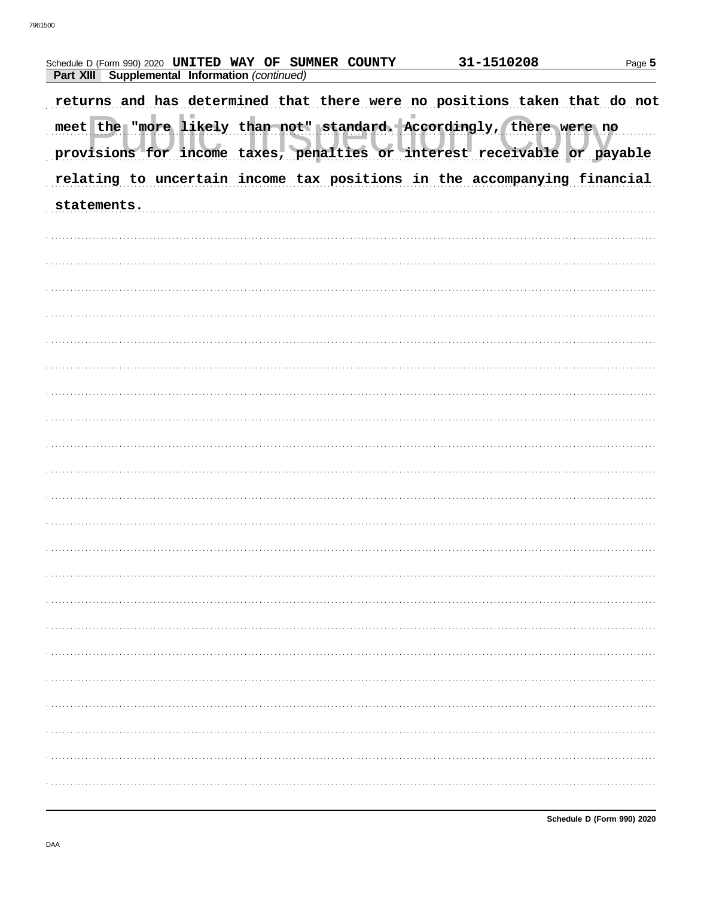Schedule D (Form 990) 2020 UNITED WAY OF SUMNER COUNTY 31-1510208

**Part XIII Supplemental Information** *(continued)*

returns and has determined that there were no positions taken that do not meet the "more likely than not" standard. Accordingly, there were no provisions for income taxes, penalties or interest receivable or payable relating to uncertain income tax positions in the accompanying financial statements.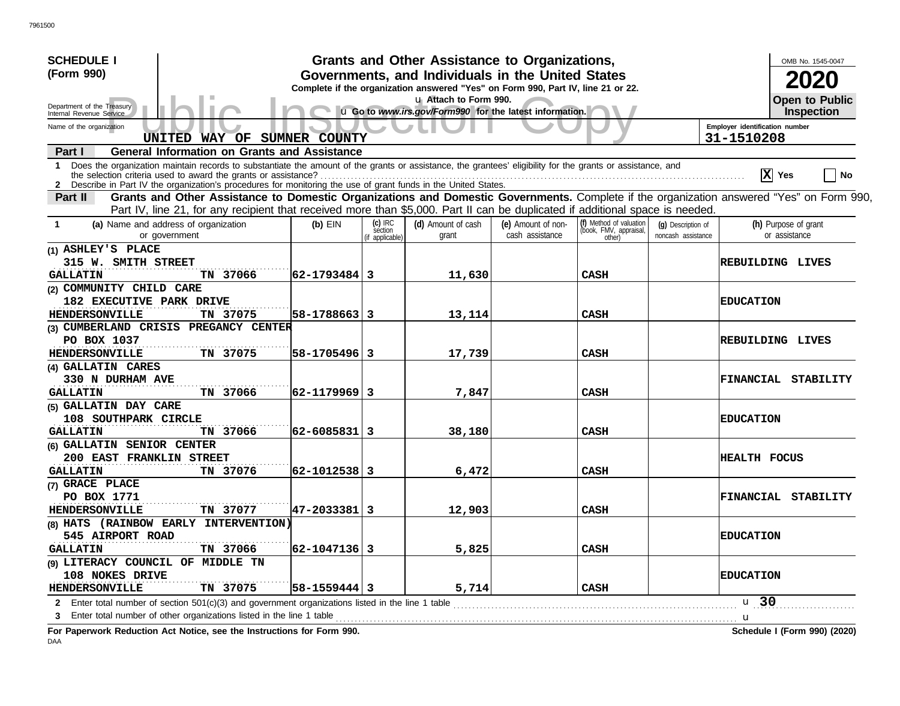7961500

**SCHEDULE I (Form 990)**

Department of the Treasury
Internal Revenue Service

# Grants and Other Assistance to Organizations, Governments, and Individuals in the United States

**Complete if the organization answered "Yes" on Form 990, Part IV, line 21 or 22.**

u Attach to Form 990.

u Go to *www.irs.gov/Form990* for the latest information.

OMB No. 1545-0047

**2020**

**Open to Public Inspection**

Public Inspection Copy

Name of the organization: UNITED WAY OF SUMNER COUNTY

Employer identification number: 31-1510208

## Part I General Information on Grants and Assistance

1 Does the organization maintain records to substantiate the amount of the grants or assistance, the grantees' eligibility for the grants or assistance, and the selection criteria used to award the grants or assistance? ..... [X] Yes [ ] No

2 Describe in Part IV the organization's procedures for monitoring the use of grant funds in the United States.

## Part II Grants and Other Assistance to Domestic Organizations and Domestic Governments.

Complete if the organization answered "Yes" on Form 990, Part IV, line 21, for any recipient that received more than $5,000. Part II can be duplicated if additional space is needed.

| 1 (a) Name and address of organization or government | (b) EIN | (c) IRC section (if applicable) | (d) Amount of cash grant | (e) Amount of non-cash assistance | (f) Method of valuation (book, FMV, appraisal, other) | (g) Description of noncash assistance | (h) Purpose of grant or assistance |
|---|---|---|---|---|---|---|---|
| (1) ASHLEY'S PLACE 315 W. SMITH STREET GALLATIN TN 37066 | 62-1793484 | 3 | 11,630 | | CASH | | REBUILDING LIVES |
| (2) COMMUNITY CHILD CARE 182 EXECUTIVE PARK DRIVE HENDERSONVILLE TN 37075 | 58-1788663 | 3 | 13,114 | | CASH | | EDUCATION |
| (3) CUMBERLAND CRISIS PREGANCY CENTER PO BOX 1037 HENDERSONVILLE TN 37075 | 58-1705496 | 3 | 17,739 | | CASH | | REBUILDING LIVES |
| (4) GALLATIN CARES 330 N DURHAM AVE GALLATIN TN 37066 | 62-1179969 | 3 | 7,847 | | CASH | | FINANCIAL STABILITY |
| (5) GALLATIN DAY CARE 108 SOUTHPARK CIRCLE GALLATIN TN 37066 | 62-6085831 | 3 | 38,180 | | CASH | | EDUCATION |
| (6) GALLATIN SENIOR CENTER 200 EAST FRANKLIN STREET GALLATIN TN 37076 | 62-1012538 | 3 | 6,472 | | CASH | | HEALTH FOCUS |
| (7) GRACE PLACE PO BOX 1771 HENDERSONVILLE TN 37077 | 47-2033381 | 3 | 12,903 | | CASH | | FINANCIAL STABILITY |
| (8) HATS (RAINBOW EARLY INTERVENTION) 545 AIRPORT ROAD GALLATIN TN 37066 | 62-1047136 | 3 | 5,825 | | CASH | | EDUCATION |
| (9) LITERACY COUNCIL OF MIDDLE TN 108 NOKES DRIVE HENDERSONVILLE TN 37075 | 58-1559444 | 3 | 5,714 | | CASH | | EDUCATION |

2 Enter total number of section 501(c)(3) and government organizations listed in the line 1 table ..... u 30

3 Enter total number of other organizations listed in the line 1 table ..... u

**For Paperwork Reduction Act Notice, see the Instructions for Form 990.**

**Schedule I (Form 990) (2020)**

DAA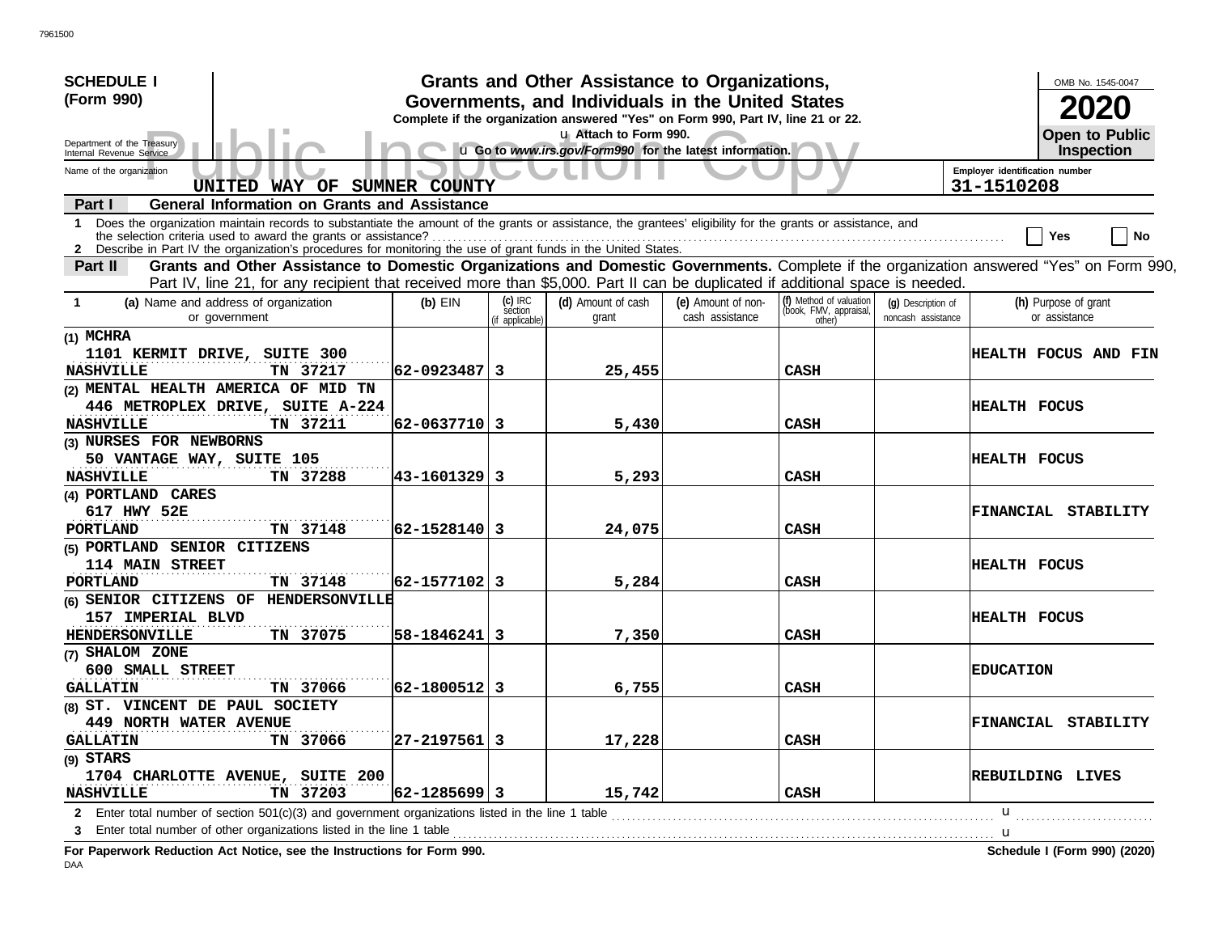**SCHEDULE I (Form 990)**

Department of the Treasury
Internal Revenue Service

# Grants and Other Assistance to Organizations, Governments, and Individuals in the United States

**Complete if the organization answered "Yes" on Form 990, Part IV, line 21 or 22.**
u Attach to Form 990.
u Go to *www.irs.gov/Form990* for the latest information.

OMB No. 1545-0047

**2020**

**Open to Public Inspection**

Name of the organization: UNITED WAY OF SUMNER COUNTY

Employer identification number: 31-1510208

## Part I General Information on Grants and Assistance

1 Does the organization maintain records to substantiate the amount of the grants or assistance, the grantees' eligibility for the grants or assistance, and the selection criteria used to award the grants or assistance? ☐ Yes ☐ No

2 Describe in Part IV the organization's procedures for monitoring the use of grant funds in the United States.

## Part II Grants and Other Assistance to Domestic Organizations and Domestic Governments.

Complete if the organization answered "Yes" on Form 990, Part IV, line 21, for any recipient that received more than $5,000. Part II can be duplicated if additional space is needed.

| 1 (a) Name and address of organization or government | (b) EIN | (c) IRC section (if applicable) | (d) Amount of cash grant | (e) Amount of non-cash assistance | (f) Method of valuation (book, FMV, appraisal, other) | (g) Description of noncash assistance | (h) Purpose of grant or assistance |
|---|---|---|---|---|---|---|---|
| (1) MCHRA<br>1101 KERMIT DRIVE, SUITE 300<br>NASHVILLE TN 37217 | 62-0923487 | 3 | 25,455 | | CASH | | HEALTH FOCUS AND FIN |
| (2) MENTAL HEALTH AMERICA OF MID TN<br>446 METROPLEX DRIVE, SUITE A-224<br>NASHVILLE TN 37211 | 62-0637710 | 3 | 5,430 | | CASH | | HEALTH FOCUS |
| (3) NURSES FOR NEWBORNS<br>50 VANTAGE WAY, SUITE 105<br>NASHVILLE TN 37288 | 43-1601329 | 3 | 5,293 | | CASH | | HEALTH FOCUS |
| (4) PORTLAND CARES<br>617 HWY 52E<br>PORTLAND TN 37148 | 62-1528140 | 3 | 24,075 | | CASH | | FINANCIAL STABILITY |
| (5) PORTLAND SENIOR CITIZENS<br>114 MAIN STREET<br>PORTLAND TN 37148 | 62-1577102 | 3 | 5,284 | | CASH | | HEALTH FOCUS |
| (6) SENIOR CITIZENS OF HENDERSONVILLE<br>157 IMPERIAL BLVD<br>HENDERSONVILLE TN 37075 | 58-1846241 | 3 | 7,350 | | CASH | | HEALTH FOCUS |
| (7) SHALOM ZONE<br>600 SMALL STREET<br>GALLATIN TN 37066 | 62-1800512 | 3 | 6,755 | | CASH | | EDUCATION |
| (8) ST. VINCENT DE PAUL SOCIETY<br>449 NORTH WATER AVENUE<br>GALLATIN TN 37066 | 27-2197561 | 3 | 17,228 | | CASH | | FINANCIAL STABILITY |
| (9) STARS<br>1704 CHARLOTTE AVENUE, SUITE 200<br>NASHVILLE TN 37203 | 62-1285699 | 3 | 15,742 | | CASH | | REBUILDING LIVES |

2 Enter total number of section 501(c)(3) and government organizations listed in the line 1 table u

3 Enter total number of other organizations listed in the line 1 table u

**For Paperwork Reduction Act Notice, see the Instructions for Form 990.** **Schedule I (Form 990) (2020)**

DAA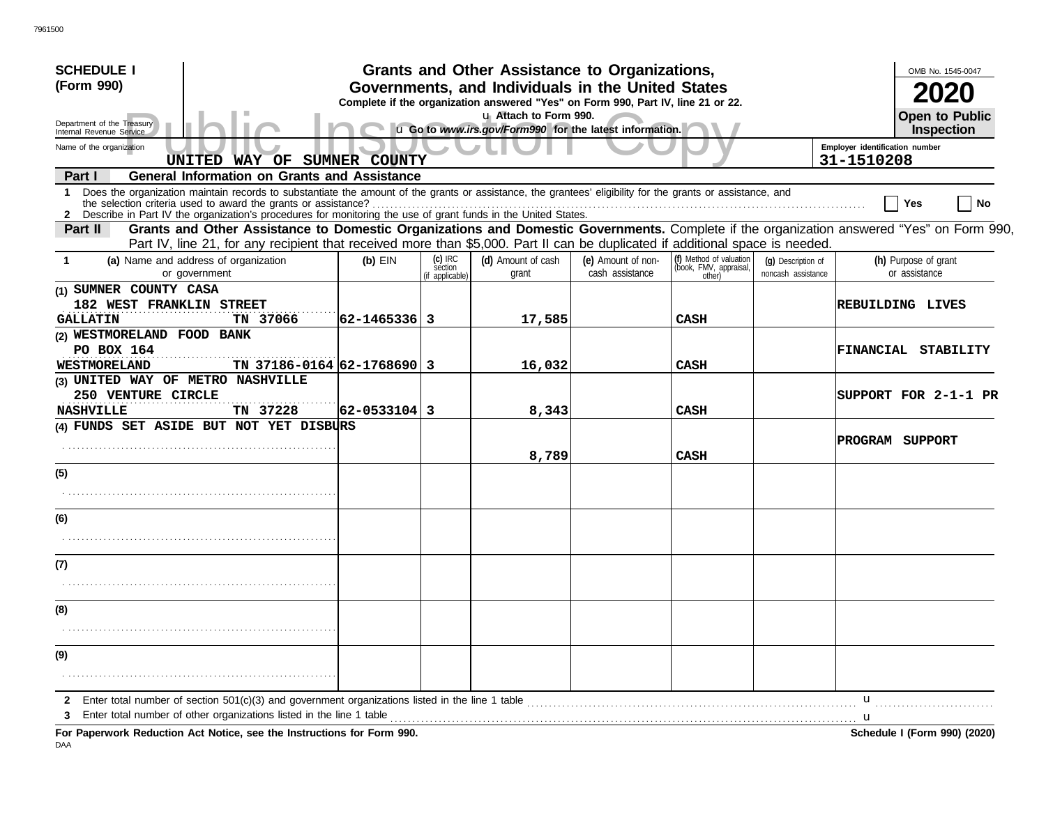7961500

**SCHEDULE I (Form 990)**

Department of the Treasury
Internal Revenue Service

# Grants and Other Assistance to Organizations, Governments, and Individuals in the United States

**Complete if the organization answered "Yes" on Form 990, Part IV, line 21 or 22.**

u Attach to Form 990.

u Go to *www.irs.gov/Form990* for the latest information.

OMB No. 1545-0047

**2020**

**Open to Public Inspection**

Public Inspection Copy

Name of the organization: UNITED WAY OF SUMNER COUNTY

Employer identification number: 31-1510208

**Part I General Information on Grants and Assistance**

1 Does the organization maintain records to substantiate the amount of the grants or assistance, the grantees' eligibility for the grants or assistance, and the selection criteria used to award the grants or assistance? ☐ Yes ☐ No

2 Describe in Part IV the organization's procedures for monitoring the use of grant funds in the United States.

**Part II Grants and Other Assistance to Domestic Organizations and Domestic Governments.** Complete if the organization answered "Yes" on Form 990, Part IV, line 21, for any recipient that received more than $5,000. Part II can be duplicated if additional space is needed.

| 1 (a) Name and address of organization or government | (b) EIN | (c) IRC section (if applicable) | (d) Amount of cash grant | (e) Amount of non-cash assistance | (f) Method of valuation (book, FMV, appraisal, other) | (g) Description of noncash assistance | (h) Purpose of grant or assistance |
|---|---|---|---|---|---|---|---|
| (1) SUMNER COUNTY CASA<br>182 WEST FRANKLIN STREET<br>GALLATIN TN 37066 | 62-1465336 | 3 | 17,585 | | CASH | | REBUILDING LIVES |
| (2) WESTMORELAND FOOD BANK<br>PO BOX 164<br>WESTMORELAND TN 37186-0164 | 62-1768690 | 3 | 16,032 | | CASH | | FINANCIAL STABILITY |
| (3) UNITED WAY OF METRO NASHVILLE<br>250 VENTURE CIRCLE<br>NASHVILLE TN 37228 | 62-0533104 | 3 | 8,343 | | CASH | | SUPPORT FOR 2-1-1 PR |
| (4) FUNDS SET ASIDE BUT NOT YET DISBURS | | | 8,789 | | CASH | | PROGRAM SUPPORT |
| (5) | | | | | | | |
| (6) | | | | | | | |
| (7) | | | | | | | |
| (8) | | | | | | | |
| (9) | | | | | | | |

2 Enter total number of section 501(c)(3) and government organizations listed in the line 1 table u

3 Enter total number of other organizations listed in the line 1 table u

**For Paperwork Reduction Act Notice, see the Instructions for Form 990.** **Schedule I (Form 990) (2020)**

DAA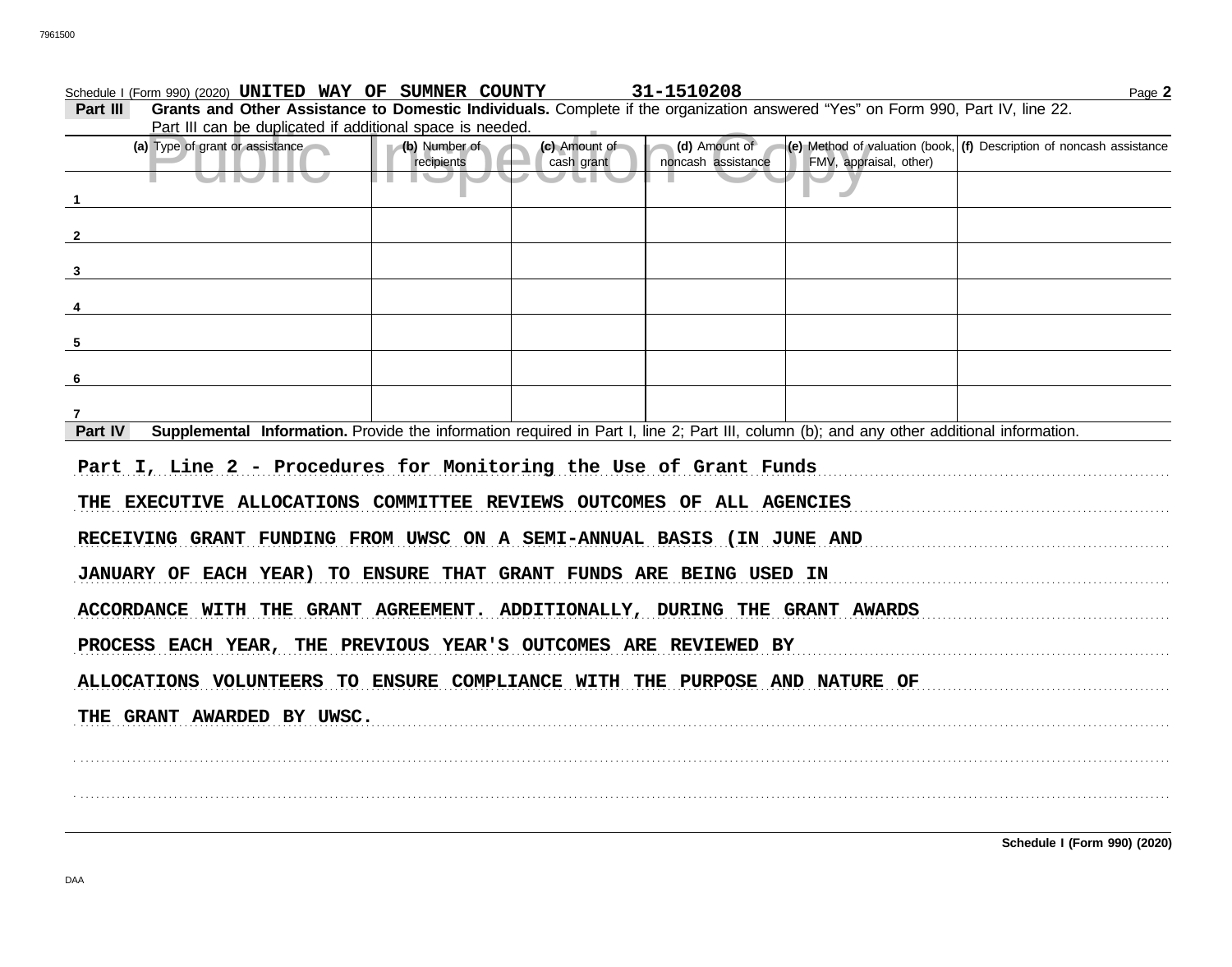Schedule I (Form 990) (2020) **UNITED WAY OF SUMNER COUNTY** **31-1510208**

**Part III** **Grants and Other Assistance to Domestic Individuals.** Complete if the organization answered "Yes" on Form 990, Part IV, line 22. Part III can be duplicated if additional space is needed.

| (a) Type of grant or assistance | (b) Number of recipients | (c) Amount of cash grant | (d) Amount of noncash assistance | (e) Method of valuation (book, FMV, appraisal, other) | (f) Description of noncash assistance |
|---|---|---|---|---|---|
| 1 | | | | | |
| 2 | | | | | |
| 3 | | | | | |
| 4 | | | | | |
| 5 | | | | | |
| 6 | | | | | |
| 7 | | | | | |

**Part IV** **Supplemental Information.** Provide the information required in Part I, line 2; Part III, column (b); and any other additional information.

**Part I, Line 2 - Procedures for Monitoring the Use of Grant Funds**

THE EXECUTIVE ALLOCATIONS COMMITTEE REVIEWS OUTCOMES OF ALL AGENCIES RECEIVING GRANT FUNDING FROM UWSC ON A SEMI-ANNUAL BASIS (IN JUNE AND JANUARY OF EACH YEAR) TO ENSURE THAT GRANT FUNDS ARE BEING USED IN ACCORDANCE WITH THE GRANT AGREEMENT. ADDITIONALLY, DURING THE GRANT AWARDS PROCESS EACH YEAR, THE PREVIOUS YEAR'S OUTCOMES ARE REVIEWED BY ALLOCATIONS VOLUNTEERS TO ENSURE COMPLIANCE WITH THE PURPOSE AND NATURE OF THE GRANT AWARDED BY UWSC.

**Schedule I (Form 990) (2020)**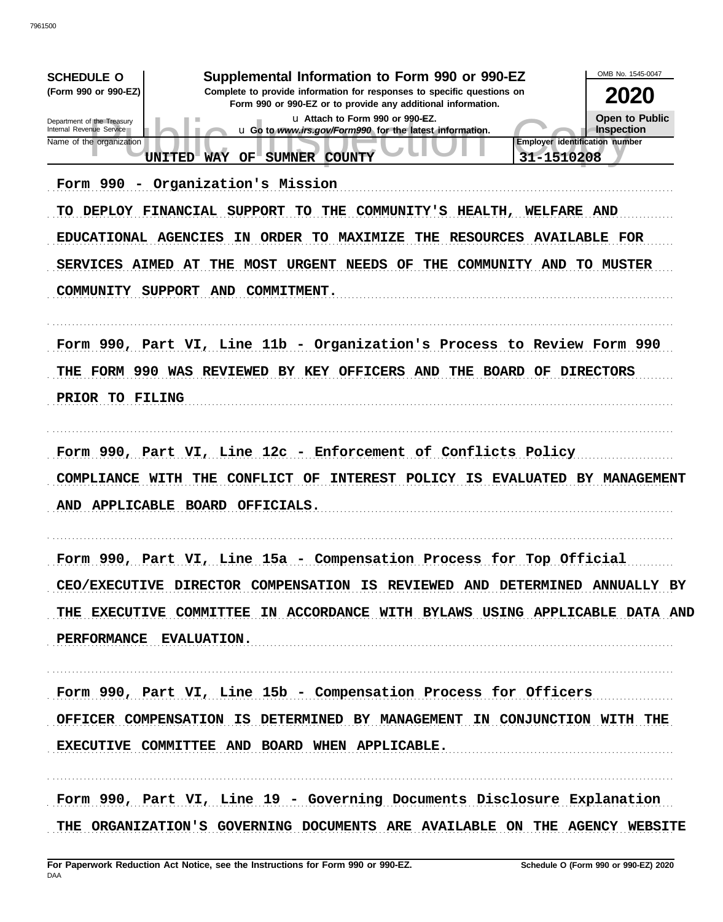7961500

**SCHEDULE O** (Form 990 or 990-EZ)

Department of the Treasury
Internal Revenue Service

# Supplemental Information to Form 990 or 990-EZ

**Complete to provide information for responses to specific questions on Form 990 or 990-EZ or to provide any additional information.**

u Attach to Form 990 or 990-EZ.

u Go to *www.irs.gov/Form990* for the latest information.

OMB No. 1545-0047

**2020**

**Open to Public Inspection**

Name of the organization: UNITED WAY OF SUMNER COUNTY

Employer identification number: 31-1510208

Form 990 - Organization's Mission

TO DEPLOY FINANCIAL SUPPORT TO THE COMMUNITY'S HEALTH, WELFARE AND EDUCATIONAL AGENCIES IN ORDER TO MAXIMIZE THE RESOURCES AVAILABLE FOR SERVICES AIMED AT THE MOST URGENT NEEDS OF THE COMMUNITY AND TO MUSTER COMMUNITY SUPPORT AND COMMITMENT.

Form 990, Part VI, Line 11b - Organization's Process to Review Form 990

THE FORM 990 WAS REVIEWED BY KEY OFFICERS AND THE BOARD OF DIRECTORS PRIOR TO FILING

Form 990, Part VI, Line 12c - Enforcement of Conflicts Policy

COMPLIANCE WITH THE CONFLICT OF INTEREST POLICY IS EVALUATED BY MANAGEMENT AND APPLICABLE BOARD OFFICIALS.

Form 990, Part VI, Line 15a - Compensation Process for Top Official

CEO/EXECUTIVE DIRECTOR COMPENSATION IS REVIEWED AND DETERMINED ANNUALLY BY THE EXECUTIVE COMMITTEE IN ACCORDANCE WITH BYLAWS USING APPLICABLE DATA AND PERFORMANCE EVALUATION.

Form 990, Part VI, Line 15b - Compensation Process for Officers

OFFICER COMPENSATION IS DETERMINED BY MANAGEMENT IN CONJUNCTION WITH THE EXECUTIVE COMMITTEE AND BOARD WHEN APPLICABLE.

Form 990, Part VI, Line 19 - Governing Documents Disclosure Explanation

THE ORGANIZATION'S GOVERNING DOCUMENTS ARE AVAILABLE ON THE AGENCY WEBSITE

**For Paperwork Reduction Act Notice, see the Instructions for Form 990 or 990-EZ.** **Schedule O (Form 990 or 990-EZ) 2020**

DAA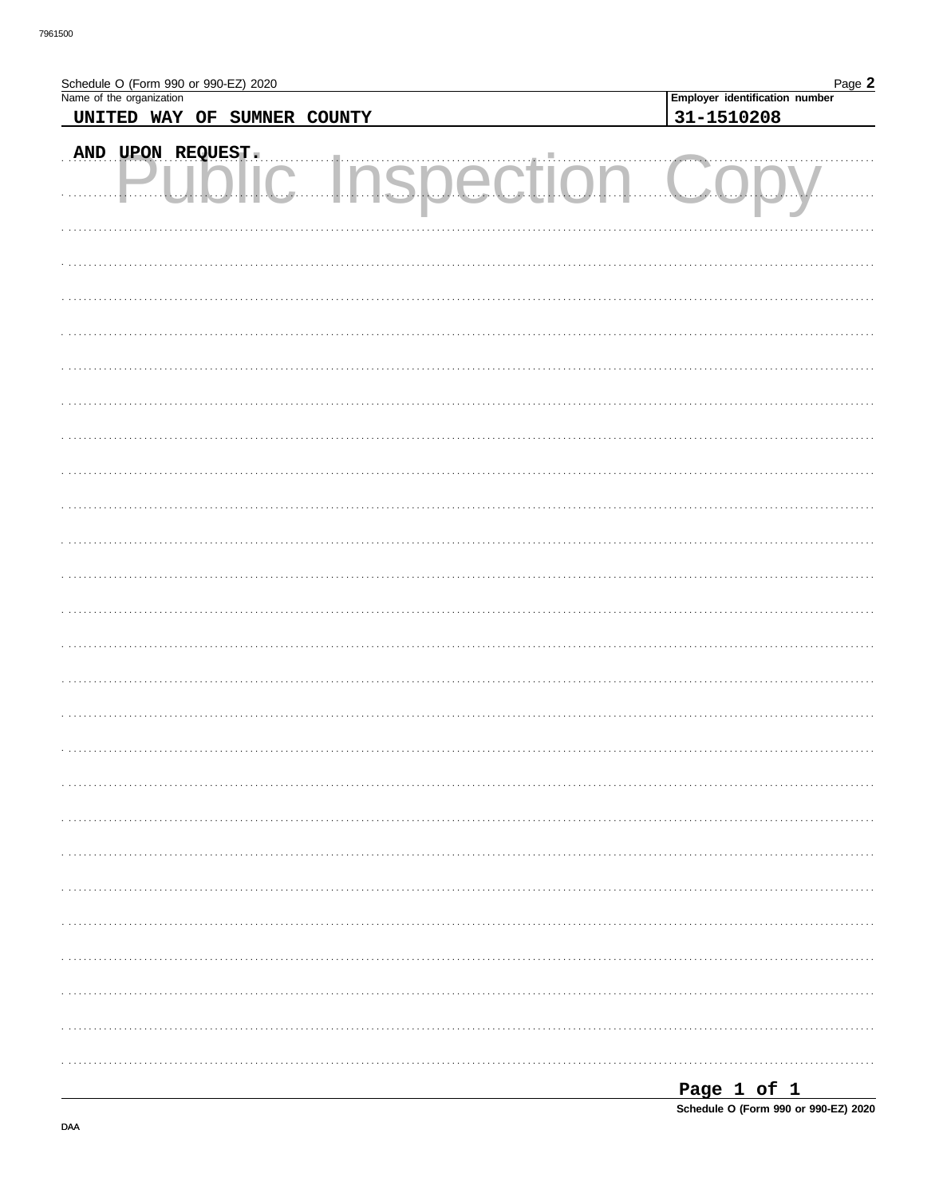Schedule O (Form 990 or 990-EZ) 2020

| Name of the organization | Employer identification number |
| --- | --- |
| UNITED WAY OF SUMNER COUNTY | 31-1510208 |

AND UPON REQUEST.

Schedule O (Form 990 or 990-EZ) 2020